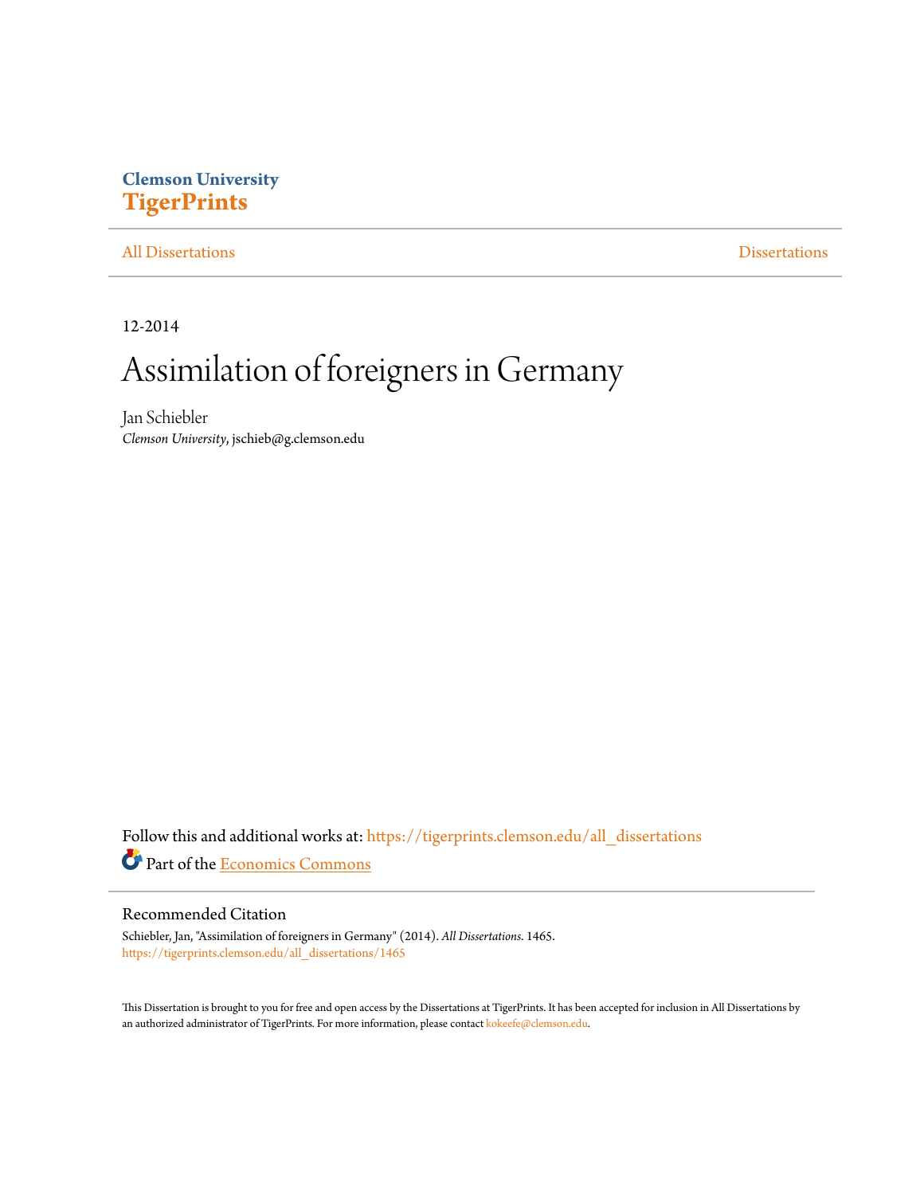Clemson University
**TigerPrints**

All Dissertations | Dissertations

12-2014

# Assimilation of foreigners in Germany

Jan Schiebler
*Clemson University*, jschieb@g.clemson.edu

Follow this and additional works at: https://tigerprints.clemson.edu/all_dissertations

Part of the Economics Commons

## Recommended Citation

Schiebler, Jan, "Assimilation of foreigners in Germany" (2014). *All Dissertations*. 1465.
https://tigerprints.clemson.edu/all_dissertations/1465

This Dissertation is brought to you for free and open access by the Dissertations at TigerPrints. It has been accepted for inclusion in All Dissertations by an authorized administrator of TigerPrints. For more information, please contact kokeefe@clemson.edu.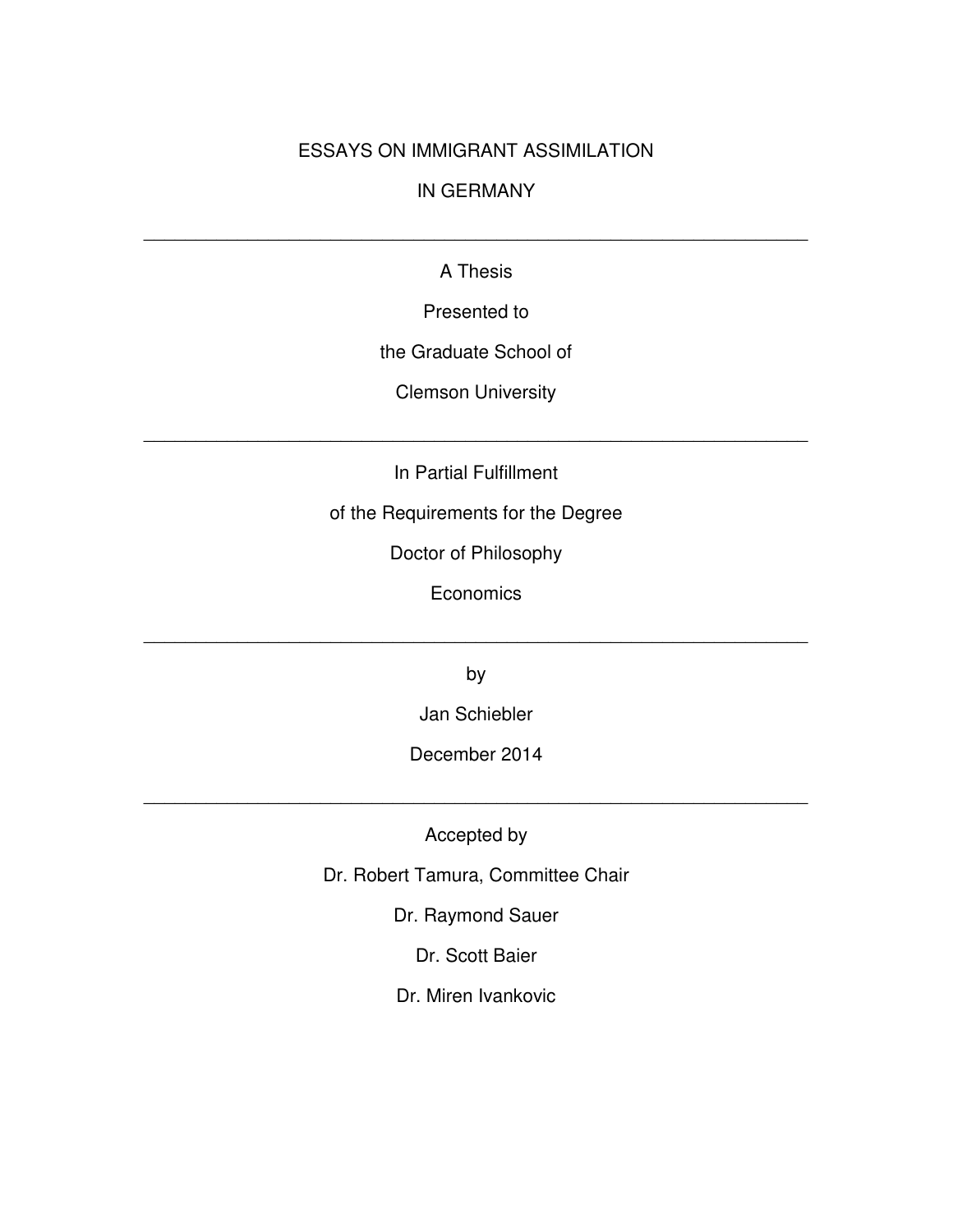# ESSAYS ON IMMIGRANT ASSIMILATION IN GERMANY

---

A Thesis

Presented to

the Graduate School of

Clemson University

---

In Partial Fulfillment

of the Requirements for the Degree

Doctor of Philosophy

Economics

---

by

Jan Schiebler

December 2014

---

Accepted by

Dr. Robert Tamura, Committee Chair

Dr. Raymond Sauer

Dr. Scott Baier

Dr. Miren Ivankovic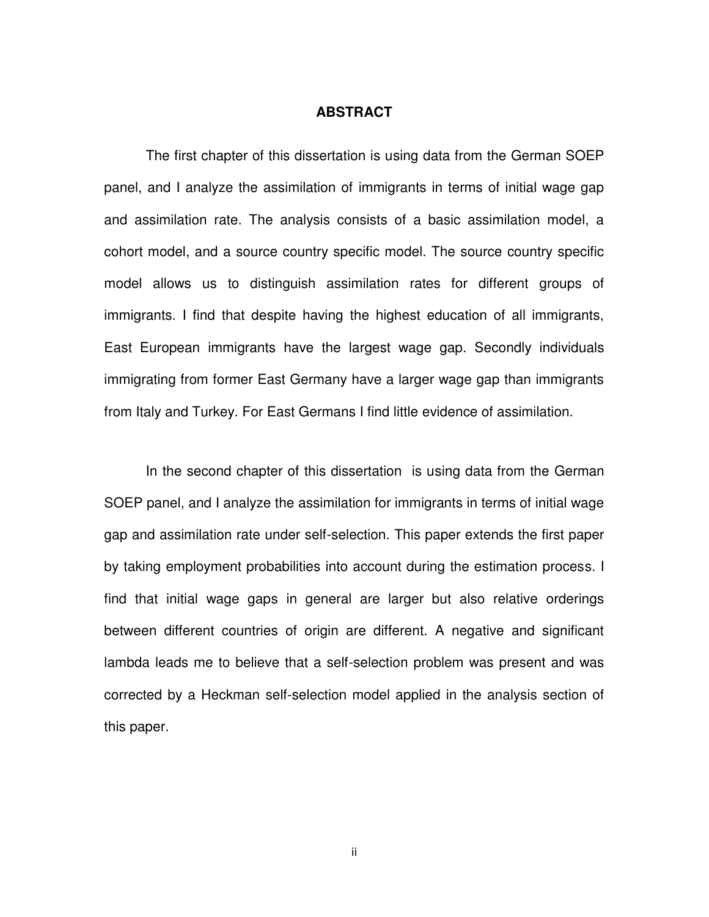# ABSTRACT

The first chapter of this dissertation is using data from the German SOEP panel, and I analyze the assimilation of immigrants in terms of initial wage gap and assimilation rate. The analysis consists of a basic assimilation model, a cohort model, and a source country specific model. The source country specific model allows us to distinguish assimilation rates for different groups of immigrants. I find that despite having the highest education of all immigrants, East European immigrants have the largest wage gap. Secondly individuals immigrating from former East Germany have a larger wage gap than immigrants from Italy and Turkey. For East Germans I find little evidence of assimilation.

In the second chapter of this dissertation is using data from the German SOEP panel, and I analyze the assimilation for immigrants in terms of initial wage gap and assimilation rate under self-selection. This paper extends the first paper by taking employment probabilities into account during the estimation process. I find that initial wage gaps in general are larger but also relative orderings between different countries of origin are different. A negative and significant lambda leads me to believe that a self-selection problem was present and was corrected by a Heckman self-selection model applied in the analysis section of this paper.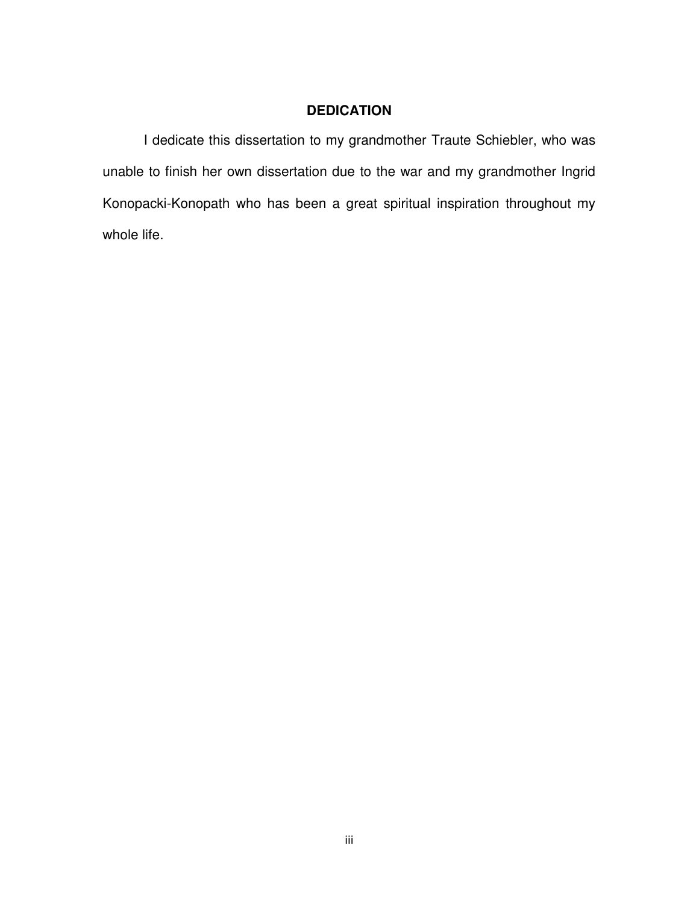## DEDICATION

I dedicate this dissertation to my grandmother Traute Schiebler, who was unable to finish her own dissertation due to the war and my grandmother Ingrid Konopacki-Konopath who has been a great spiritual inspiration throughout my whole life.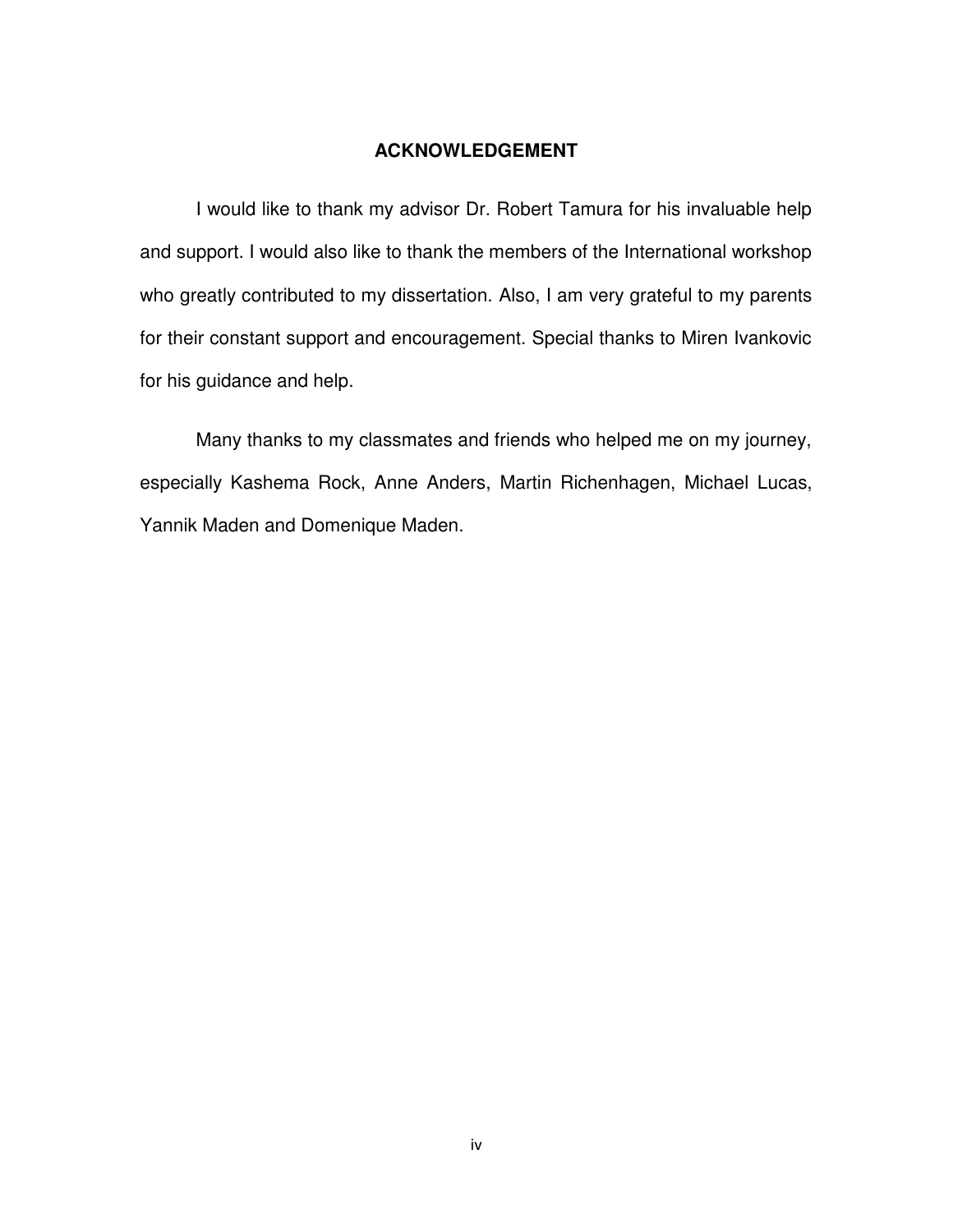# ACKNOWLEDGEMENT

I would like to thank my advisor Dr. Robert Tamura for his invaluable help and support. I would also like to thank the members of the International workshop who greatly contributed to my dissertation. Also, I am very grateful to my parents for their constant support and encouragement. Special thanks to Miren Ivankovic for his guidance and help.

Many thanks to my classmates and friends who helped me on my journey, especially Kashema Rock, Anne Anders, Martin Richenhagen, Michael Lucas, Yannik Maden and Domenique Maden.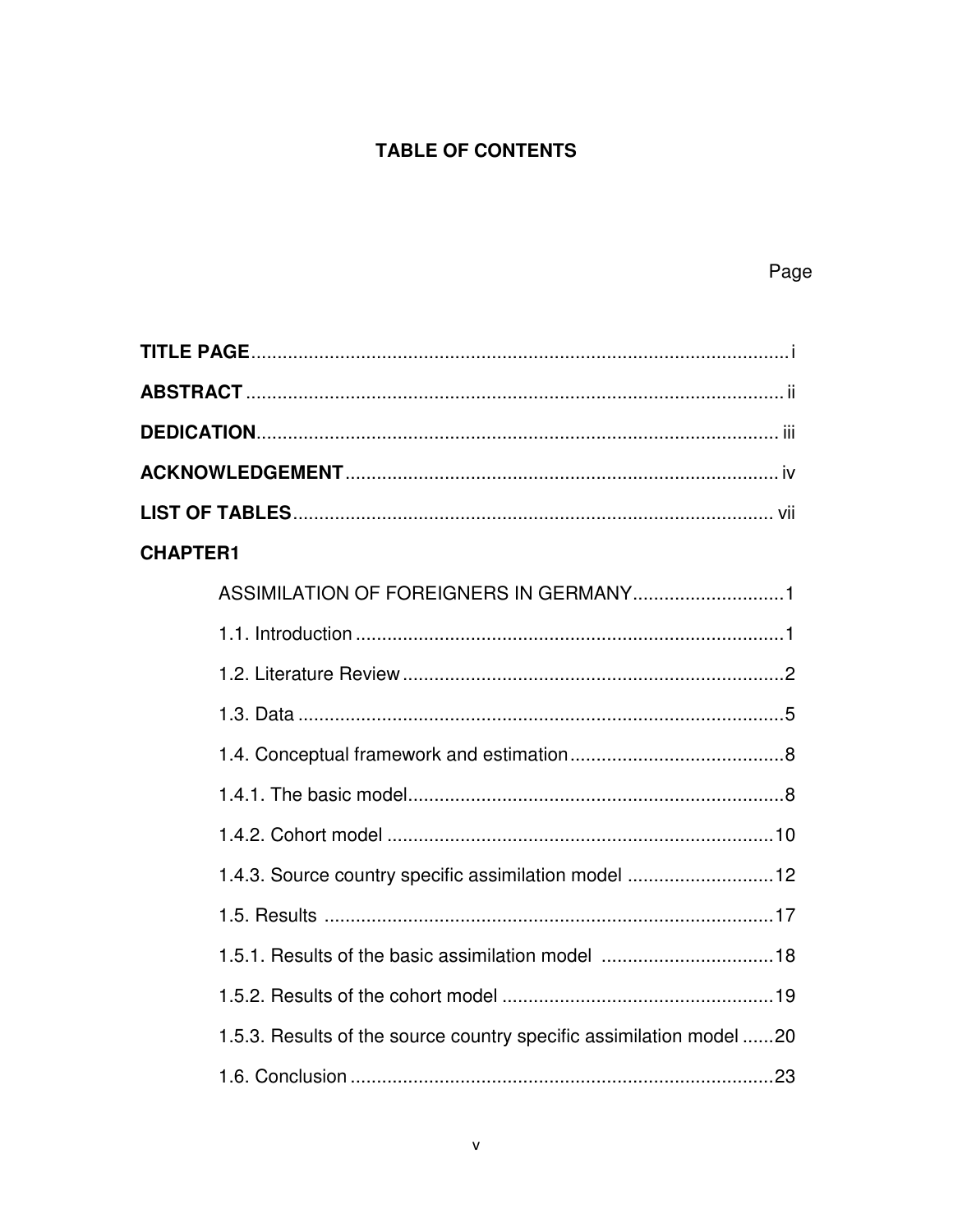# TABLE OF CONTENTS

Page

**TITLE PAGE** i

**ABSTRACT** ii

**DEDICATION** iii

**ACKNOWLEDGEMENT** iv

**LIST OF TABLES** vii

**CHAPTER1**

ASSIMILATION OF FOREIGNERS IN GERMANY 1

1.1. Introduction 1

1.2. Literature Review 2

1.3. Data 5

1.4. Conceptual framework and estimation 8

1.4.1. The basic model 8

1.4.2. Cohort model 10

1.4.3. Source country specific assimilation model 12

1.5. Results 17

1.5.1. Results of the basic assimilation model 18

1.5.2. Results of the cohort model 19

1.5.3. Results of the source country specific assimilation model 20

1.6. Conclusion 23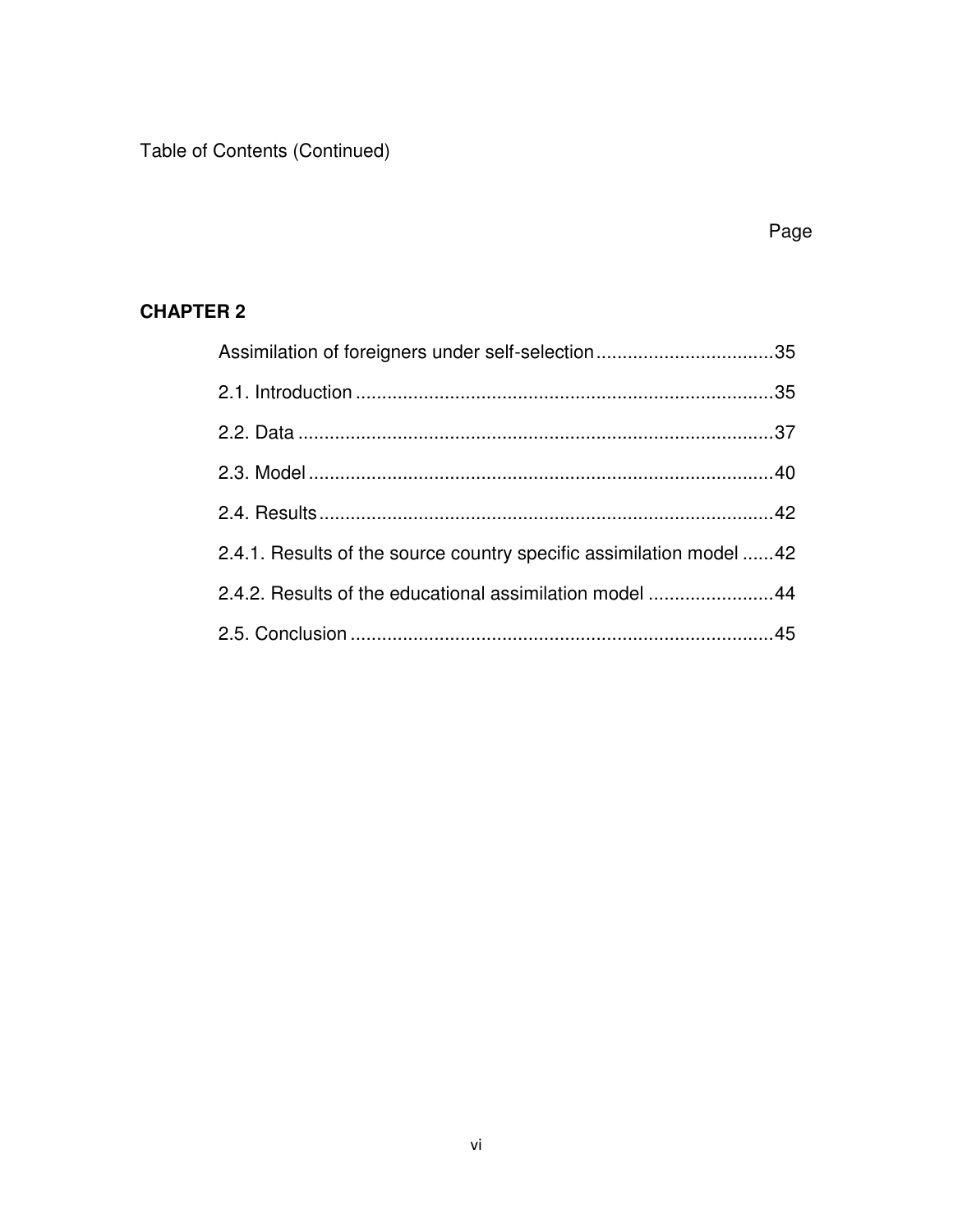Table of Contents (Continued)

Page

**CHAPTER 2**

Assimilation of foreigners under self-selection ..................................35

2.1. Introduction ................................................................................35

2.2. Data ...........................................................................................37

2.3. Model .........................................................................................40

2.4. Results .......................................................................................42

2.4.1. Results of the source country specific assimilation model ......42

2.4.2. Results of the educational assimilation model ........................44

2.5. Conclusion .................................................................................45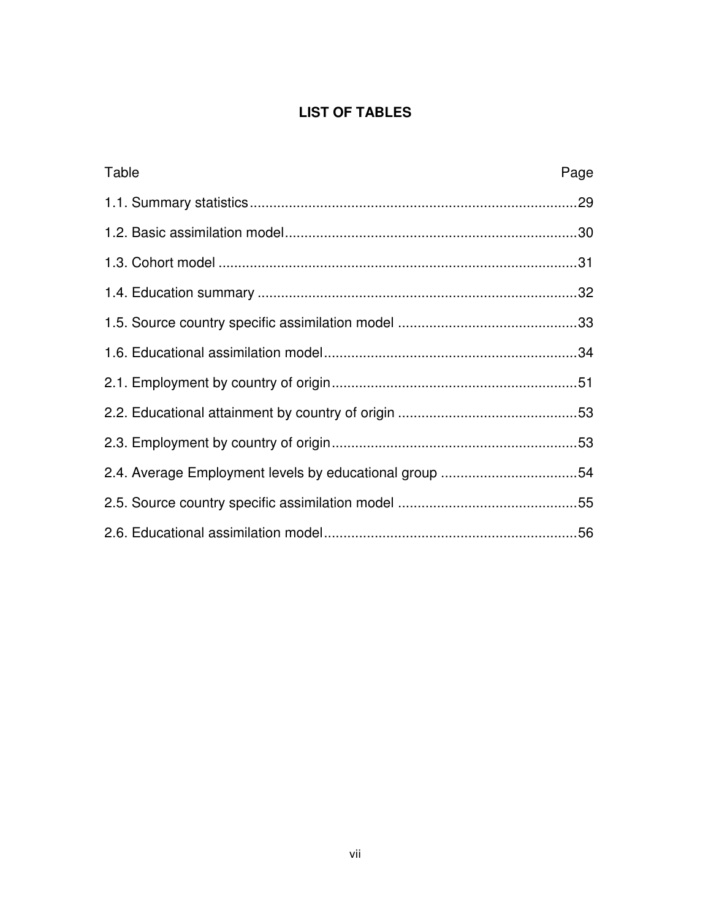# LIST OF TABLES

| Table | Page |
|---|---|
| 1.1. Summary statistics | 29 |
| 1.2. Basic assimilation model | 30 |
| 1.3. Cohort model | 31 |
| 1.4. Education summary | 32 |
| 1.5. Source country specific assimilation model | 33 |
| 1.6. Educational assimilation model | 34 |
| 2.1. Employment by country of origin | 51 |
| 2.2. Educational attainment by country of origin | 53 |
| 2.3. Employment by country of origin | 53 |
| 2.4. Average Employment levels by educational group | 54 |
| 2.5. Source country specific assimilation model | 55 |
| 2.6. Educational assimilation model | 56 |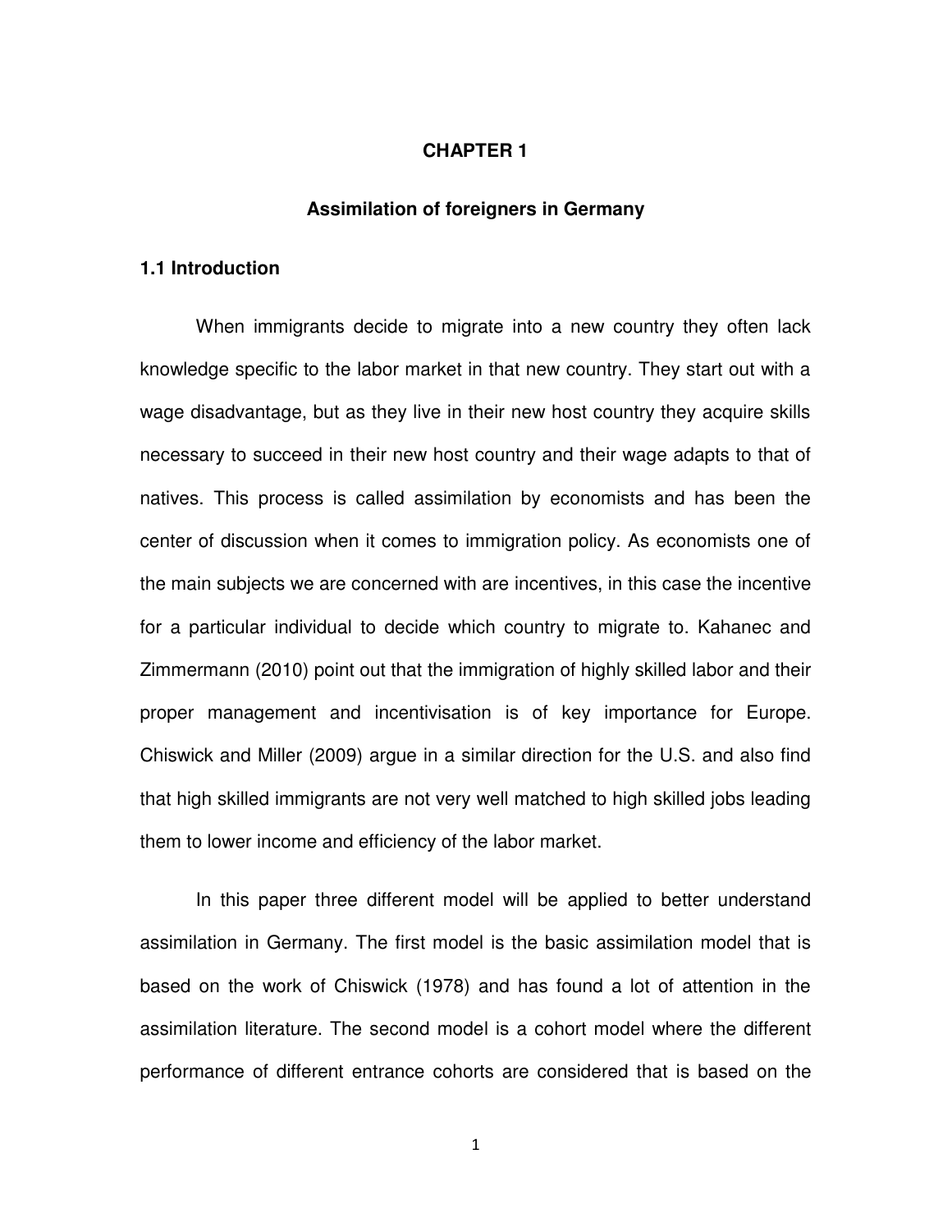# CHAPTER 1

## Assimilation of foreigners in Germany

### 1.1 Introduction

When immigrants decide to migrate into a new country they often lack knowledge specific to the labor market in that new country. They start out with a wage disadvantage, but as they live in their new host country they acquire skills necessary to succeed in their new host country and their wage adapts to that of natives. This process is called assimilation by economists and has been the center of discussion when it comes to immigration policy. As economists one of the main subjects we are concerned with are incentives, in this case the incentive for a particular individual to decide which country to migrate to. Kahanec and Zimmermann (2010) point out that the immigration of highly skilled labor and their proper management and incentivisation is of key importance for Europe. Chiswick and Miller (2009) argue in a similar direction for the U.S. and also find that high skilled immigrants are not very well matched to high skilled jobs leading them to lower income and efficiency of the labor market.

In this paper three different model will be applied to better understand assimilation in Germany. The first model is the basic assimilation model that is based on the work of Chiswick (1978) and has found a lot of attention in the assimilation literature. The second model is a cohort model where the different performance of different entrance cohorts are considered that is based on the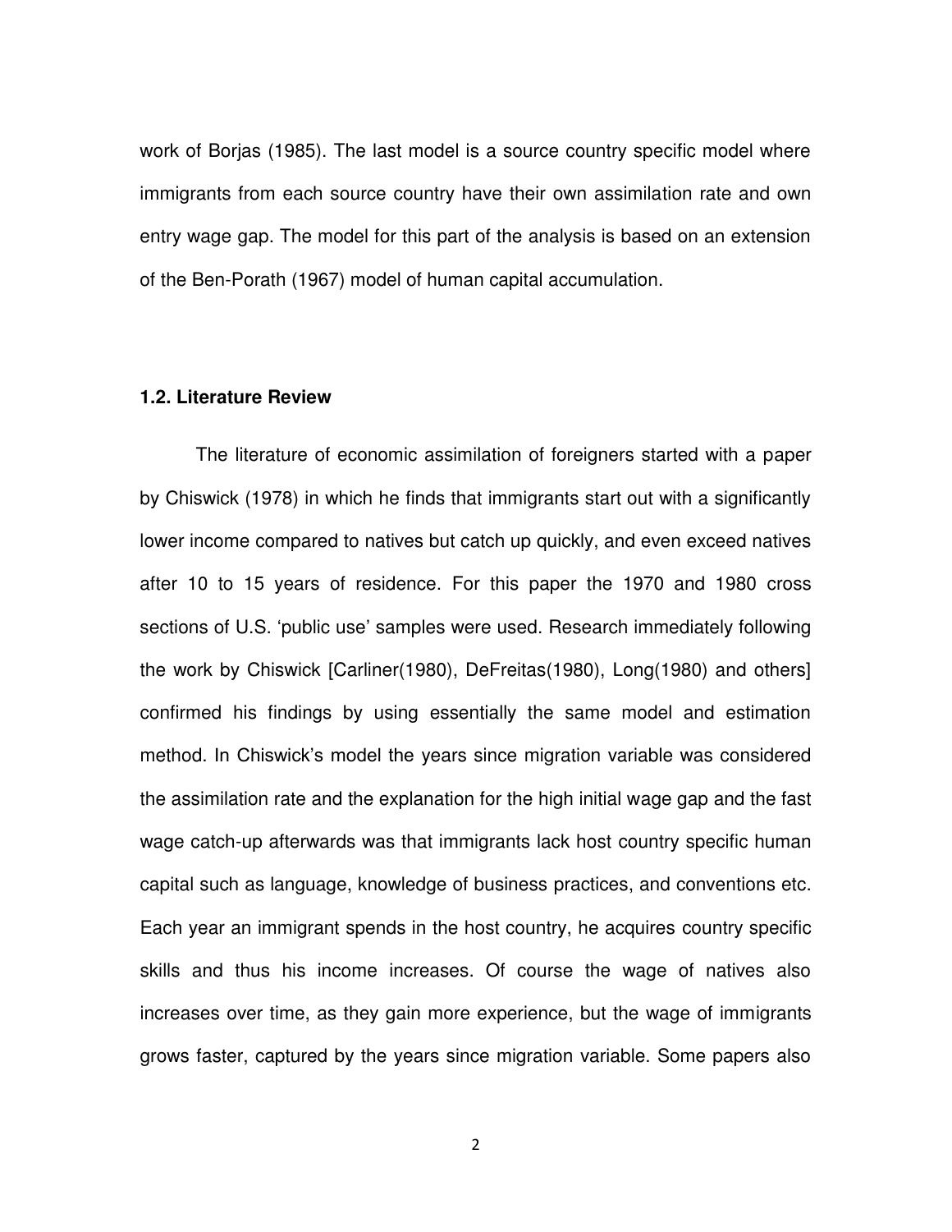work of Borjas (1985). The last model is a source country specific model where immigrants from each source country have their own assimilation rate and own entry wage gap. The model for this part of the analysis is based on an extension of the Ben-Porath (1967) model of human capital accumulation.

### 1.2. Literature Review

The literature of economic assimilation of foreigners started with a paper by Chiswick (1978) in which he finds that immigrants start out with a significantly lower income compared to natives but catch up quickly, and even exceed natives after 10 to 15 years of residence. For this paper the 1970 and 1980 cross sections of U.S. 'public use' samples were used. Research immediately following the work by Chiswick [Carliner(1980), DeFreitas(1980), Long(1980) and others] confirmed his findings by using essentially the same model and estimation method. In Chiswick's model the years since migration variable was considered the assimilation rate and the explanation for the high initial wage gap and the fast wage catch-up afterwards was that immigrants lack host country specific human capital such as language, knowledge of business practices, and conventions etc. Each year an immigrant spends in the host country, he acquires country specific skills and thus his income increases. Of course the wage of natives also increases over time, as they gain more experience, but the wage of immigrants grows faster, captured by the years since migration variable. Some papers also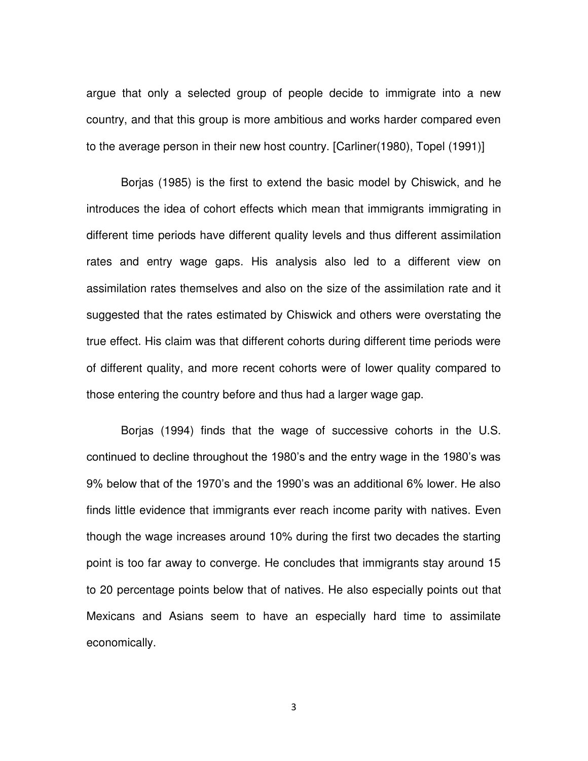argue that only a selected group of people decide to immigrate into a new country, and that this group is more ambitious and works harder compared even to the average person in their new host country. [Carliner(1980), Topel (1991)]

Borjas (1985) is the first to extend the basic model by Chiswick, and he introduces the idea of cohort effects which mean that immigrants immigrating in different time periods have different quality levels and thus different assimilation rates and entry wage gaps. His analysis also led to a different view on assimilation rates themselves and also on the size of the assimilation rate and it suggested that the rates estimated by Chiswick and others were overstating the true effect. His claim was that different cohorts during different time periods were of different quality, and more recent cohorts were of lower quality compared to those entering the country before and thus had a larger wage gap.

Borjas (1994) finds that the wage of successive cohorts in the U.S. continued to decline throughout the 1980's and the entry wage in the 1980's was 9% below that of the 1970's and the 1990's was an additional 6% lower. He also finds little evidence that immigrants ever reach income parity with natives. Even though the wage increases around 10% during the first two decades the starting point is too far away to converge. He concludes that immigrants stay around 15 to 20 percentage points below that of natives. He also especially points out that Mexicans and Asians seem to have an especially hard time to assimilate economically.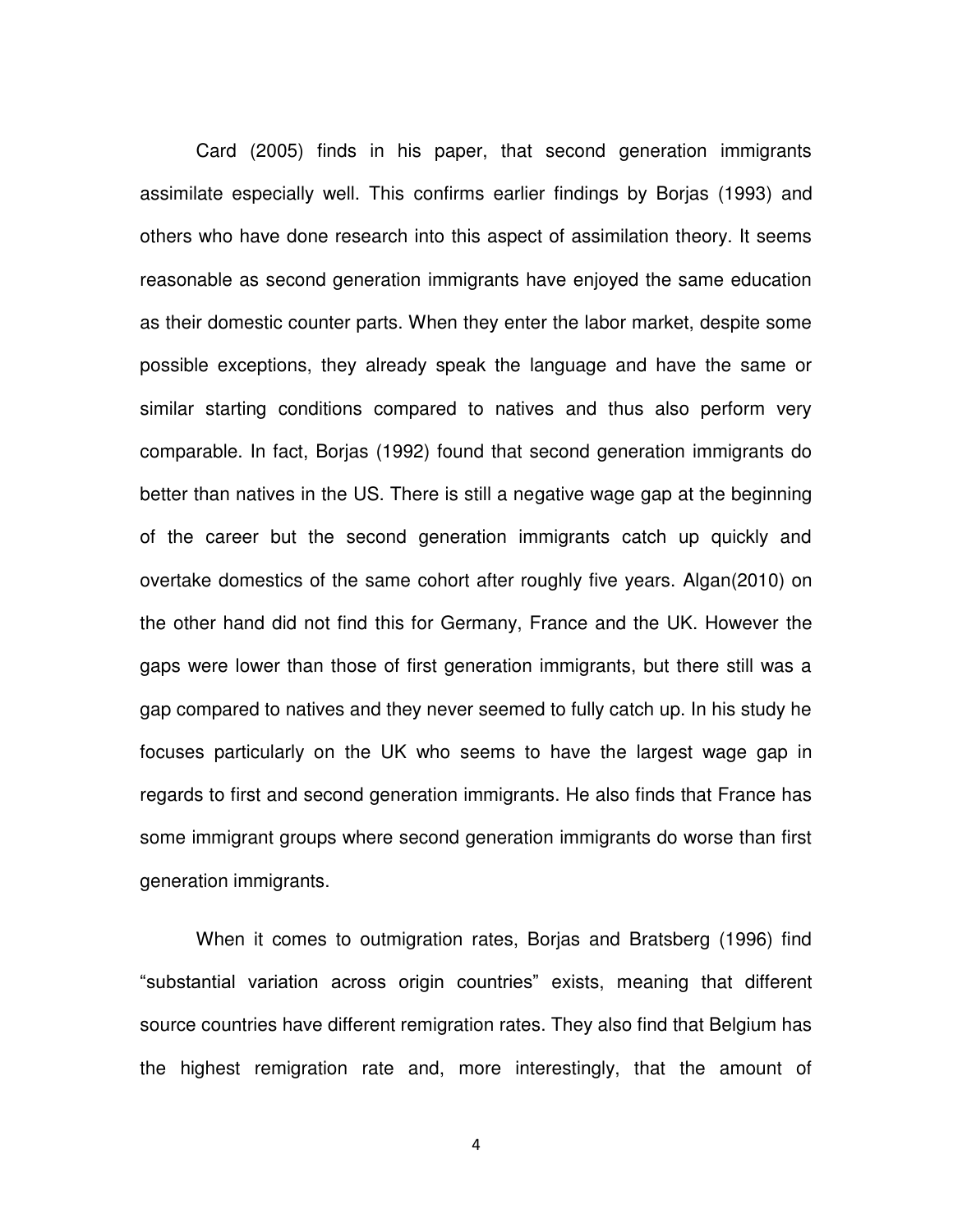Card (2005) finds in his paper, that second generation immigrants assimilate especially well. This confirms earlier findings by Borjas (1993) and others who have done research into this aspect of assimilation theory. It seems reasonable as second generation immigrants have enjoyed the same education as their domestic counter parts. When they enter the labor market, despite some possible exceptions, they already speak the language and have the same or similar starting conditions compared to natives and thus also perform very comparable. In fact, Borjas (1992) found that second generation immigrants do better than natives in the US. There is still a negative wage gap at the beginning of the career but the second generation immigrants catch up quickly and overtake domestics of the same cohort after roughly five years. Algan(2010) on the other hand did not find this for Germany, France and the UK. However the gaps were lower than those of first generation immigrants, but there still was a gap compared to natives and they never seemed to fully catch up. In his study he focuses particularly on the UK who seems to have the largest wage gap in regards to first and second generation immigrants. He also finds that France has some immigrant groups where second generation immigrants do worse than first generation immigrants.

When it comes to outmigration rates, Borjas and Bratsberg (1996) find "substantial variation across origin countries" exists, meaning that different source countries have different remigration rates. They also find that Belgium has the highest remigration rate and, more interestingly, that the amount of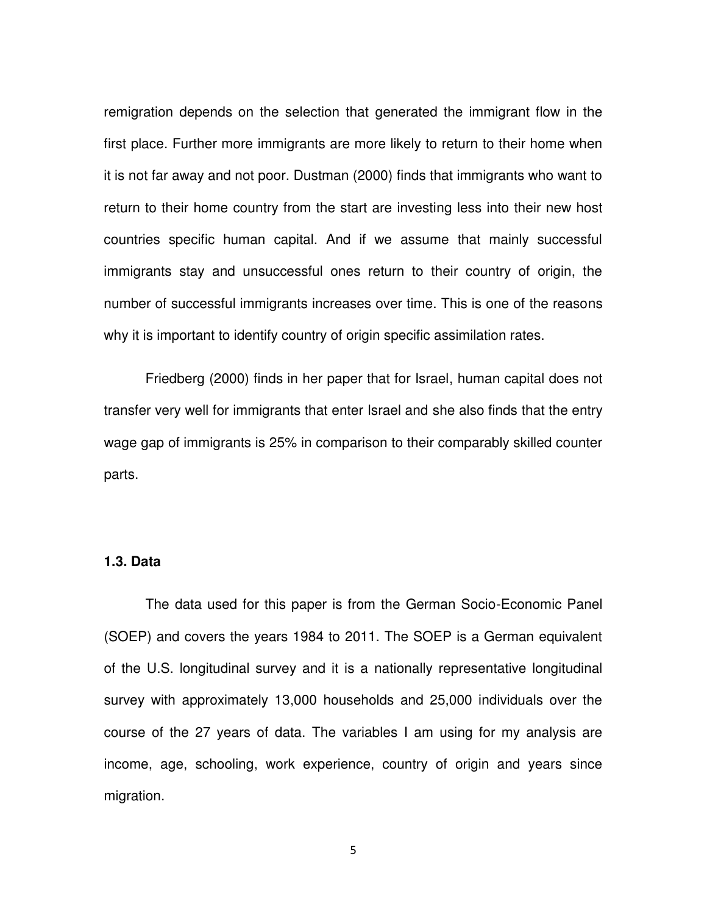remigration depends on the selection that generated the immigrant flow in the first place. Further more immigrants are more likely to return to their home when it is not far away and not poor. Dustman (2000) finds that immigrants who want to return to their home country from the start are investing less into their new host countries specific human capital. And if we assume that mainly successful immigrants stay and unsuccessful ones return to their country of origin, the number of successful immigrants increases over time. This is one of the reasons why it is important to identify country of origin specific assimilation rates.

Friedberg (2000) finds in her paper that for Israel, human capital does not transfer very well for immigrants that enter Israel and she also finds that the entry wage gap of immigrants is 25% in comparison to their comparably skilled counter parts.

### 1.3. Data

The data used for this paper is from the German Socio-Economic Panel (SOEP) and covers the years 1984 to 2011. The SOEP is a German equivalent of the U.S. longitudinal survey and it is a nationally representative longitudinal survey with approximately 13,000 households and 25,000 individuals over the course of the 27 years of data. The variables I am using for my analysis are income, age, schooling, work experience, country of origin and years since migration.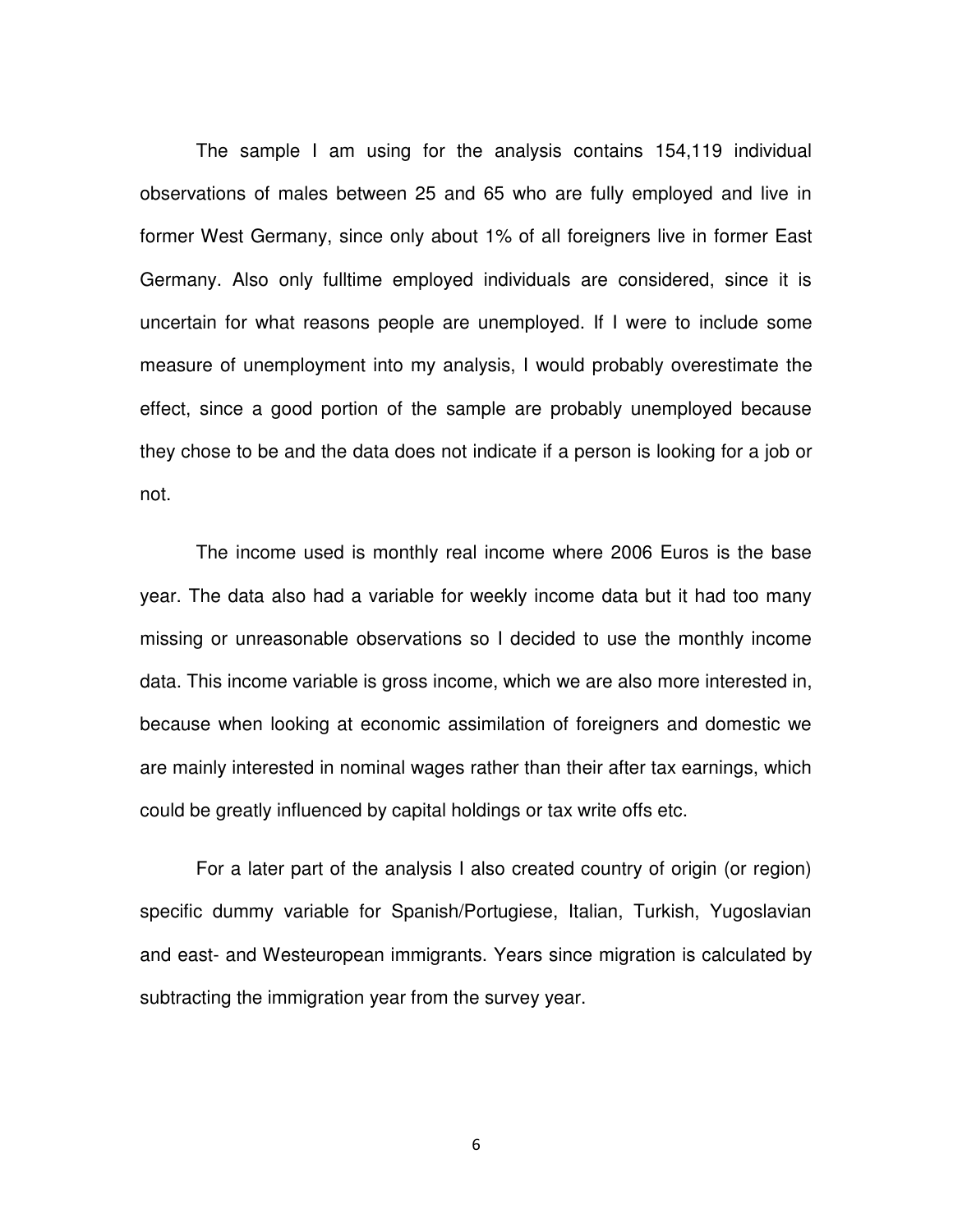The sample I am using for the analysis contains 154,119 individual observations of males between 25 and 65 who are fully employed and live in former West Germany, since only about 1% of all foreigners live in former East Germany. Also only fulltime employed individuals are considered, since it is uncertain for what reasons people are unemployed. If I were to include some measure of unemployment into my analysis, I would probably overestimate the effect, since a good portion of the sample are probably unemployed because they chose to be and the data does not indicate if a person is looking for a job or not.

The income used is monthly real income where 2006 Euros is the base year. The data also had a variable for weekly income data but it had too many missing or unreasonable observations so I decided to use the monthly income data. This income variable is gross income, which we are also more interested in, because when looking at economic assimilation of foreigners and domestic we are mainly interested in nominal wages rather than their after tax earnings, which could be greatly influenced by capital holdings or tax write offs etc.

For a later part of the analysis I also created country of origin (or region) specific dummy variable for Spanish/Portugiese, Italian, Turkish, Yugoslavian and east- and Westeuropean immigrants. Years since migration is calculated by subtracting the immigration year from the survey year.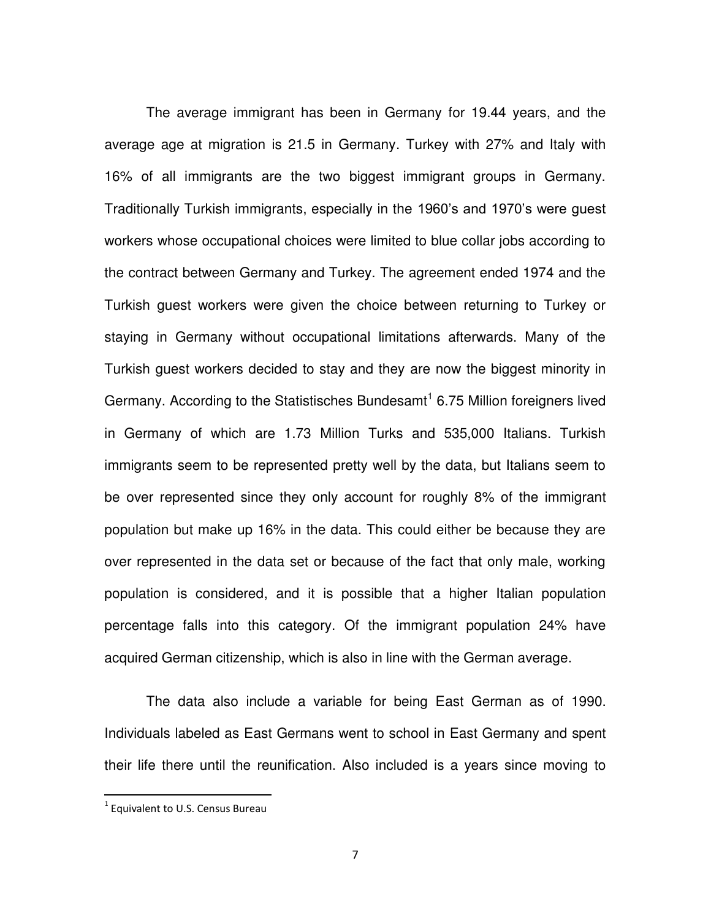The average immigrant has been in Germany for 19.44 years, and the average age at migration is 21.5 in Germany. Turkey with 27% and Italy with 16% of all immigrants are the two biggest immigrant groups in Germany. Traditionally Turkish immigrants, especially in the 1960's and 1970's were guest workers whose occupational choices were limited to blue collar jobs according to the contract between Germany and Turkey. The agreement ended 1974 and the Turkish guest workers were given the choice between returning to Turkey or staying in Germany without occupational limitations afterwards. Many of the Turkish guest workers decided to stay and they are now the biggest minority in Germany. According to the Statistisches Bundesamt[1] 6.75 Million foreigners lived in Germany of which are 1.73 Million Turks and 535,000 Italians. Turkish immigrants seem to be represented pretty well by the data, but Italians seem to be over represented since they only account for roughly 8% of the immigrant population but make up 16% in the data. This could either be because they are over represented in the data set or because of the fact that only male, working population is considered, and it is possible that a higher Italian population percentage falls into this category. Of the immigrant population 24% have acquired German citizenship, which is also in line with the German average.

The data also include a variable for being East German as of 1990. Individuals labeled as East Germans went to school in East Germany and spent their life there until the reunification. Also included is a years since moving to

[1] Equivalent to U.S. Census Bureau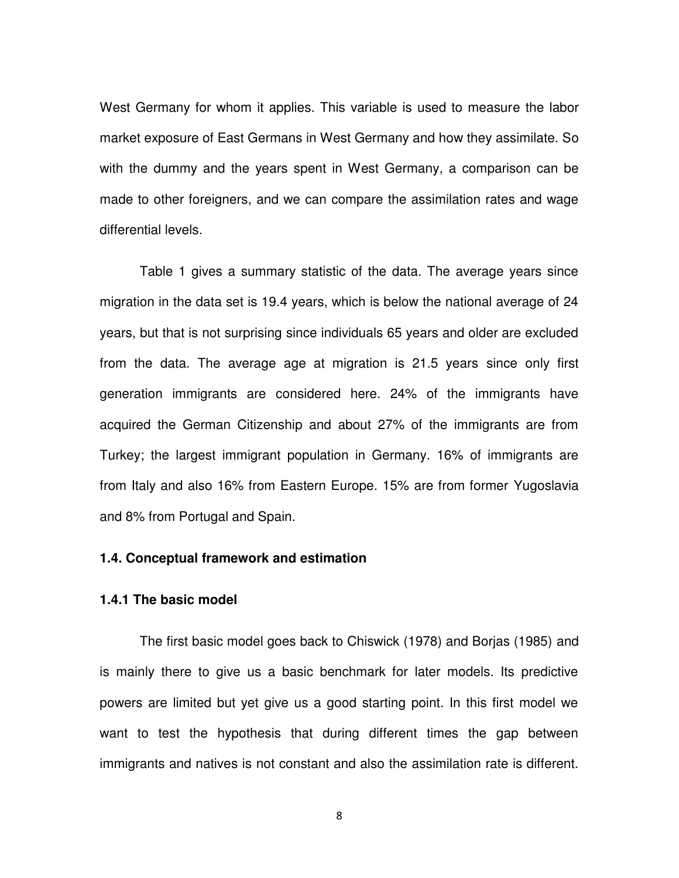West Germany for whom it applies. This variable is used to measure the labor market exposure of East Germans in West Germany and how they assimilate. So with the dummy and the years spent in West Germany, a comparison can be made to other foreigners, and we can compare the assimilation rates and wage differential levels.

Table 1 gives a summary statistic of the data. The average years since migration in the data set is 19.4 years, which is below the national average of 24 years, but that is not surprising since individuals 65 years and older are excluded from the data. The average age at migration is 21.5 years since only first generation immigrants are considered here. 24% of the immigrants have acquired the German Citizenship and about 27% of the immigrants are from Turkey; the largest immigrant population in Germany. 16% of immigrants are from Italy and also 16% from Eastern Europe. 15% are from former Yugoslavia and 8% from Portugal and Spain.

### 1.4. Conceptual framework and estimation

#### 1.4.1 The basic model

The first basic model goes back to Chiswick (1978) and Borjas (1985) and is mainly there to give us a basic benchmark for later models. Its predictive powers are limited but yet give us a good starting point. In this first model we want to test the hypothesis that during different times the gap between immigrants and natives is not constant and also the assimilation rate is different.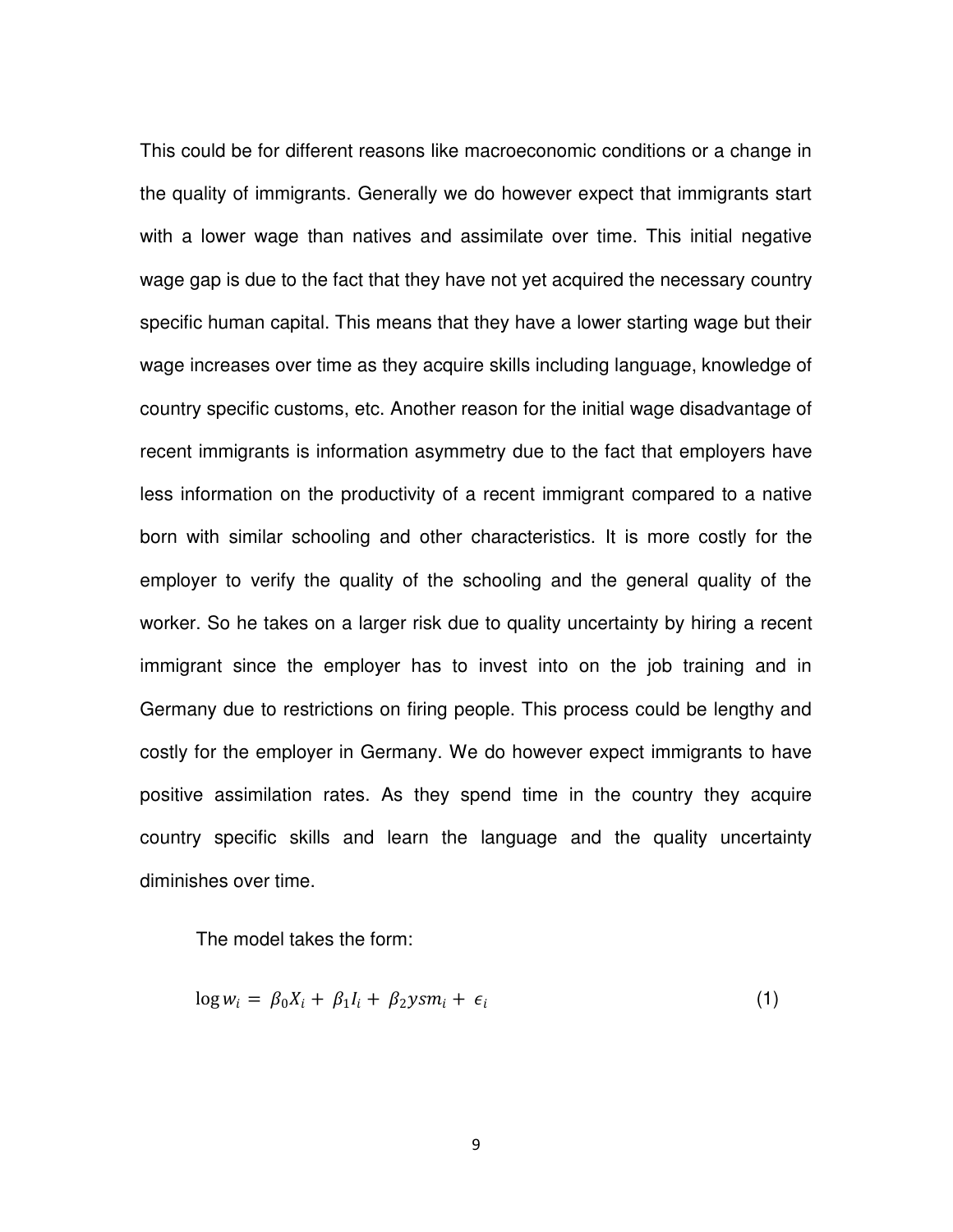This could be for different reasons like macroeconomic conditions or a change in the quality of immigrants. Generally we do however expect that immigrants start with a lower wage than natives and assimilate over time. This initial negative wage gap is due to the fact that they have not yet acquired the necessary country specific human capital. This means that they have a lower starting wage but their wage increases over time as they acquire skills including language, knowledge of country specific customs, etc. Another reason for the initial wage disadvantage of recent immigrants is information asymmetry due to the fact that employers have less information on the productivity of a recent immigrant compared to a native born with similar schooling and other characteristics. It is more costly for the employer to verify the quality of the schooling and the general quality of the worker. So he takes on a larger risk due to quality uncertainty by hiring a recent immigrant since the employer has to invest into on the job training and in Germany due to restrictions on firing people. This process could be lengthy and costly for the employer in Germany. We do however expect immigrants to have positive assimilation rates. As they spend time in the country they acquire country specific skills and learn the language and the quality uncertainty diminishes over time.

The model takes the form:

$$\log w_i = \beta_0 X_i + \beta_1 I_i + \beta_2 ysm_i + \epsilon_i \tag{1}$$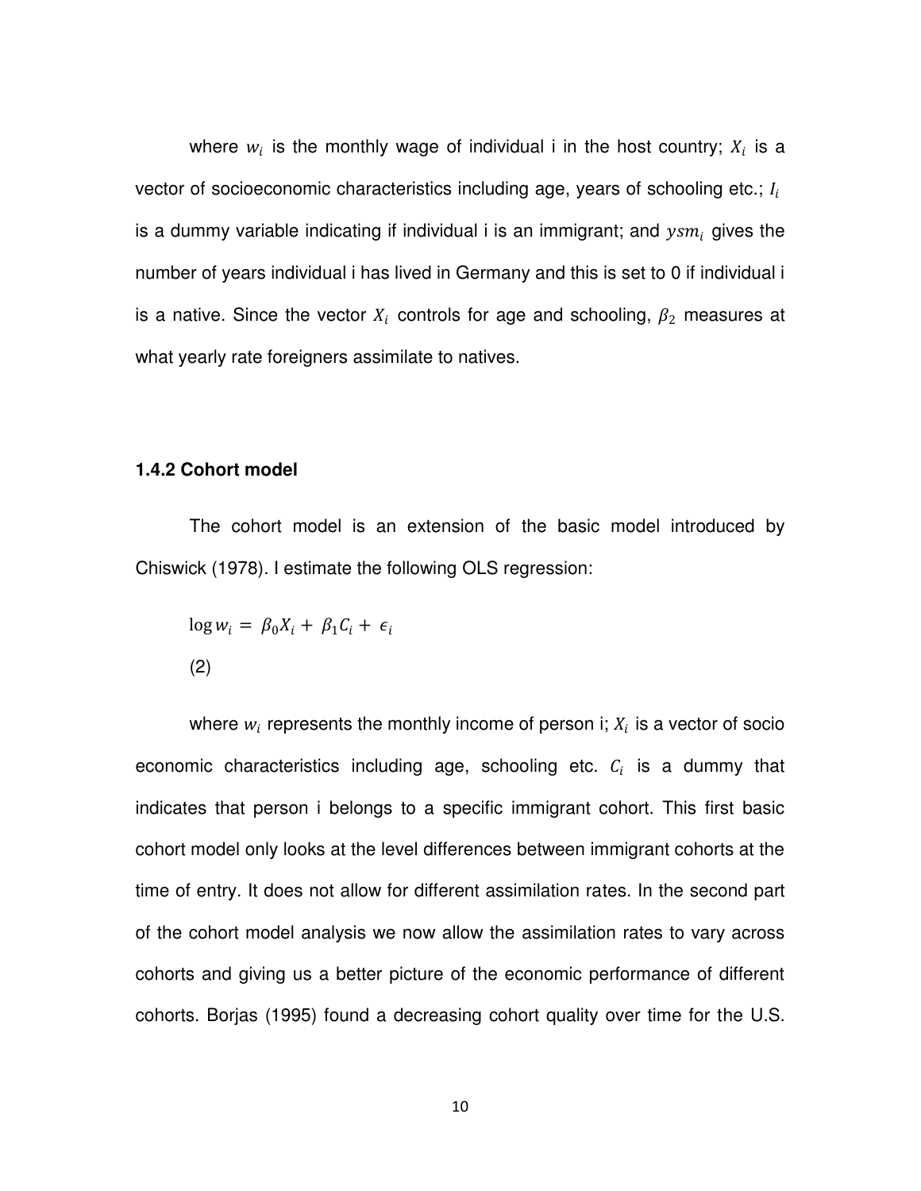where $w_i$ is the monthly wage of individual i in the host country; $X_i$ is a vector of socioeconomic characteristics including age, years of schooling etc.; $I_i$ is a dummy variable indicating if individual i is an immigrant; and $ysm_i$ gives the number of years individual i has lived in Germany and this is set to 0 if individual i is a native. Since the vector $X_i$ controls for age and schooling, $\beta_2$ measures at what yearly rate foreigners assimilate to natives.

### 1.4.2 Cohort model

The cohort model is an extension of the basic model introduced by Chiswick (1978). I estimate the following OLS regression:

$$\log w_i = \beta_0 X_i + \beta_1 C_i + \epsilon_i$$

(2)

where $w_i$ represents the monthly income of person i; $X_i$ is a vector of socio economic characteristics including age, schooling etc. $C_i$ is a dummy that indicates that person i belongs to a specific immigrant cohort. This first basic cohort model only looks at the level differences between immigrant cohorts at the time of entry. It does not allow for different assimilation rates. In the second part of the cohort model analysis we now allow the assimilation rates to vary across cohorts and giving us a better picture of the economic performance of different cohorts. Borjas (1995) found a decreasing cohort quality over time for the U.S.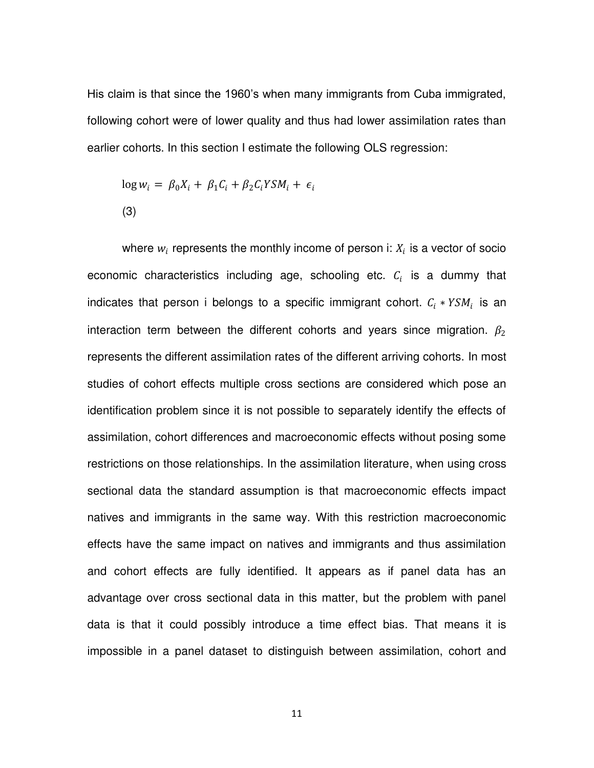His claim is that since the 1960’s when many immigrants from Cuba immigrated, following cohort were of lower quality and thus had lower assimilation rates than earlier cohorts. In this section I estimate the following OLS regression:

$$\log w_i = \beta_0 X_i + \beta_1 C_i + \beta_2 C_i YSM_i + \epsilon_i$$

(3)

where $w_i$ represents the monthly income of person i: $X_i$ is a vector of socio economic characteristics including age, schooling etc. $C_i$ is a dummy that indicates that person i belongs to a specific immigrant cohort. $C_i * YSM_i$ is an interaction term between the different cohorts and years since migration. $\beta_2$ represents the different assimilation rates of the different arriving cohorts. In most studies of cohort effects multiple cross sections are considered which pose an identification problem since it is not possible to separately identify the effects of assimilation, cohort differences and macroeconomic effects without posing some restrictions on those relationships. In the assimilation literature, when using cross sectional data the standard assumption is that macroeconomic effects impact natives and immigrants in the same way. With this restriction macroeconomic effects have the same impact on natives and immigrants and thus assimilation and cohort effects are fully identified. It appears as if panel data has an advantage over cross sectional data in this matter, but the problem with panel data is that it could possibly introduce a time effect bias. That means it is impossible in a panel dataset to distinguish between assimilation, cohort and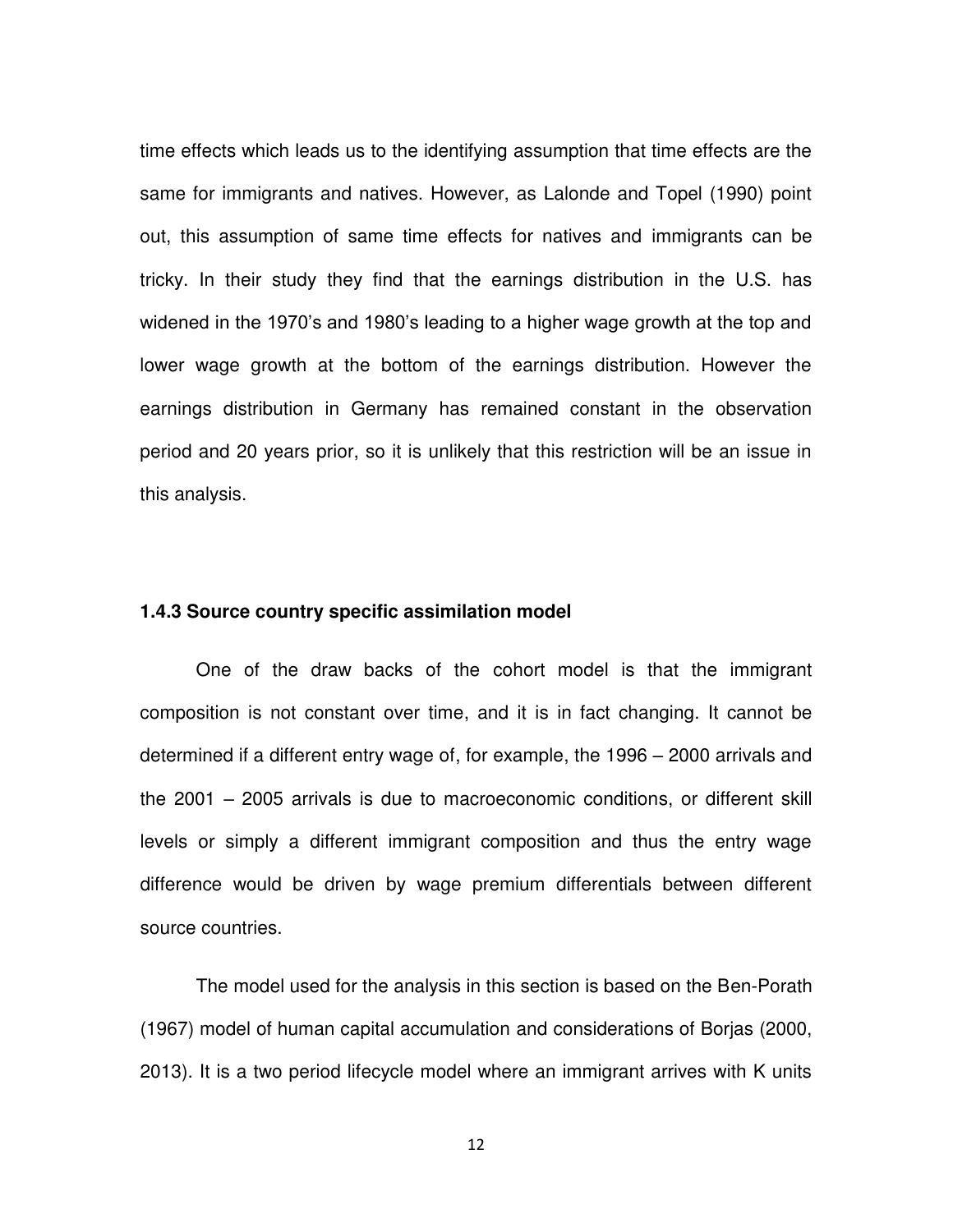time effects which leads us to the identifying assumption that time effects are the same for immigrants and natives. However, as Lalonde and Topel (1990) point out, this assumption of same time effects for natives and immigrants can be tricky. In their study they find that the earnings distribution in the U.S. has widened in the 1970's and 1980's leading to a higher wage growth at the top and lower wage growth at the bottom of the earnings distribution. However the earnings distribution in Germany has remained constant in the observation period and 20 years prior, so it is unlikely that this restriction will be an issue in this analysis.

### 1.4.3 Source country specific assimilation model

One of the draw backs of the cohort model is that the immigrant composition is not constant over time, and it is in fact changing. It cannot be determined if a different entry wage of, for example, the 1996 – 2000 arrivals and the 2001 – 2005 arrivals is due to macroeconomic conditions, or different skill levels or simply a different immigrant composition and thus the entry wage difference would be driven by wage premium differentials between different source countries.

The model used for the analysis in this section is based on the Ben-Porath (1967) model of human capital accumulation and considerations of Borjas (2000, 2013). It is a two period lifecycle model where an immigrant arrives with K units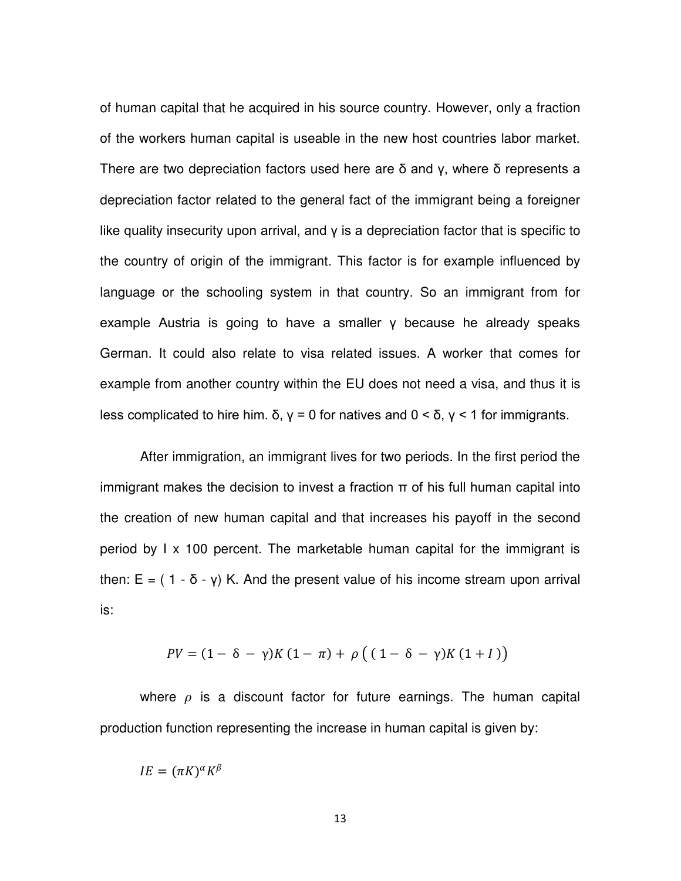of human capital that he acquired in his source country. However, only a fraction of the workers human capital is useable in the new host countries labor market. There are two depreciation factors used here are $\delta$ and $\gamma$, where $\delta$ represents a depreciation factor related to the general fact of the immigrant being a foreigner like quality insecurity upon arrival, and $\gamma$ is a depreciation factor that is specific to the country of origin of the immigrant. This factor is for example influenced by language or the schooling system in that country. So an immigrant from for example Austria is going to have a smaller $\gamma$ because he already speaks German. It could also relate to visa related issues. A worker that comes for example from another country within the EU does not need a visa, and thus it is less complicated to hire him. $\delta, \gamma = 0$ for natives and $0 < \delta, \gamma < 1$ for immigrants.

After immigration, an immigrant lives for two periods. In the first period the immigrant makes the decision to invest a fraction $\pi$ of his full human capital into the creation of new human capital and that increases his payoff in the second period by I x 100 percent. The marketable human capital for the immigrant is then: $E = (1 - \delta - \gamma) K$. And the present value of his income stream upon arrival is:

$$PV = (1 - \delta - \gamma)K\,(1 - \pi) + \rho\left(\,(1 - \delta - \gamma)K\,(1 + I\,)\right)$$

where $\rho$ is a discount factor for future earnings. The human capital production function representing the increase in human capital is given by:

$$IE = (\pi K)^{\alpha} K^{\beta}$$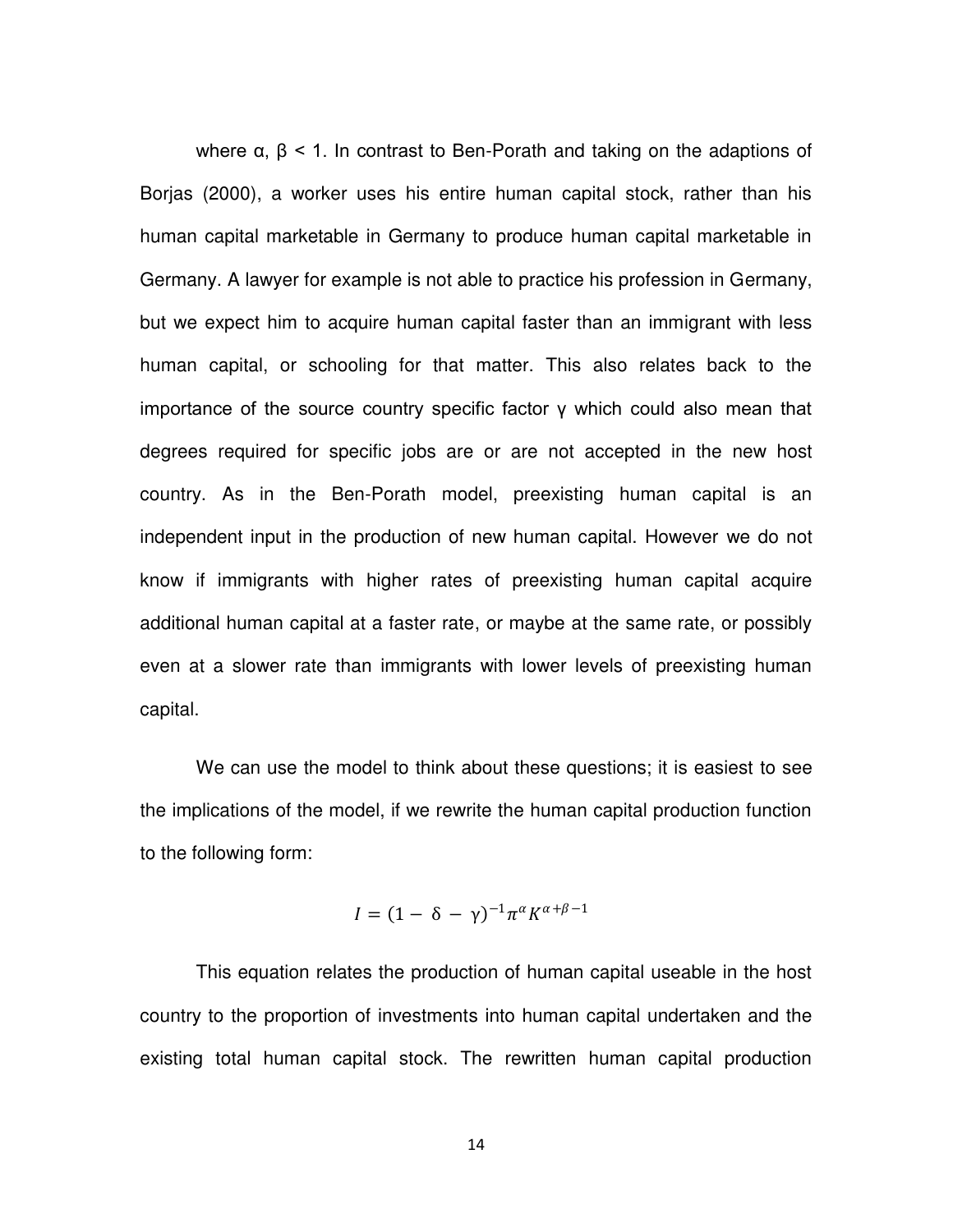where $\alpha$, $\beta < 1$. In contrast to Ben-Porath and taking on the adaptions of Borjas (2000), a worker uses his entire human capital stock, rather than his human capital marketable in Germany to produce human capital marketable in Germany. A lawyer for example is not able to practice his profession in Germany, but we expect him to acquire human capital faster than an immigrant with less human capital, or schooling for that matter. This also relates back to the importance of the source country specific factor $\gamma$ which could also mean that degrees required for specific jobs are or are not accepted in the new host country. As in the Ben-Porath model, preexisting human capital is an independent input in the production of new human capital. However we do not know if immigrants with higher rates of preexisting human capital acquire additional human capital at a faster rate, or maybe at the same rate, or possibly even at a slower rate than immigrants with lower levels of preexisting human capital.

We can use the model to think about these questions; it is easiest to see the implications of the model, if we rewrite the human capital production function to the following form:

$$I = (1 - \delta - \gamma)^{-1} \pi^{\alpha} K^{\alpha + \beta - 1}$$

This equation relates the production of human capital useable in the host country to the proportion of investments into human capital undertaken and the existing total human capital stock. The rewritten human capital production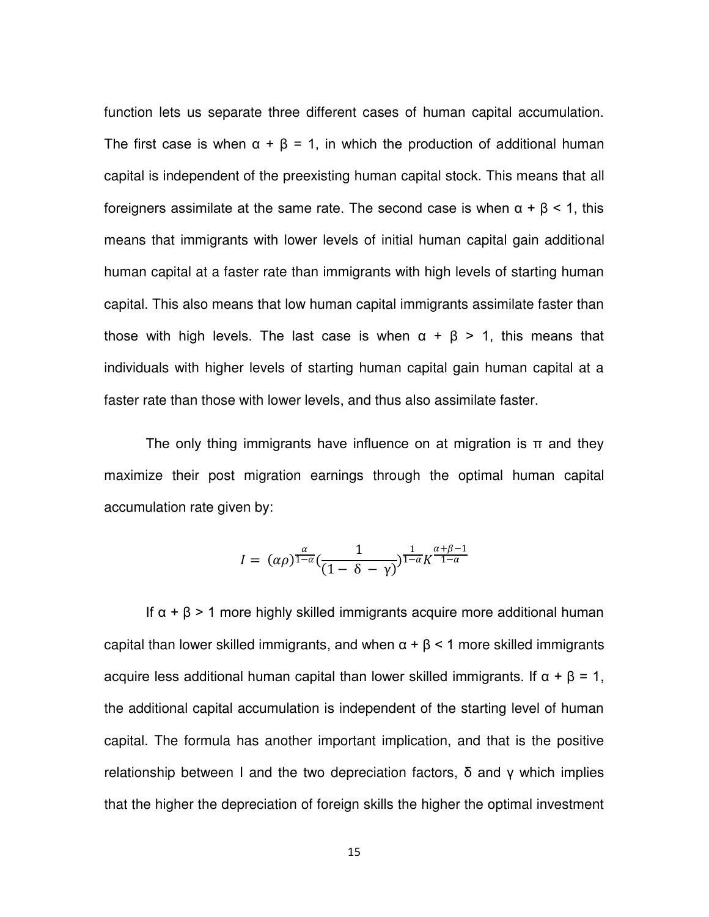function lets us separate three different cases of human capital accumulation. The first case is when $\alpha + \beta = 1$, in which the production of additional human capital is independent of the preexisting human capital stock. This means that all foreigners assimilate at the same rate. The second case is when $\alpha + \beta < 1$, this means that immigrants with lower levels of initial human capital gain additional human capital at a faster rate than immigrants with high levels of starting human capital. This also means that low human capital immigrants assimilate faster than those with high levels. The last case is when $\alpha + \beta > 1$, this means that individuals with higher levels of starting human capital gain human capital at a faster rate than those with lower levels, and thus also assimilate faster.

The only thing immigrants have influence on at migration is $\pi$ and they maximize their post migration earnings through the optimal human capital accumulation rate given by:

$$I = (\alpha\rho)^{\frac{\alpha}{1-\alpha}}\left(\frac{1}{(1-\delta-\gamma)}\right)^{\frac{1}{1-\alpha}}K^{\frac{\alpha+\beta-1}{1-\alpha}}$$

If $\alpha + \beta > 1$ more highly skilled immigrants acquire more additional human capital than lower skilled immigrants, and when $\alpha + \beta < 1$ more skilled immigrants acquire less additional human capital than lower skilled immigrants. If $\alpha + \beta = 1$, the additional capital accumulation is independent of the starting level of human capital. The formula has another important implication, and that is the positive relationship between I and the two depreciation factors, $\delta$ and $\gamma$ which implies that the higher the depreciation of foreign skills the higher the optimal investment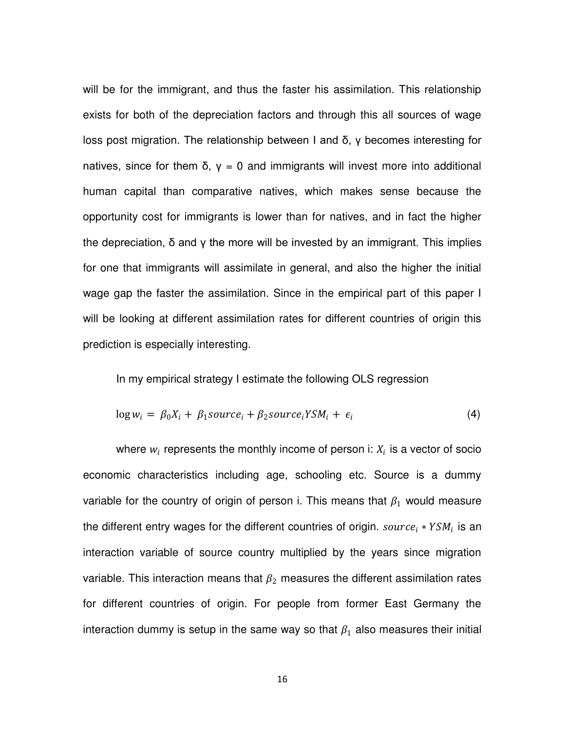will be for the immigrant, and thus the faster his assimilation. This relationship exists for both of the depreciation factors and through this all sources of wage loss post migration. The relationship between I and δ, γ becomes interesting for natives, since for them δ, γ = 0 and immigrants will invest more into additional human capital than comparative natives, which makes sense because the opportunity cost for immigrants is lower than for natives, and in fact the higher the depreciation, δ and γ the more will be invested by an immigrant. This implies for one that immigrants will assimilate in general, and also the higher the initial wage gap the faster the assimilation. Since in the empirical part of this paper I will be looking at different assimilation rates for different countries of origin this prediction is especially interesting.

In my empirical strategy I estimate the following OLS regression

$$\log w_i = \beta_0 X_i + \beta_1 source_i + \beta_2 source_i YSM_i + \epsilon_i \tag{4}$$

where $w_i$ represents the monthly income of person i: $X_i$ is a vector of socio economic characteristics including age, schooling etc. Source is a dummy variable for the country of origin of person i. This means that $\beta_1$ would measure the different entry wages for the different countries of origin. $source_i * YSM_i$ is an interaction variable of source country multiplied by the years since migration variable. This interaction means that $\beta_2$ measures the different assimilation rates for different countries of origin. For people from former East Germany the interaction dummy is setup in the same way so that $\beta_1$ also measures their initial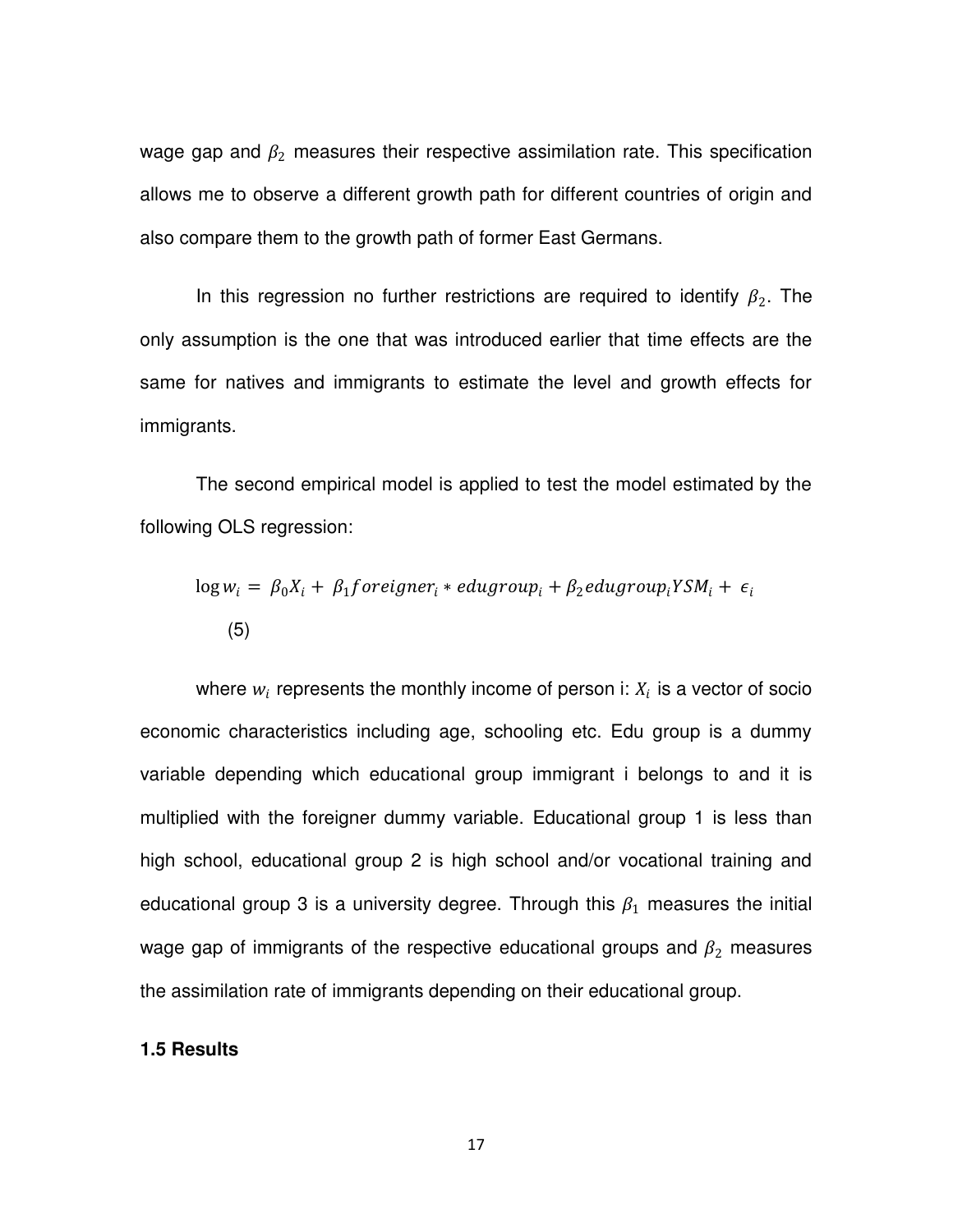wage gap and $\beta_2$ measures their respective assimilation rate. This specification allows me to observe a different growth path for different countries of origin and also compare them to the growth path of former East Germans.

In this regression no further restrictions are required to identify $\beta_2$. The only assumption is the one that was introduced earlier that time effects are the same for natives and immigrants to estimate the level and growth effects for immigrants.

The second empirical model is applied to test the model estimated by the following OLS regression:

$$\log w_i = \beta_0 X_i + \beta_1 foreigner_i * edugroup_i + \beta_2 edugroup_i YSM_i + \epsilon_i \quad (5)$$

where $w_i$ represents the monthly income of person i: $X_i$ is a vector of socio economic characteristics including age, schooling etc. Edu group is a dummy variable depending which educational group immigrant i belongs to and it is multiplied with the foreigner dummy variable. Educational group 1 is less than high school, educational group 2 is high school and/or vocational training and educational group 3 is a university degree. Through this $\beta_1$ measures the initial wage gap of immigrants of the respective educational groups and $\beta_2$ measures the assimilation rate of immigrants depending on their educational group.

### 1.5 Results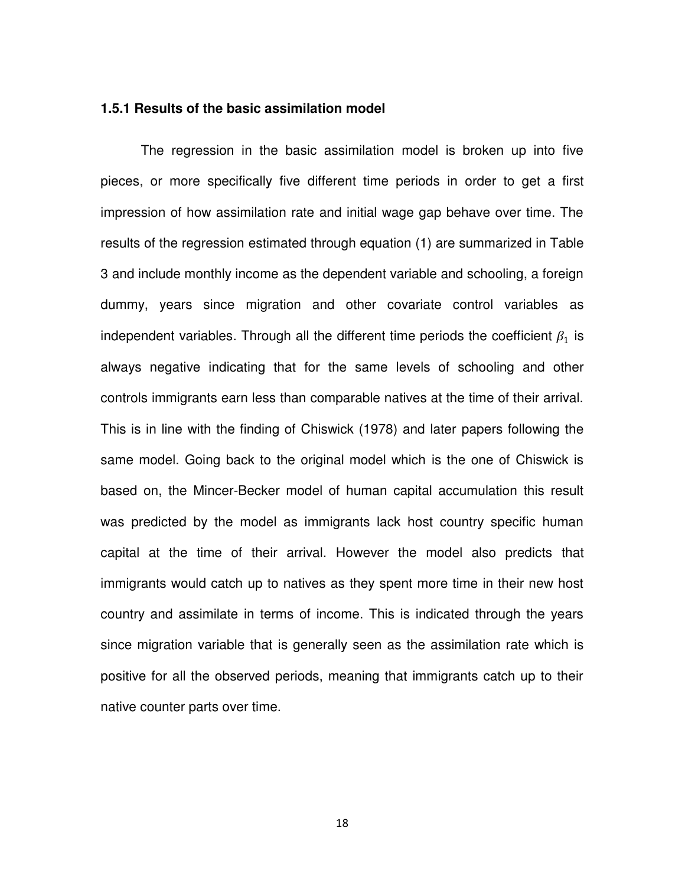### 1.5.1 Results of the basic assimilation model

The regression in the basic assimilation model is broken up into five pieces, or more specifically five different time periods in order to get a first impression of how assimilation rate and initial wage gap behave over time. The results of the regression estimated through equation (1) are summarized in Table 3 and include monthly income as the dependent variable and schooling, a foreign dummy, years since migration and other covariate control variables as independent variables. Through all the different time periods the coefficient $\beta_1$ is always negative indicating that for the same levels of schooling and other controls immigrants earn less than comparable natives at the time of their arrival. This is in line with the finding of Chiswick (1978) and later papers following the same model. Going back to the original model which is the one of Chiswick is based on, the Mincer-Becker model of human capital accumulation this result was predicted by the model as immigrants lack host country specific human capital at the time of their arrival. However the model also predicts that immigrants would catch up to natives as they spent more time in their new host country and assimilate in terms of income. This is indicated through the years since migration variable that is generally seen as the assimilation rate which is positive for all the observed periods, meaning that immigrants catch up to their native counter parts over time.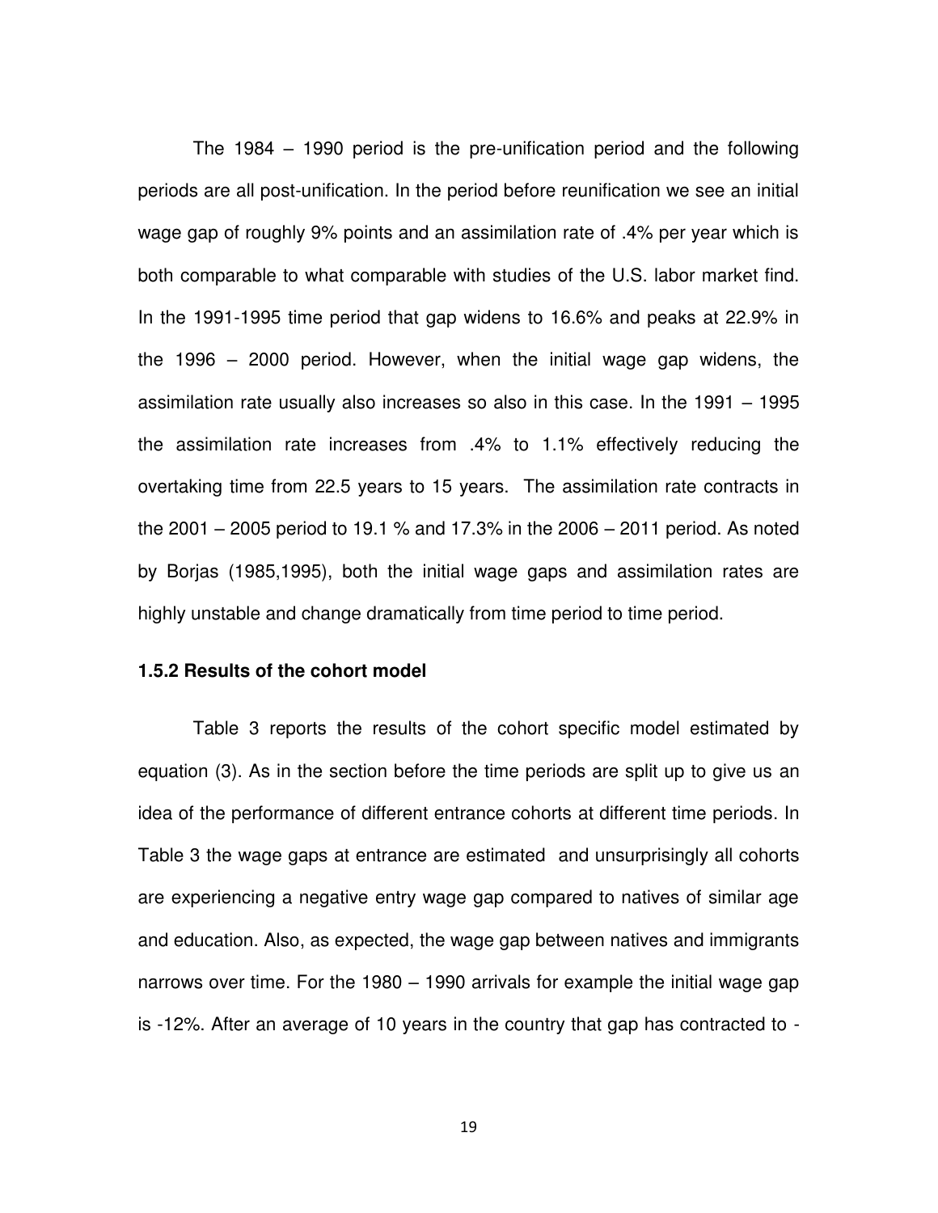The 1984 – 1990 period is the pre-unification period and the following periods are all post-unification. In the period before reunification we see an initial wage gap of roughly 9% points and an assimilation rate of .4% per year which is both comparable to what comparable with studies of the U.S. labor market find. In the 1991-1995 time period that gap widens to 16.6% and peaks at 22.9% in the 1996 – 2000 period. However, when the initial wage gap widens, the assimilation rate usually also increases so also in this case. In the 1991 – 1995 the assimilation rate increases from .4% to 1.1% effectively reducing the overtaking time from 22.5 years to 15 years. The assimilation rate contracts in the 2001 – 2005 period to 19.1 % and 17.3% in the 2006 – 2011 period. As noted by Borjas (1985,1995), both the initial wage gaps and assimilation rates are highly unstable and change dramatically from time period to time period.

### 1.5.2 Results of the cohort model

Table 3 reports the results of the cohort specific model estimated by equation (3). As in the section before the time periods are split up to give us an idea of the performance of different entrance cohorts at different time periods. In Table 3 the wage gaps at entrance are estimated and unsurprisingly all cohorts are experiencing a negative entry wage gap compared to natives of similar age and education. Also, as expected, the wage gap between natives and immigrants narrows over time. For the 1980 – 1990 arrivals for example the initial wage gap is -12%. After an average of 10 years in the country that gap has contracted to -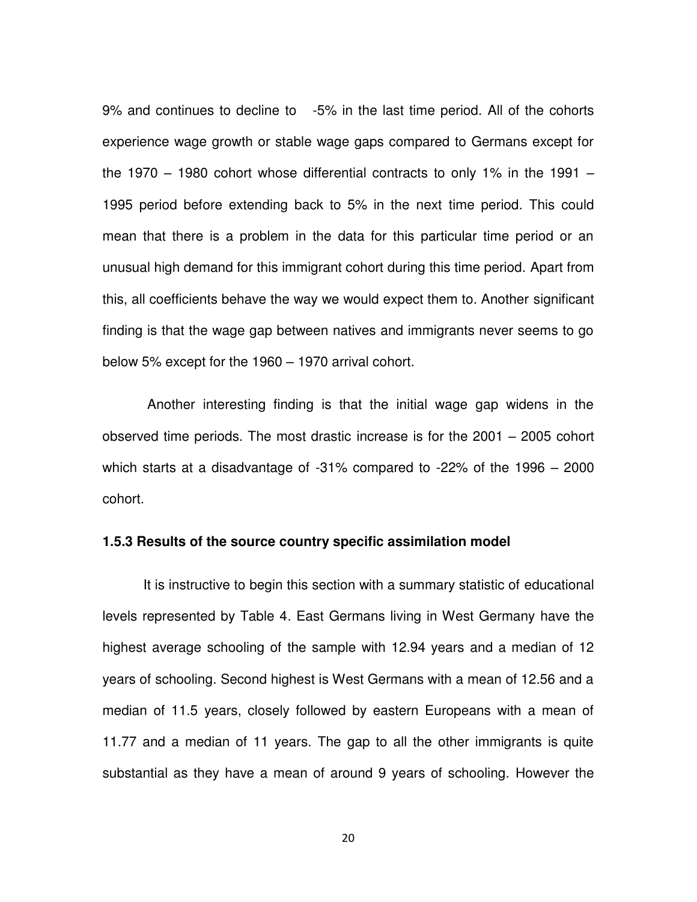9% and continues to decline to -5% in the last time period. All of the cohorts experience wage growth or stable wage gaps compared to Germans except for the 1970 – 1980 cohort whose differential contracts to only 1% in the 1991 – 1995 period before extending back to 5% in the next time period. This could mean that there is a problem in the data for this particular time period or an unusual high demand for this immigrant cohort during this time period. Apart from this, all coefficients behave the way we would expect them to. Another significant finding is that the wage gap between natives and immigrants never seems to go below 5% except for the 1960 – 1970 arrival cohort.

Another interesting finding is that the initial wage gap widens in the observed time periods. The most drastic increase is for the 2001 – 2005 cohort which starts at a disadvantage of -31% compared to -22% of the 1996 – 2000 cohort.

### 1.5.3 Results of the source country specific assimilation model

It is instructive to begin this section with a summary statistic of educational levels represented by Table 4. East Germans living in West Germany have the highest average schooling of the sample with 12.94 years and a median of 12 years of schooling. Second highest is West Germans with a mean of 12.56 and a median of 11.5 years, closely followed by eastern Europeans with a mean of 11.77 and a median of 11 years. The gap to all the other immigrants is quite substantial as they have a mean of around 9 years of schooling. However the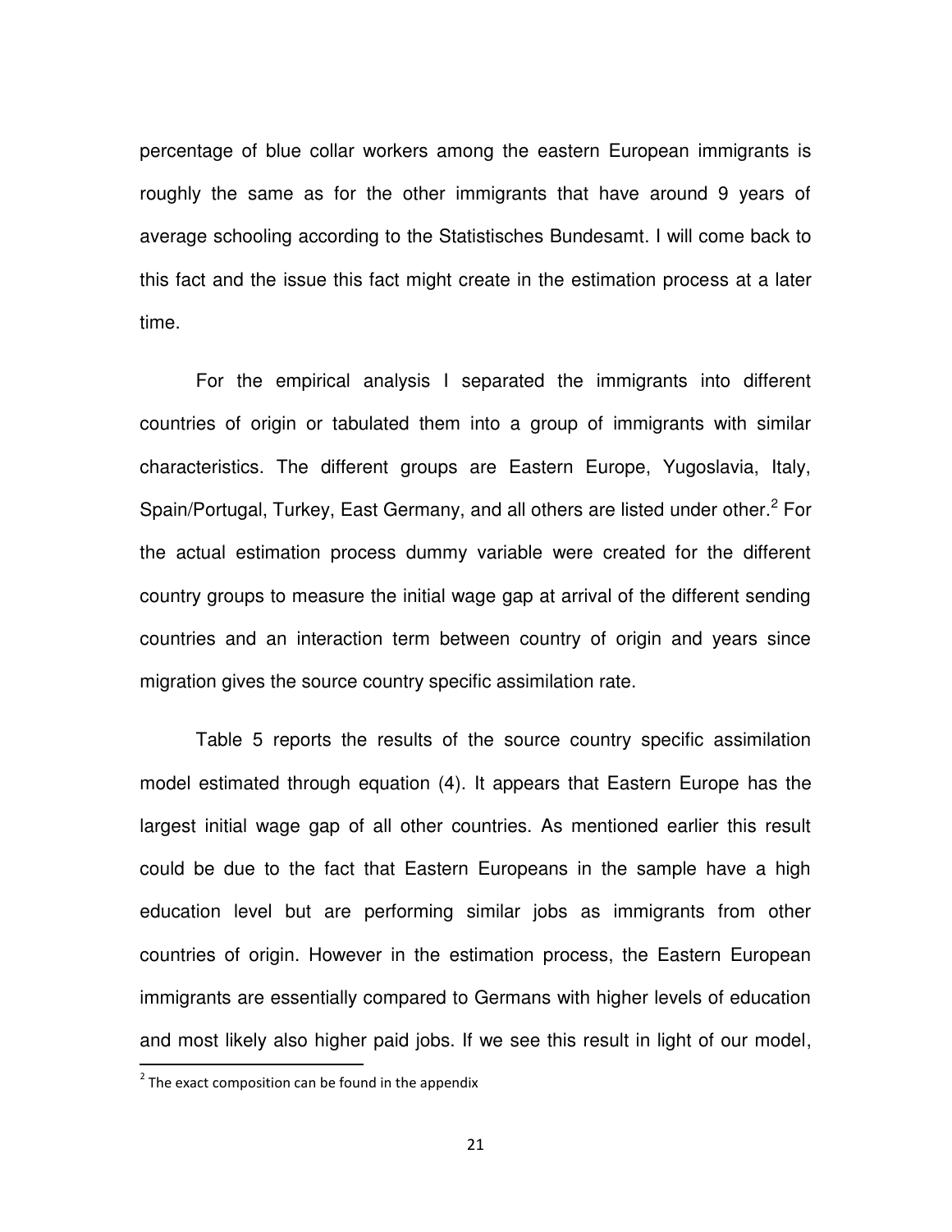percentage of blue collar workers among the eastern European immigrants is roughly the same as for the other immigrants that have around 9 years of average schooling according to the Statistisches Bundesamt. I will come back to this fact and the issue this fact might create in the estimation process at a later time.

For the empirical analysis I separated the immigrants into different countries of origin or tabulated them into a group of immigrants with similar characteristics. The different groups are Eastern Europe, Yugoslavia, Italy, Spain/Portugal, Turkey, East Germany, and all others are listed under other.[2] For the actual estimation process dummy variable were created for the different country groups to measure the initial wage gap at arrival of the different sending countries and an interaction term between country of origin and years since migration gives the source country specific assimilation rate.

Table 5 reports the results of the source country specific assimilation model estimated through equation (4). It appears that Eastern Europe has the largest initial wage gap of all other countries. As mentioned earlier this result could be due to the fact that Eastern Europeans in the sample have a high education level but are performing similar jobs as immigrants from other countries of origin. However in the estimation process, the Eastern European immigrants are essentially compared to Germans with higher levels of education and most likely also higher paid jobs. If we see this result in light of our model,

[2] The exact composition can be found in the appendix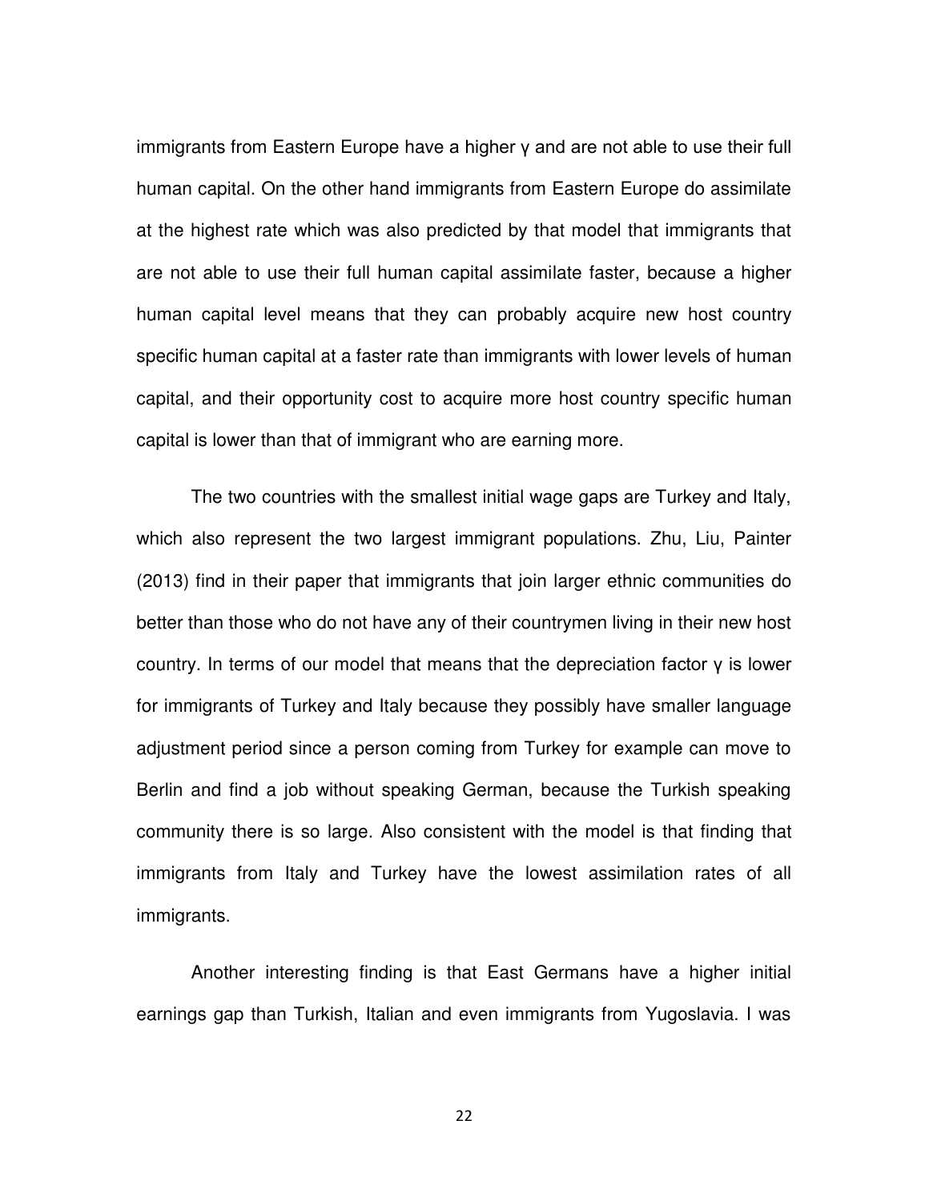immigrants from Eastern Europe have a higher $\gamma$ and are not able to use their full human capital. On the other hand immigrants from Eastern Europe do assimilate at the highest rate which was also predicted by that model that immigrants that are not able to use their full human capital assimilate faster, because a higher human capital level means that they can probably acquire new host country specific human capital at a faster rate than immigrants with lower levels of human capital, and their opportunity cost to acquire more host country specific human capital is lower than that of immigrant who are earning more.

The two countries with the smallest initial wage gaps are Turkey and Italy, which also represent the two largest immigrant populations. Zhu, Liu, Painter (2013) find in their paper that immigrants that join larger ethnic communities do better than those who do not have any of their countrymen living in their new host country. In terms of our model that means that the depreciation factor $\gamma$ is lower for immigrants of Turkey and Italy because they possibly have smaller language adjustment period since a person coming from Turkey for example can move to Berlin and find a job without speaking German, because the Turkish speaking community there is so large. Also consistent with the model is that finding that immigrants from Italy and Turkey have the lowest assimilation rates of all immigrants.

Another interesting finding is that East Germans have a higher initial earnings gap than Turkish, Italian and even immigrants from Yugoslavia. I was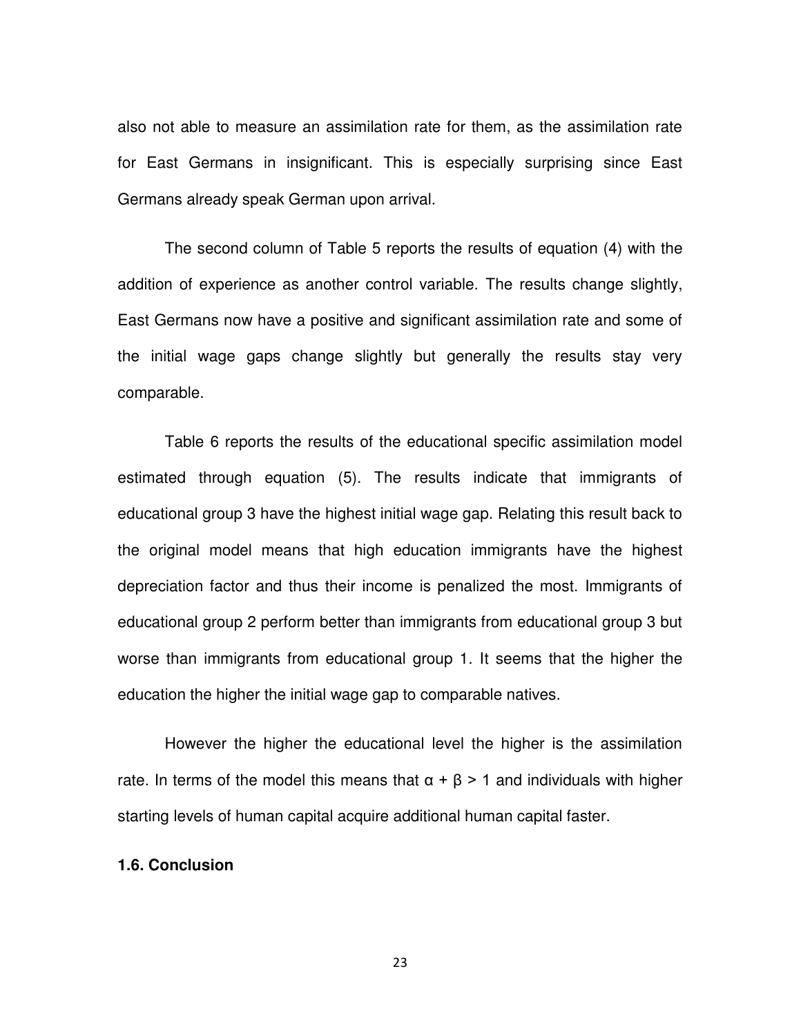also not able to measure an assimilation rate for them, as the assimilation rate for East Germans in insignificant. This is especially surprising since East Germans already speak German upon arrival.

The second column of Table 5 reports the results of equation (4) with the addition of experience as another control variable. The results change slightly, East Germans now have a positive and significant assimilation rate and some of the initial wage gaps change slightly but generally the results stay very comparable.

Table 6 reports the results of the educational specific assimilation model estimated through equation (5). The results indicate that immigrants of educational group 3 have the highest initial wage gap. Relating this result back to the original model means that high education immigrants have the highest depreciation factor and thus their income is penalized the most. Immigrants of educational group 2 perform better than immigrants from educational group 3 but worse than immigrants from educational group 1. It seems that the higher the education the higher the initial wage gap to comparable natives.

However the higher the educational level the higher is the assimilation rate. In terms of the model this means that $\alpha + \beta > 1$ and individuals with higher starting levels of human capital acquire additional human capital faster.

### 1.6. Conclusion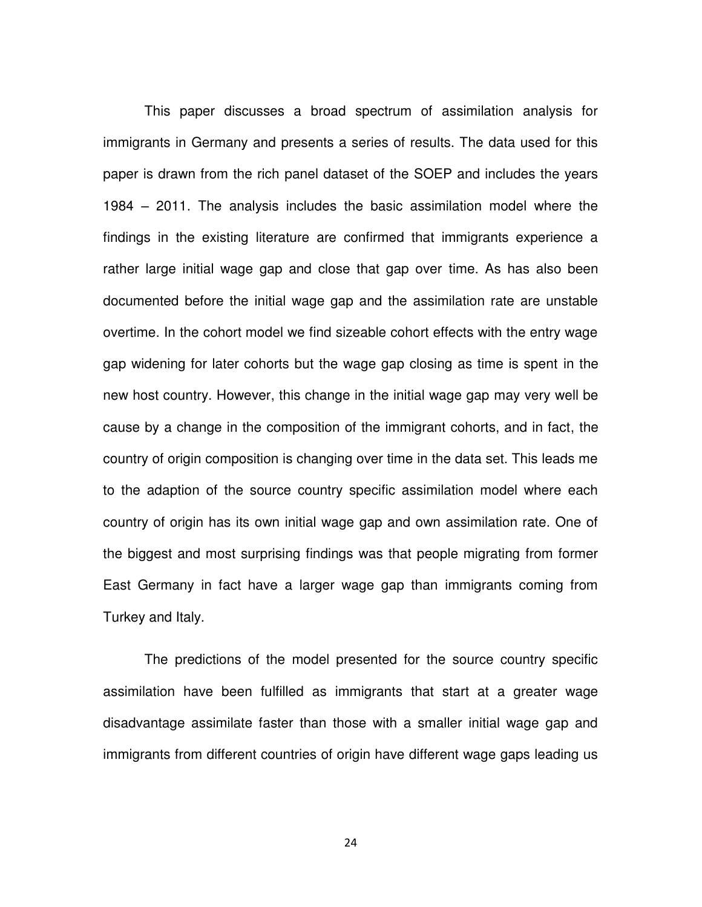This paper discusses a broad spectrum of assimilation analysis for immigrants in Germany and presents a series of results. The data used for this paper is drawn from the rich panel dataset of the SOEP and includes the years 1984 – 2011. The analysis includes the basic assimilation model where the findings in the existing literature are confirmed that immigrants experience a rather large initial wage gap and close that gap over time. As has also been documented before the initial wage gap and the assimilation rate are unstable overtime. In the cohort model we find sizeable cohort effects with the entry wage gap widening for later cohorts but the wage gap closing as time is spent in the new host country. However, this change in the initial wage gap may very well be cause by a change in the composition of the immigrant cohorts, and in fact, the country of origin composition is changing over time in the data set. This leads me to the adaption of the source country specific assimilation model where each country of origin has its own initial wage gap and own assimilation rate. One of the biggest and most surprising findings was that people migrating from former East Germany in fact have a larger wage gap than immigrants coming from Turkey and Italy.

The predictions of the model presented for the source country specific assimilation have been fulfilled as immigrants that start at a greater wage disadvantage assimilate faster than those with a smaller initial wage gap and immigrants from different countries of origin have different wage gaps leading us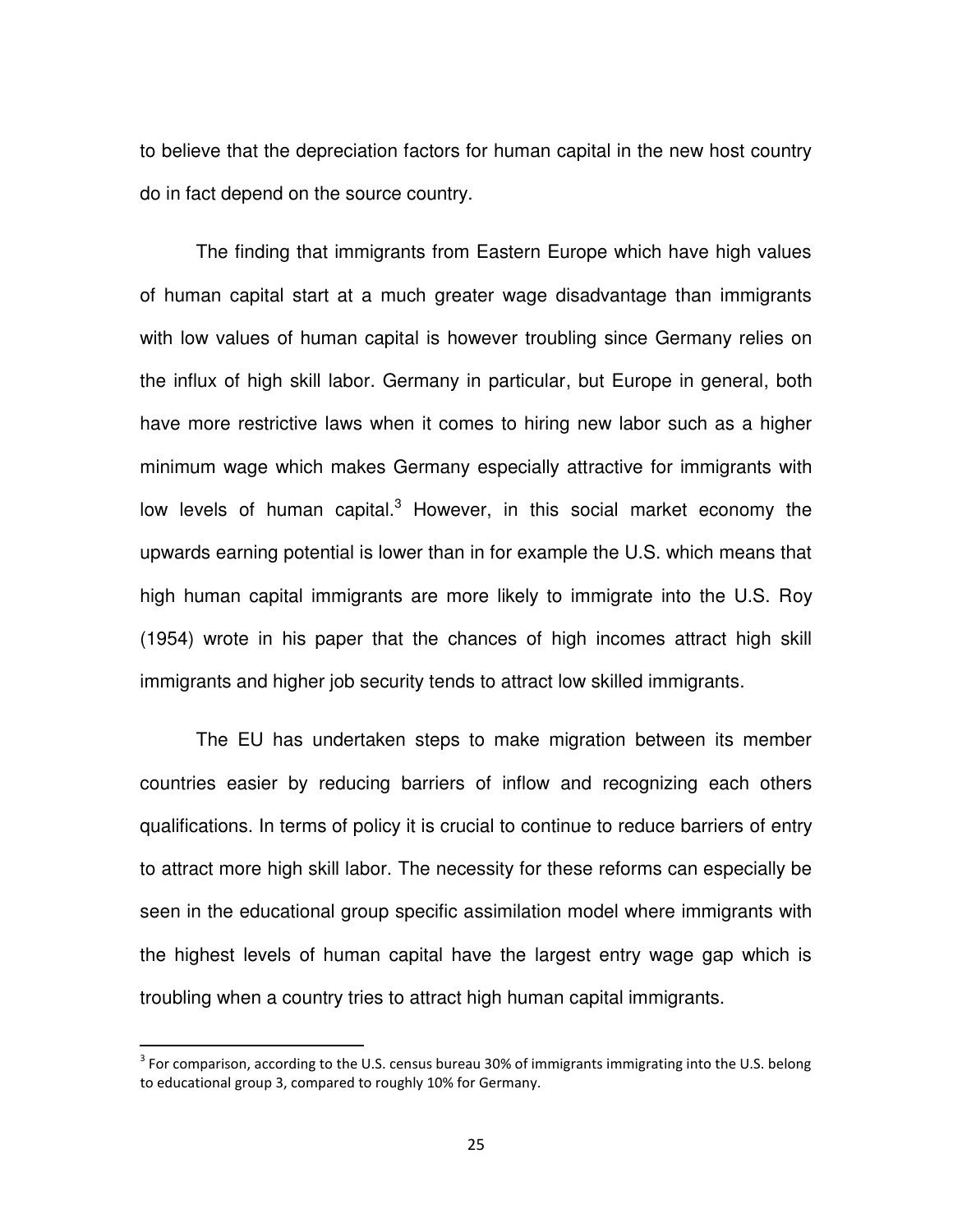to believe that the depreciation factors for human capital in the new host country do in fact depend on the source country.

The finding that immigrants from Eastern Europe which have high values of human capital start at a much greater wage disadvantage than immigrants with low values of human capital is however troubling since Germany relies on the influx of high skill labor. Germany in particular, but Europe in general, both have more restrictive laws when it comes to hiring new labor such as a higher minimum wage which makes Germany especially attractive for immigrants with low levels of human capital.[3] However, in this social market economy the upwards earning potential is lower than in for example the U.S. which means that high human capital immigrants are more likely to immigrate into the U.S. Roy (1954) wrote in his paper that the chances of high incomes attract high skill immigrants and higher job security tends to attract low skilled immigrants.

The EU has undertaken steps to make migration between its member countries easier by reducing barriers of inflow and recognizing each others qualifications. In terms of policy it is crucial to continue to reduce barriers of entry to attract more high skill labor. The necessity for these reforms can especially be seen in the educational group specific assimilation model where immigrants with the highest levels of human capital have the largest entry wage gap which is troubling when a country tries to attract high human capital immigrants.

[3] For comparison, according to the U.S. census bureau 30% of immigrants immigrating into the U.S. belong to educational group 3, compared to roughly 10% for Germany.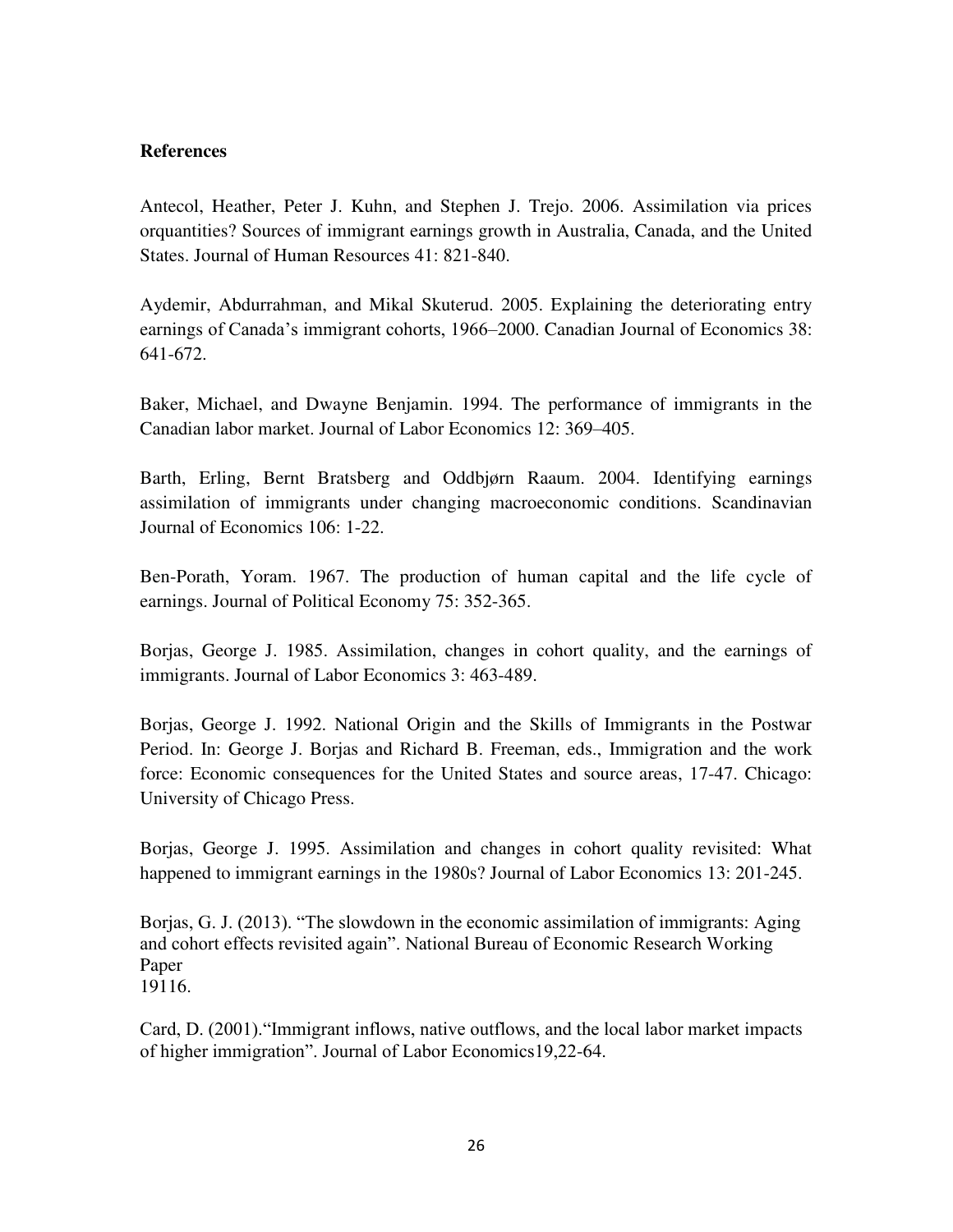**References**

Antecol, Heather, Peter J. Kuhn, and Stephen J. Trejo. 2006. Assimilation via prices orquantities? Sources of immigrant earnings growth in Australia, Canada, and the United States. Journal of Human Resources 41: 821-840.

Aydemir, Abdurrahman, and Mikal Skuterud. 2005. Explaining the deteriorating entry earnings of Canada's immigrant cohorts, 1966–2000. Canadian Journal of Economics 38: 641-672.

Baker, Michael, and Dwayne Benjamin. 1994. The performance of immigrants in the Canadian labor market. Journal of Labor Economics 12: 369–405.

Barth, Erling, Bernt Bratsberg and Oddbjørn Raaum. 2004. Identifying earnings assimilation of immigrants under changing macroeconomic conditions. Scandinavian Journal of Economics 106: 1-22.

Ben-Porath, Yoram. 1967. The production of human capital and the life cycle of earnings. Journal of Political Economy 75: 352-365.

Borjas, George J. 1985. Assimilation, changes in cohort quality, and the earnings of immigrants. Journal of Labor Economics 3: 463-489.

Borjas, George J. 1992. National Origin and the Skills of Immigrants in the Postwar Period. In: George J. Borjas and Richard B. Freeman, eds., Immigration and the work force: Economic consequences for the United States and source areas, 17-47. Chicago: University of Chicago Press.

Borjas, George J. 1995. Assimilation and changes in cohort quality revisited: What happened to immigrant earnings in the 1980s? Journal of Labor Economics 13: 201-245.

Borjas, G. J. (2013). "The slowdown in the economic assimilation of immigrants: Aging and cohort effects revisited again". National Bureau of Economic Research Working Paper 19116.

Card, D. (2001)."Immigrant inflows, native outflows, and the local labor market impacts of higher immigration". Journal of Labor Economics19,22-64.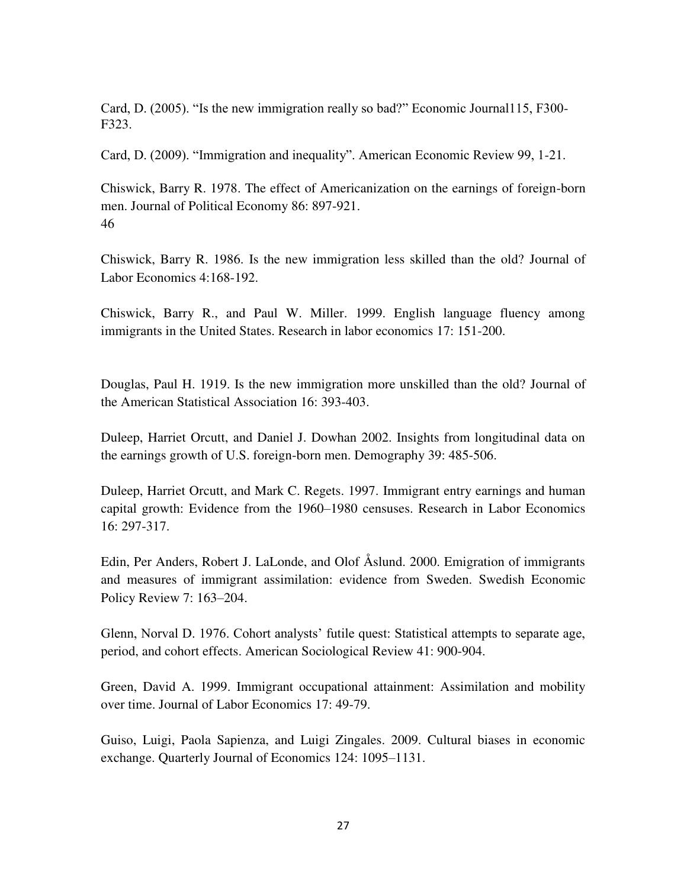Card, D. (2005). “Is the new immigration really so bad?” Economic Journal115, F300-F323.

Card, D. (2009). “Immigration and inequality”. American Economic Review 99, 1-21.

Chiswick, Barry R. 1978. The effect of Americanization on the earnings of foreign-born men. Journal of Political Economy 86: 897-921.

Chiswick, Barry R. 1986. Is the new immigration less skilled than the old? Journal of Labor Economics 4:168-192.

Chiswick, Barry R., and Paul W. Miller. 1999. English language fluency among immigrants in the United States. Research in labor economics 17: 151-200.

Douglas, Paul H. 1919. Is the new immigration more unskilled than the old? Journal of the American Statistical Association 16: 393-403.

Duleep, Harriet Orcutt, and Daniel J. Dowhan 2002. Insights from longitudinal data on the earnings growth of U.S. foreign-born men. Demography 39: 485-506.

Duleep, Harriet Orcutt, and Mark C. Regets. 1997. Immigrant entry earnings and human capital growth: Evidence from the 1960–1980 censuses. Research in Labor Economics 16: 297-317.

Edin, Per Anders, Robert J. LaLonde, and Olof Åslund. 2000. Emigration of immigrants and measures of immigrant assimilation: evidence from Sweden. Swedish Economic Policy Review 7: 163–204.

Glenn, Norval D. 1976. Cohort analysts’ futile quest: Statistical attempts to separate age, period, and cohort effects. American Sociological Review 41: 900-904.

Green, David A. 1999. Immigrant occupational attainment: Assimilation and mobility over time. Journal of Labor Economics 17: 49-79.

Guiso, Luigi, Paola Sapienza, and Luigi Zingales. 2009. Cultural biases in economic exchange. Quarterly Journal of Economics 124: 1095–1131.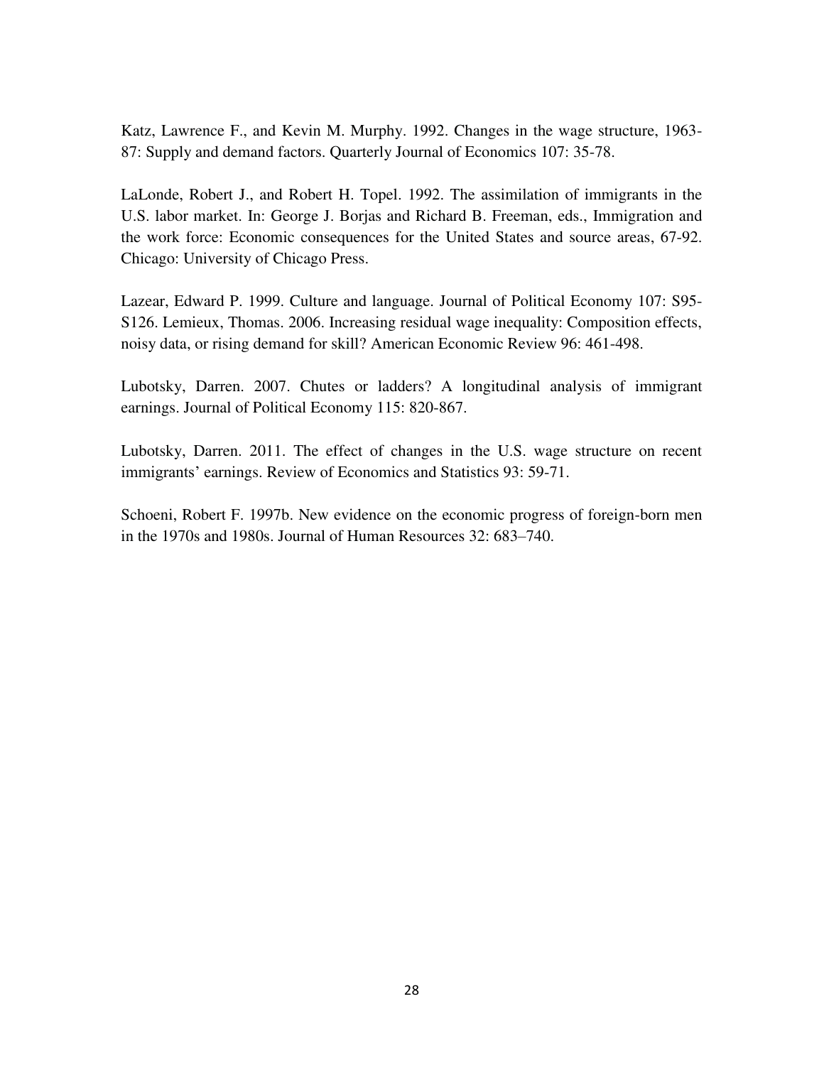Katz, Lawrence F., and Kevin M. Murphy. 1992. Changes in the wage structure, 1963-87: Supply and demand factors. Quarterly Journal of Economics 107: 35-78.

LaLonde, Robert J., and Robert H. Topel. 1992. The assimilation of immigrants in the U.S. labor market. In: George J. Borjas and Richard B. Freeman, eds., Immigration and the work force: Economic consequences for the United States and source areas, 67-92. Chicago: University of Chicago Press.

Lazear, Edward P. 1999. Culture and language. Journal of Political Economy 107: S95-S126. Lemieux, Thomas. 2006. Increasing residual wage inequality: Composition effects, noisy data, or rising demand for skill? American Economic Review 96: 461-498.

Lubotsky, Darren. 2007. Chutes or ladders? A longitudinal analysis of immigrant earnings. Journal of Political Economy 115: 820-867.

Lubotsky, Darren. 2011. The effect of changes in the U.S. wage structure on recent immigrants' earnings. Review of Economics and Statistics 93: 59-71.

Schoeni, Robert F. 1997b. New evidence on the economic progress of foreign-born men in the 1970s and 1980s. Journal of Human Resources 32: 683–740.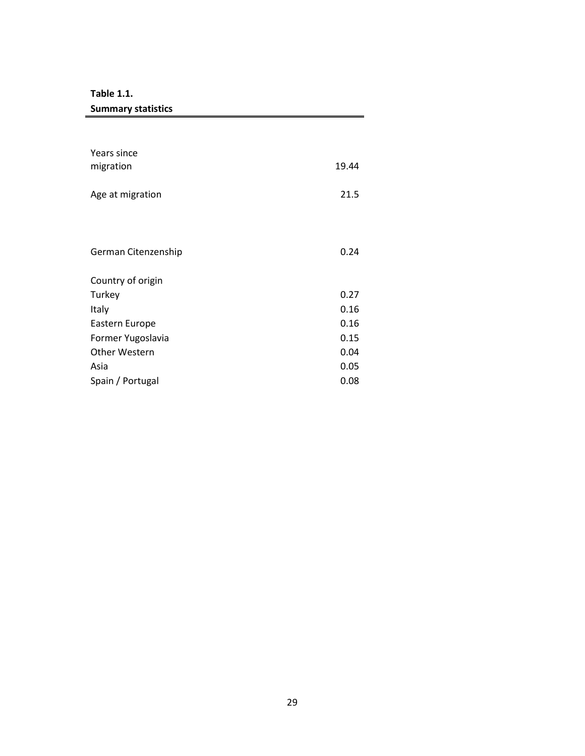**Table 1.1.**
**Summary statistics**

| | |
|---|---|
| Years since migration | 19.44 |
| Age at migration | 21.5 |
| | |
| German Citenzenship | 0.24 |
| Country of origin | |
| Turkey | 0.27 |
| Italy | 0.16 |
| Eastern Europe | 0.16 |
| Former Yugoslavia | 0.15 |
| Other Western | 0.04 |
| Asia | 0.05 |
| Spain / Portugal | 0.08 |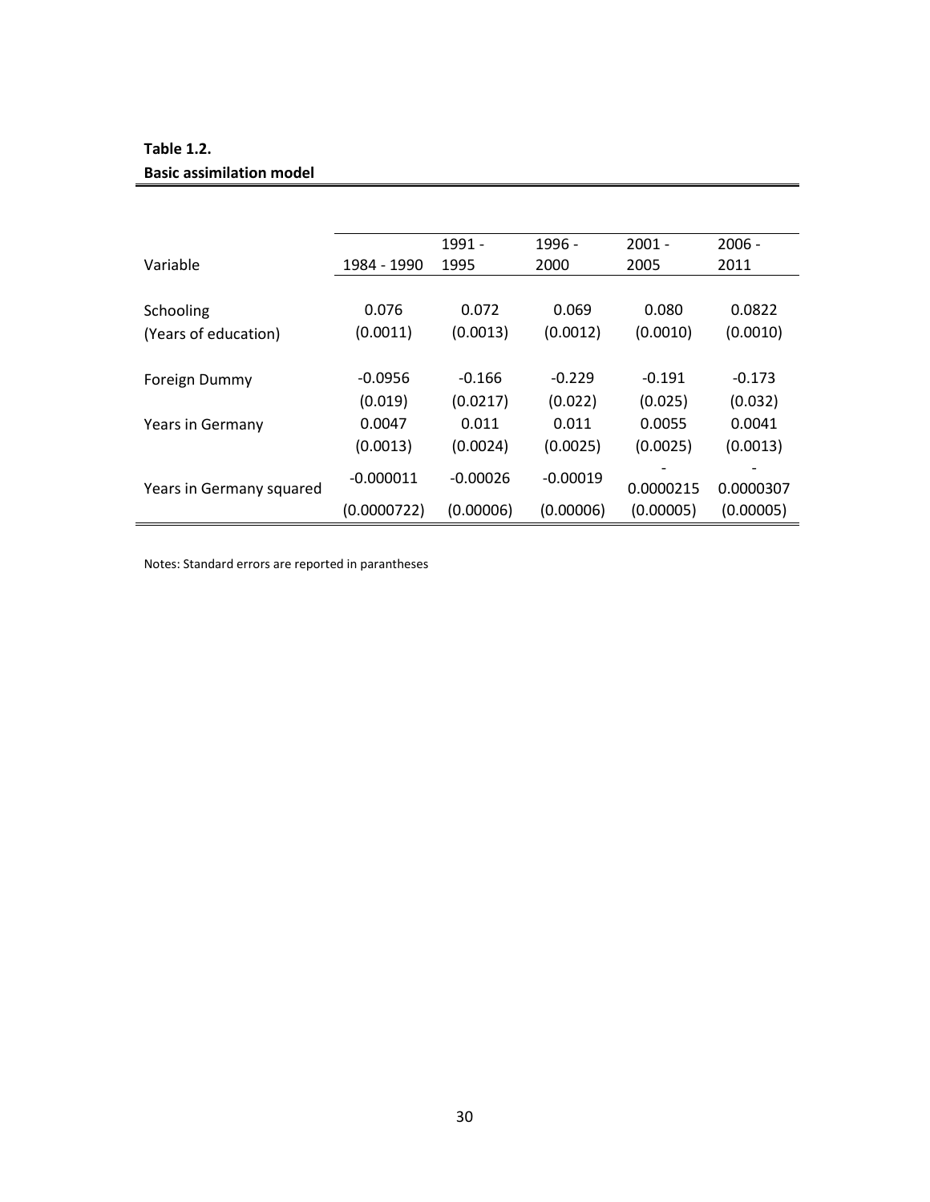**Table 1.2.**
**Basic assimilation model**

| Variable | 1984 - 1990 | 1991 - 1995 | 1996 - 2000 | 2001 - 2005 | 2006 - 2011 |
|---|---|---|---|---|---|
| Schooling | 0.076 | 0.072 | 0.069 | 0.080 | 0.0822 |
| (Years of education) | (0.0011) | (0.0013) | (0.0012) | (0.0010) | (0.0010) |
| Foreign Dummy | -0.0956 | -0.166 | -0.229 | -0.191 | -0.173 |
| | (0.019) | (0.0217) | (0.022) | (0.025) | (0.032) |
| Years in Germany | 0.0047 | 0.011 | 0.011 | 0.0055 | 0.0041 |
| | (0.0013) | (0.0024) | (0.0025) | (0.0025) | (0.0013) |
| Years in Germany squared | -0.000011 | -0.00026 | -0.00019 | -0.0000215 | -0.0000307 |
| | (0.0000722) | (0.00006) | (0.00006) | (0.00005) | (0.00005) |

Notes: Standard errors are reported in parantheses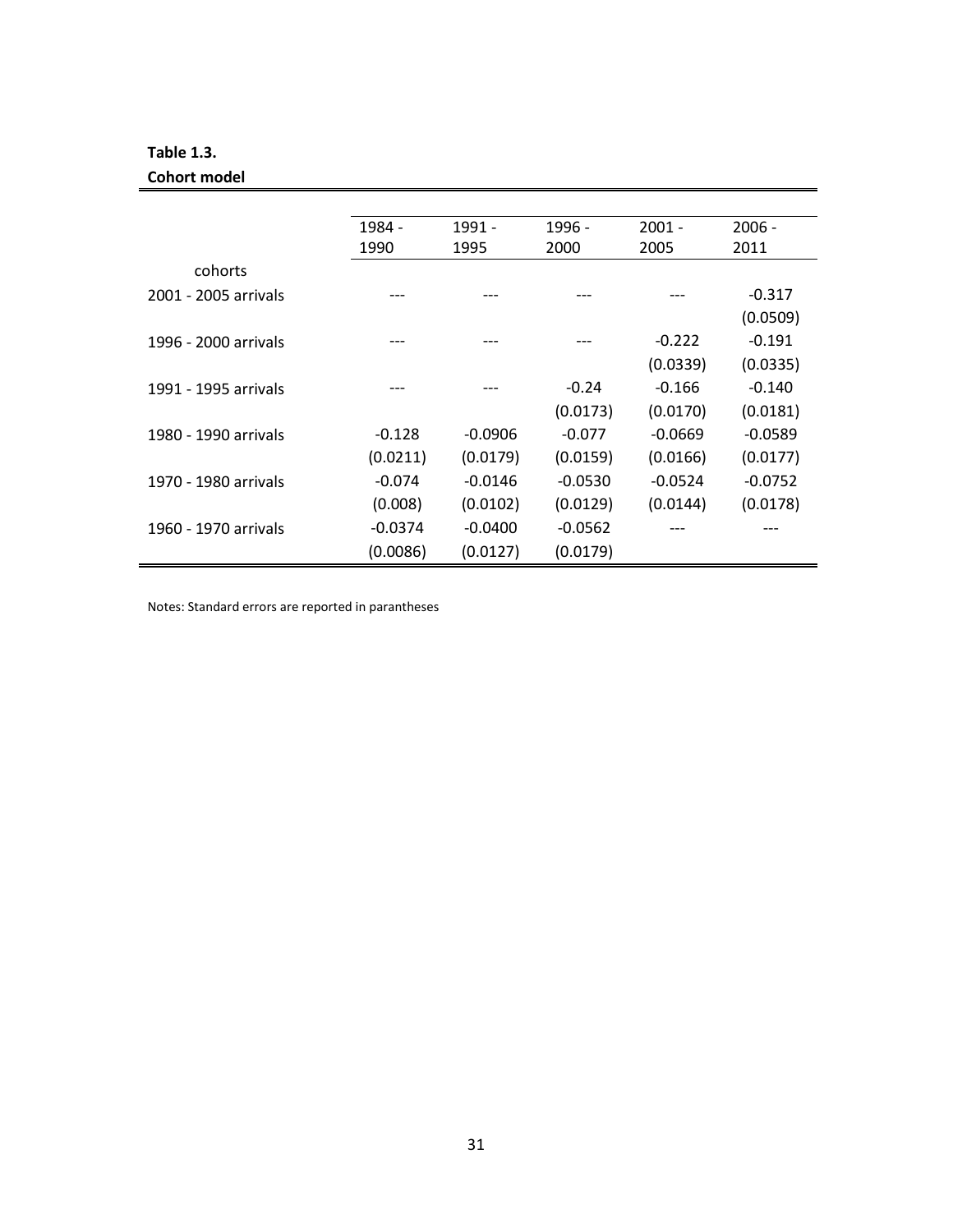**Table 1.3.**

**Cohort model**

| | 1984 - 1990 | 1991 - 1995 | 1996 - 2000 | 2001 - 2005 | 2006 - 2011 |
|---|---|---|---|---|---|
| cohorts | | | | | |
| 2001 - 2005 arrivals | --- | --- | --- | --- | -0.317 |
| | | | | | (0.0509) |
| 1996 - 2000 arrivals | --- | --- | --- | -0.222 | -0.191 |
| | | | | (0.0339) | (0.0335) |
| 1991 - 1995 arrivals | --- | --- | -0.24 | -0.166 | -0.140 |
| | | | (0.0173) | (0.0170) | (0.0181) |
| 1980 - 1990 arrivals | -0.128 | -0.0906 | -0.077 | -0.0669 | -0.0589 |
| | (0.0211) | (0.0179) | (0.0159) | (0.0166) | (0.0177) |
| 1970 - 1980 arrivals | -0.074 | -0.0146 | -0.0530 | -0.0524 | -0.0752 |
| | (0.008) | (0.0102) | (0.0129) | (0.0144) | (0.0178) |
| 1960 - 1970 arrivals | -0.0374 | -0.0400 | -0.0562 | --- | --- |
| | (0.0086) | (0.0127) | (0.0179) | | |

Notes: Standard errors are reported in parantheses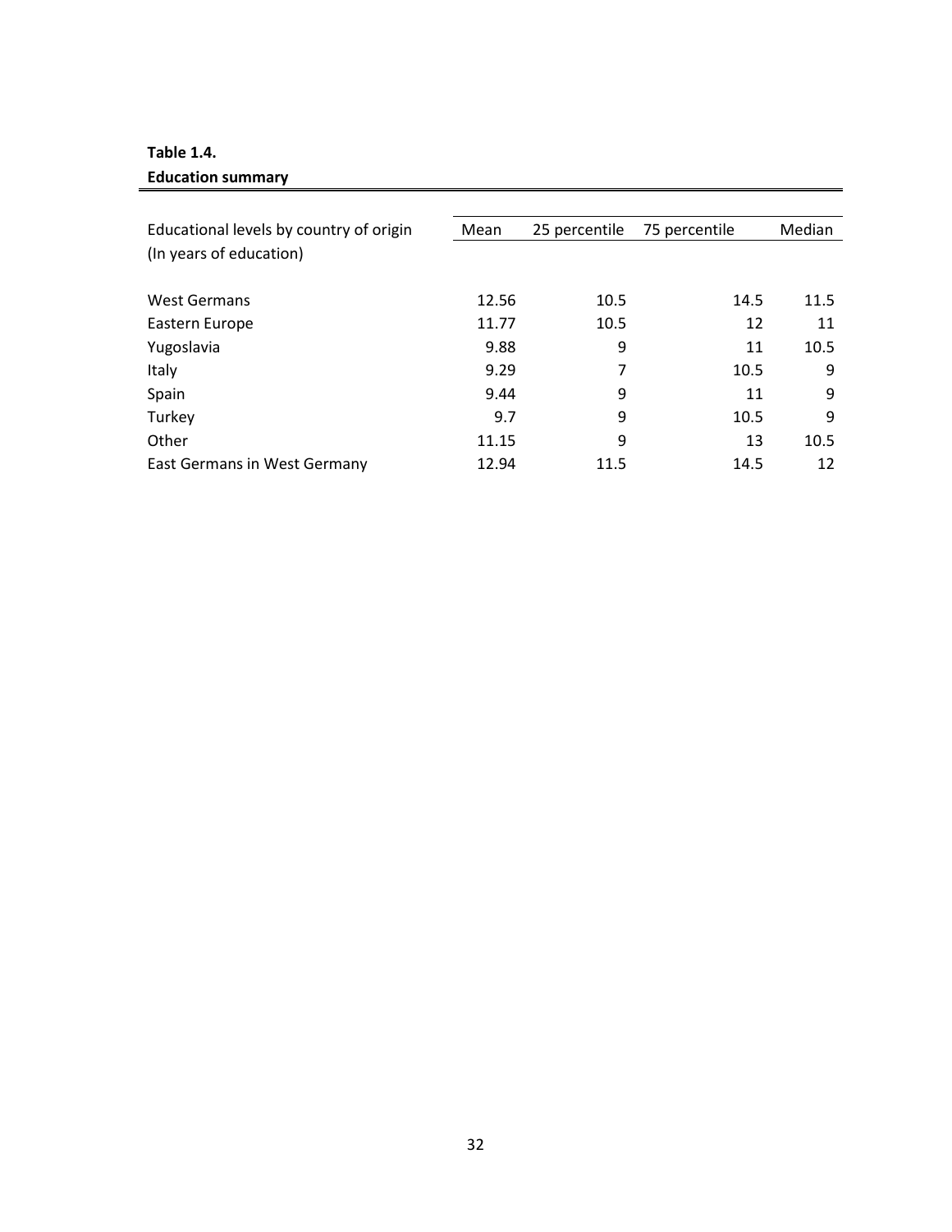**Table 1.4.**
**Education summary**

| Educational levels by country of origin (In years of education) | Mean | 25 percentile | 75 percentile | Median |
|---|---|---|---|---|
| West Germans | 12.56 | 10.5 | 14.5 | 11.5 |
| Eastern Europe | 11.77 | 10.5 | 12 | 11 |
| Yugoslavia | 9.88 | 9 | 11 | 10.5 |
| Italy | 9.29 | 7 | 10.5 | 9 |
| Spain | 9.44 | 9 | 11 | 9 |
| Turkey | 9.7 | 9 | 10.5 | 9 |
| Other | 11.15 | 9 | 13 | 10.5 |
| East Germans in West Germany | 12.94 | 11.5 | 14.5 | 12 |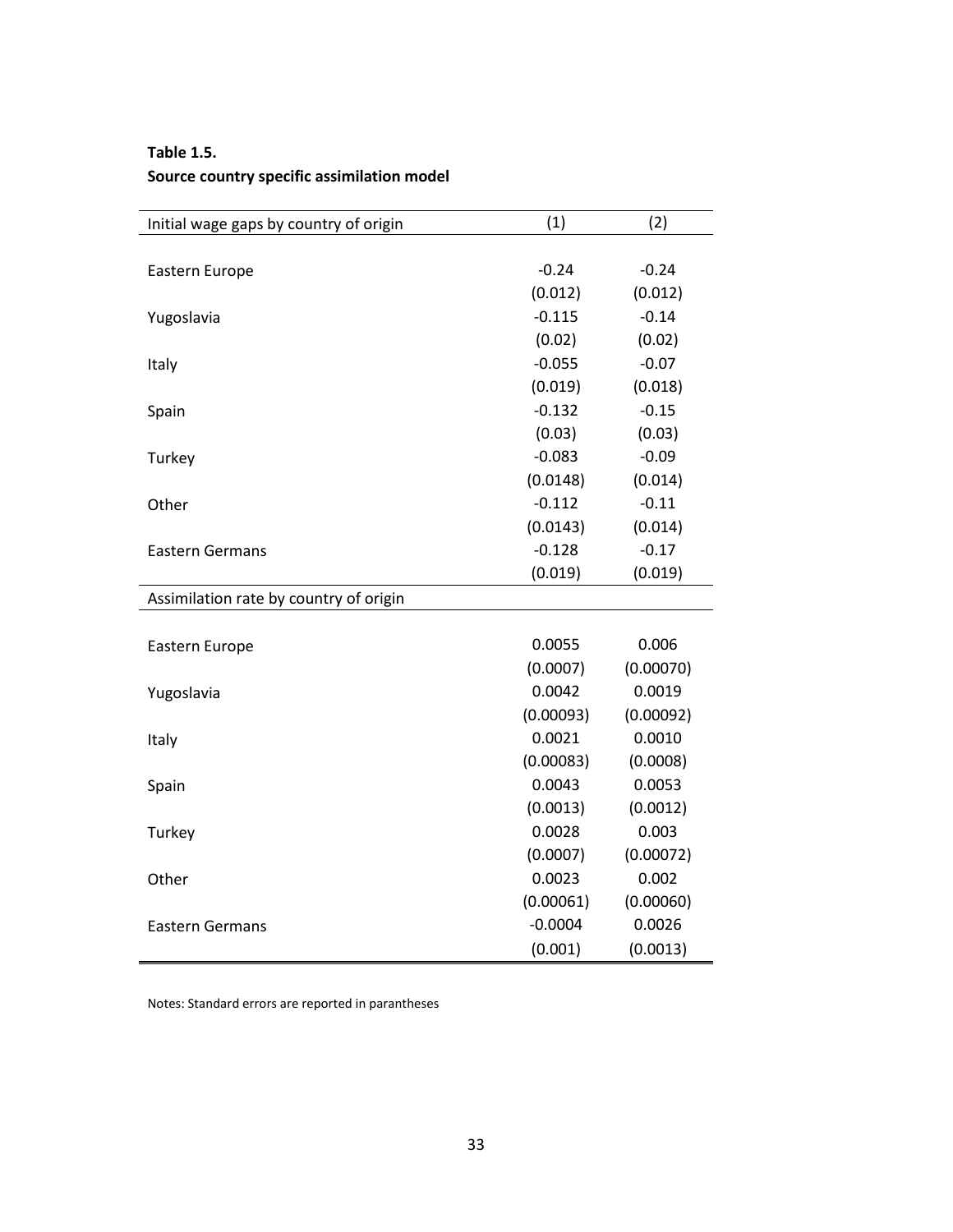**Table 1.5.**
**Source country specific assimilation model**

| Initial wage gaps by country of origin | (1) | (2) |
|---|---|---|
| Eastern Europe | -0.24 | -0.24 |
| | (0.012) | (0.012) |
| Yugoslavia | -0.115 | -0.14 |
| | (0.02) | (0.02) |
| Italy | -0.055 | -0.07 |
| | (0.019) | (0.018) |
| Spain | -0.132 | -0.15 |
| | (0.03) | (0.03) |
| Turkey | -0.083 | -0.09 |
| | (0.0148) | (0.014) |
| Other | -0.112 | -0.11 |
| | (0.0143) | (0.014) |
| Eastern Germans | -0.128 | -0.17 |
| | (0.019) | (0.019) |
| **Assimilation rate by country of origin** | | |
| Eastern Europe | 0.0055 | 0.006 |
| | (0.0007) | (0.00070) |
| Yugoslavia | 0.0042 | 0.0019 |
| | (0.00093) | (0.00092) |
| Italy | 0.0021 | 0.0010 |
| | (0.00083) | (0.0008) |
| Spain | 0.0043 | 0.0053 |
| | (0.0013) | (0.0012) |
| Turkey | 0.0028 | 0.003 |
| | (0.0007) | (0.00072) |
| Other | 0.0023 | 0.002 |
| | (0.00061) | (0.00060) |
| Eastern Germans | -0.0004 | 0.0026 |
| | (0.001) | (0.0013) |

Notes: Standard errors are reported in parantheses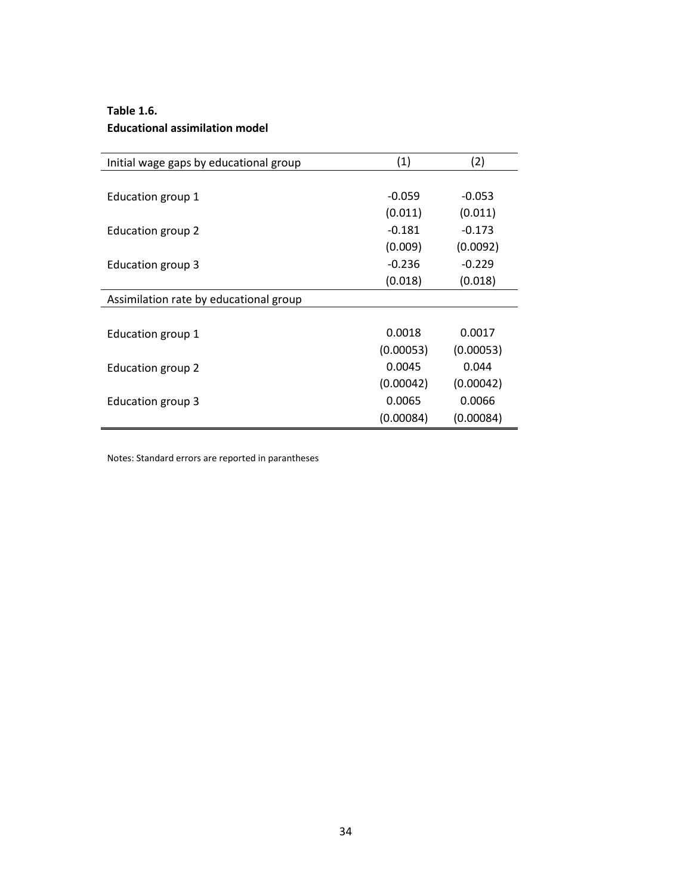**Table 1.6.**
**Educational assimilation model**

| Initial wage gaps by educational group | (1) | (2) |
|---|---|---|
| Education group 1 | -0.059 | -0.053 |
| | (0.011) | (0.011) |
| Education group 2 | -0.181 | -0.173 |
| | (0.009) | (0.0092) |
| Education group 3 | -0.236 | -0.229 |
| | (0.018) | (0.018) |
| **Assimilation rate by educational group** | | |
| Education group 1 | 0.0018 | 0.0017 |
| | (0.00053) | (0.00053) |
| Education group 2 | 0.0045 | 0.044 |
| | (0.00042) | (0.00042) |
| Education group 3 | 0.0065 | 0.0066 |
| | (0.00084) | (0.00084) |

Notes: Standard errors are reported in parantheses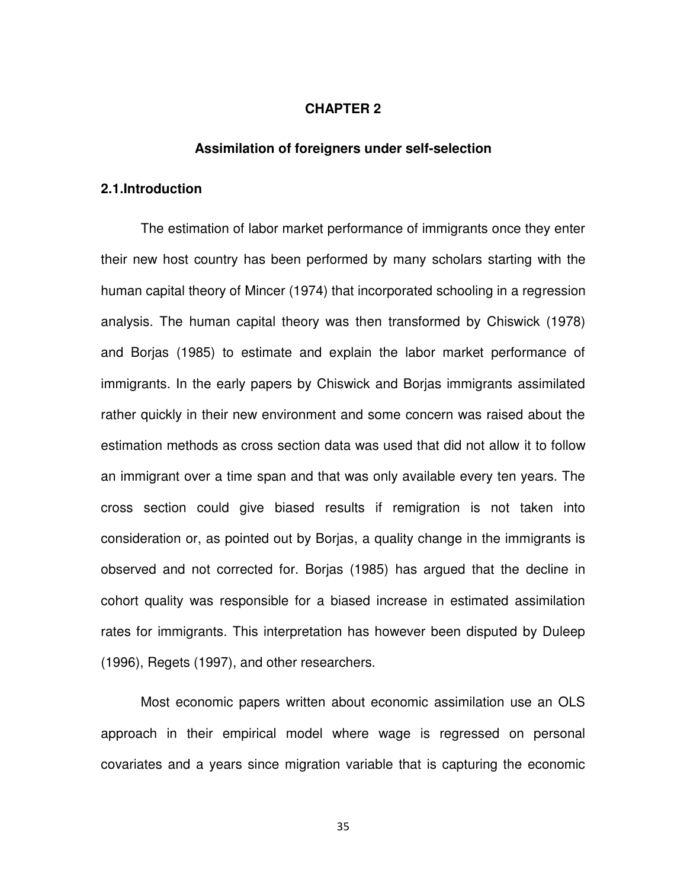# CHAPTER 2

## Assimilation of foreigners under self-selection

### 2.1.Introduction

The estimation of labor market performance of immigrants once they enter their new host country has been performed by many scholars starting with the human capital theory of Mincer (1974) that incorporated schooling in a regression analysis. The human capital theory was then transformed by Chiswick (1978) and Borjas (1985) to estimate and explain the labor market performance of immigrants. In the early papers by Chiswick and Borjas immigrants assimilated rather quickly in their new environment and some concern was raised about the estimation methods as cross section data was used that did not allow it to follow an immigrant over a time span and that was only available every ten years. The cross section could give biased results if remigration is not taken into consideration or, as pointed out by Borjas, a quality change in the immigrants is observed and not corrected for. Borjas (1985) has argued that the decline in cohort quality was responsible for a biased increase in estimated assimilation rates for immigrants. This interpretation has however been disputed by Duleep (1996), Regets (1997), and other researchers.

Most economic papers written about economic assimilation use an OLS approach in their empirical model where wage is regressed on personal covariates and a years since migration variable that is capturing the economic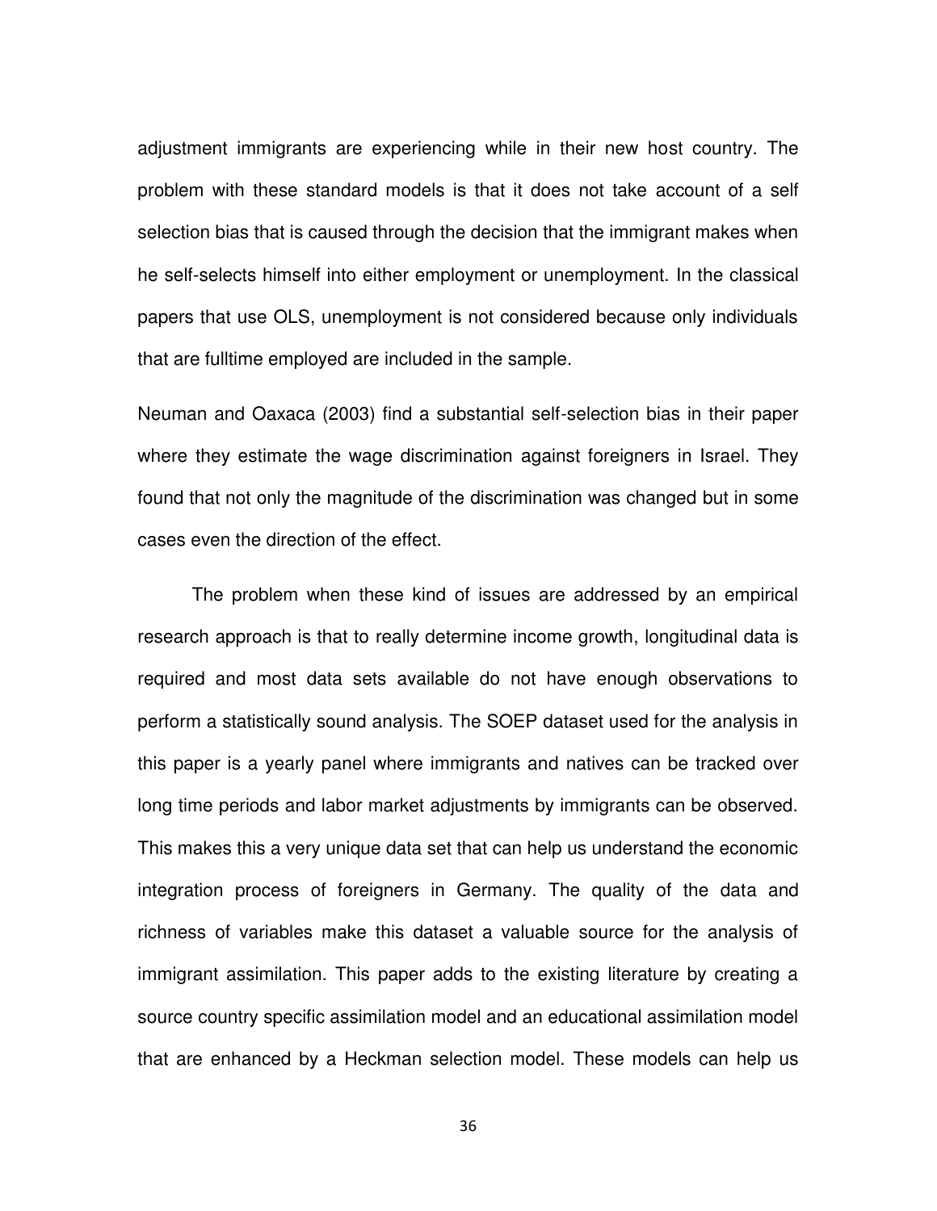adjustment immigrants are experiencing while in their new host country. The problem with these standard models is that it does not take account of a self selection bias that is caused through the decision that the immigrant makes when he self-selects himself into either employment or unemployment. In the classical papers that use OLS, unemployment is not considered because only individuals that are fulltime employed are included in the sample.

Neuman and Oaxaca (2003) find a substantial self-selection bias in their paper where they estimate the wage discrimination against foreigners in Israel. They found that not only the magnitude of the discrimination was changed but in some cases even the direction of the effect.

The problem when these kind of issues are addressed by an empirical research approach is that to really determine income growth, longitudinal data is required and most data sets available do not have enough observations to perform a statistically sound analysis. The SOEP dataset used for the analysis in this paper is a yearly panel where immigrants and natives can be tracked over long time periods and labor market adjustments by immigrants can be observed. This makes this a very unique data set that can help us understand the economic integration process of foreigners in Germany. The quality of the data and richness of variables make this dataset a valuable source for the analysis of immigrant assimilation. This paper adds to the existing literature by creating a source country specific assimilation model and an educational assimilation model that are enhanced by a Heckman selection model. These models can help us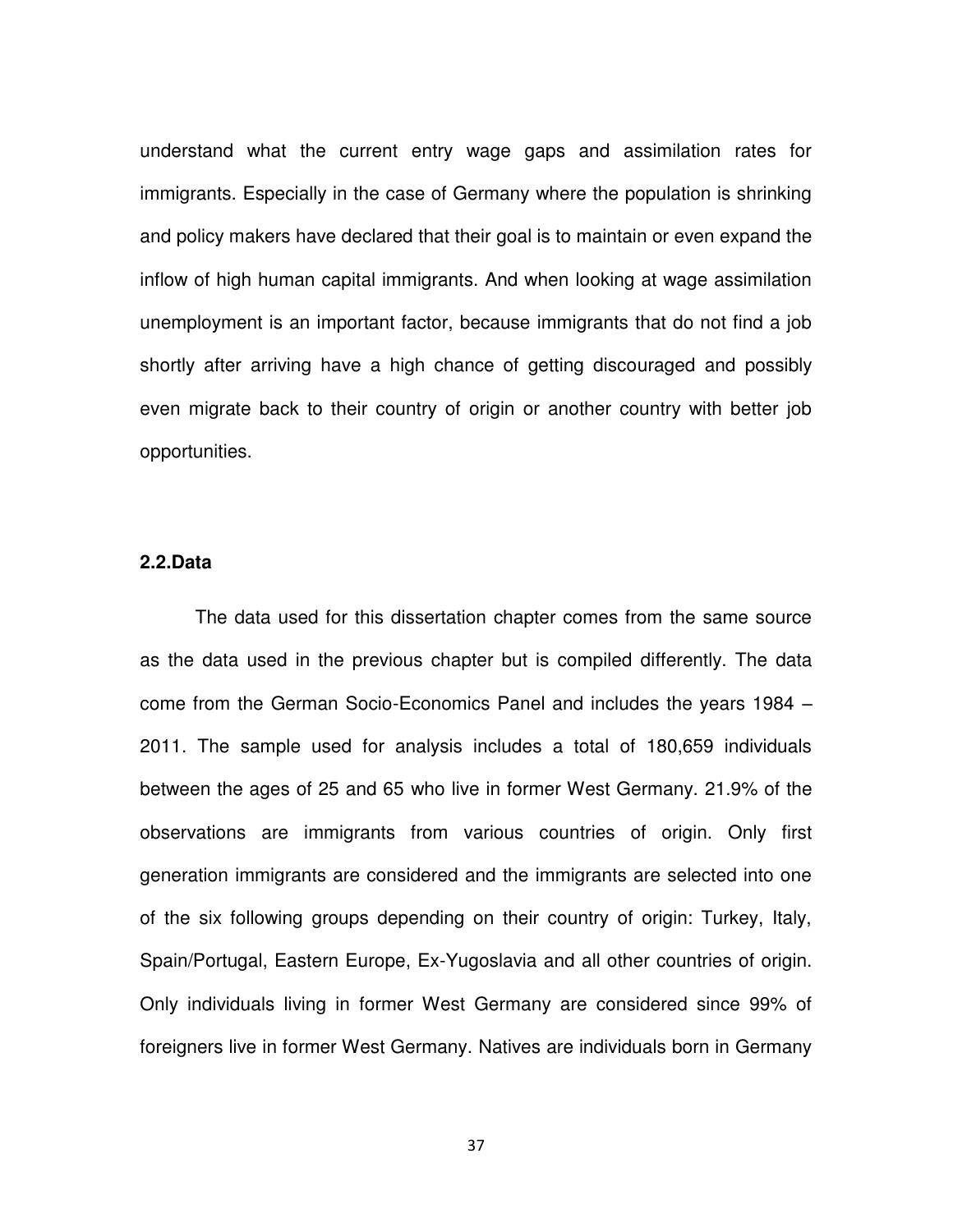understand what the current entry wage gaps and assimilation rates for immigrants. Especially in the case of Germany where the population is shrinking and policy makers have declared that their goal is to maintain or even expand the inflow of high human capital immigrants. And when looking at wage assimilation unemployment is an important factor, because immigrants that do not find a job shortly after arriving have a high chance of getting discouraged and possibly even migrate back to their country of origin or another country with better job opportunities.

## 2.2.Data

The data used for this dissertation chapter comes from the same source as the data used in the previous chapter but is compiled differently. The data come from the German Socio-Economics Panel and includes the years 1984 – 2011. The sample used for analysis includes a total of 180,659 individuals between the ages of 25 and 65 who live in former West Germany. 21.9% of the observations are immigrants from various countries of origin. Only first generation immigrants are considered and the immigrants are selected into one of the six following groups depending on their country of origin: Turkey, Italy, Spain/Portugal, Eastern Europe, Ex-Yugoslavia and all other countries of origin. Only individuals living in former West Germany are considered since 99% of foreigners live in former West Germany. Natives are individuals born in Germany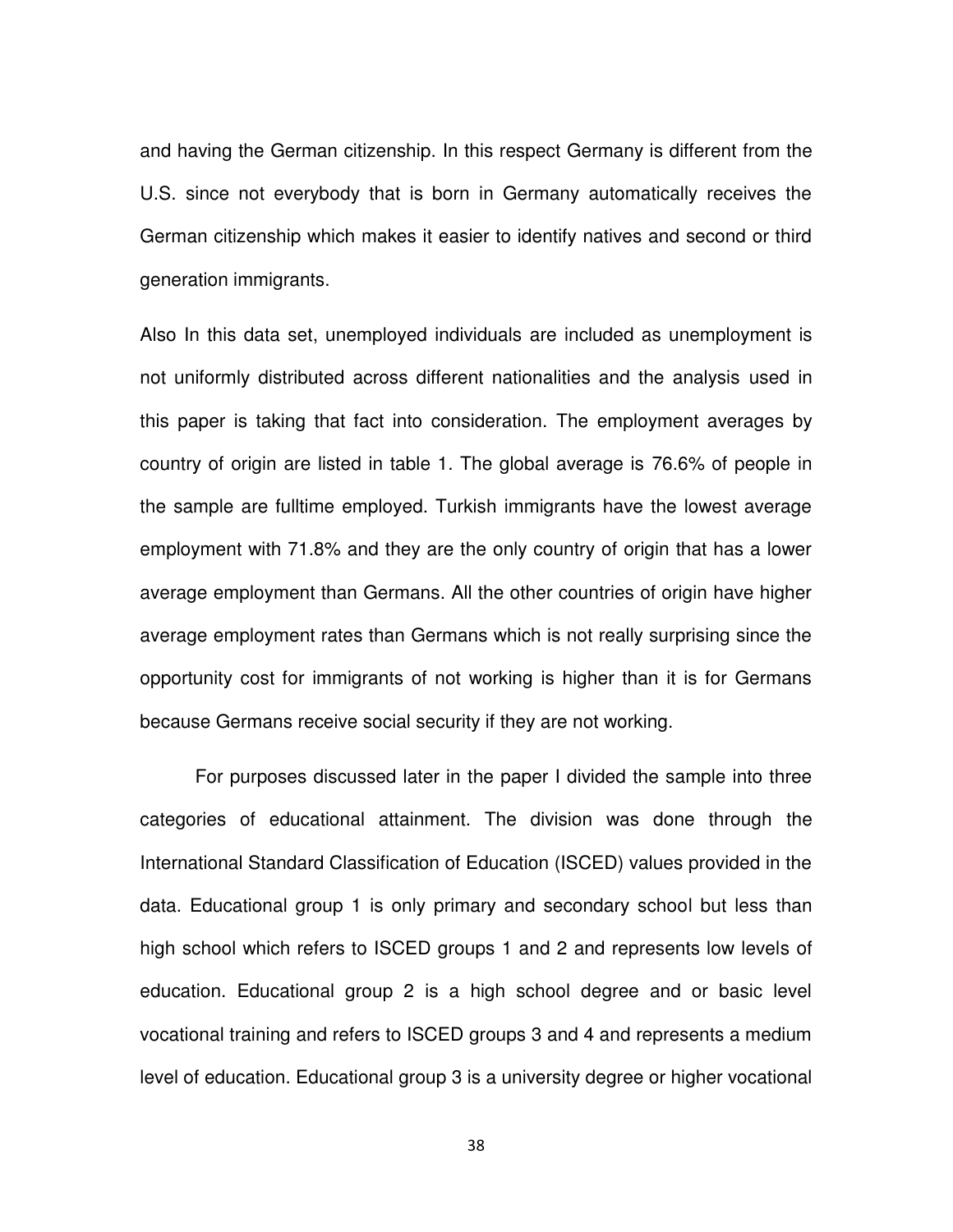and having the German citizenship. In this respect Germany is different from the U.S. since not everybody that is born in Germany automatically receives the German citizenship which makes it easier to identify natives and second or third generation immigrants.

Also In this data set, unemployed individuals are included as unemployment is not uniformly distributed across different nationalities and the analysis used in this paper is taking that fact into consideration. The employment averages by country of origin are listed in table 1. The global average is 76.6% of people in the sample are fulltime employed. Turkish immigrants have the lowest average employment with 71.8% and they are the only country of origin that has a lower average employment than Germans. All the other countries of origin have higher average employment rates than Germans which is not really surprising since the opportunity cost for immigrants of not working is higher than it is for Germans because Germans receive social security if they are not working.

For purposes discussed later in the paper I divided the sample into three categories of educational attainment. The division was done through the International Standard Classification of Education (ISCED) values provided in the data. Educational group 1 is only primary and secondary school but less than high school which refers to ISCED groups 1 and 2 and represents low levels of education. Educational group 2 is a high school degree and or basic level vocational training and refers to ISCED groups 3 and 4 and represents a medium level of education. Educational group 3 is a university degree or higher vocational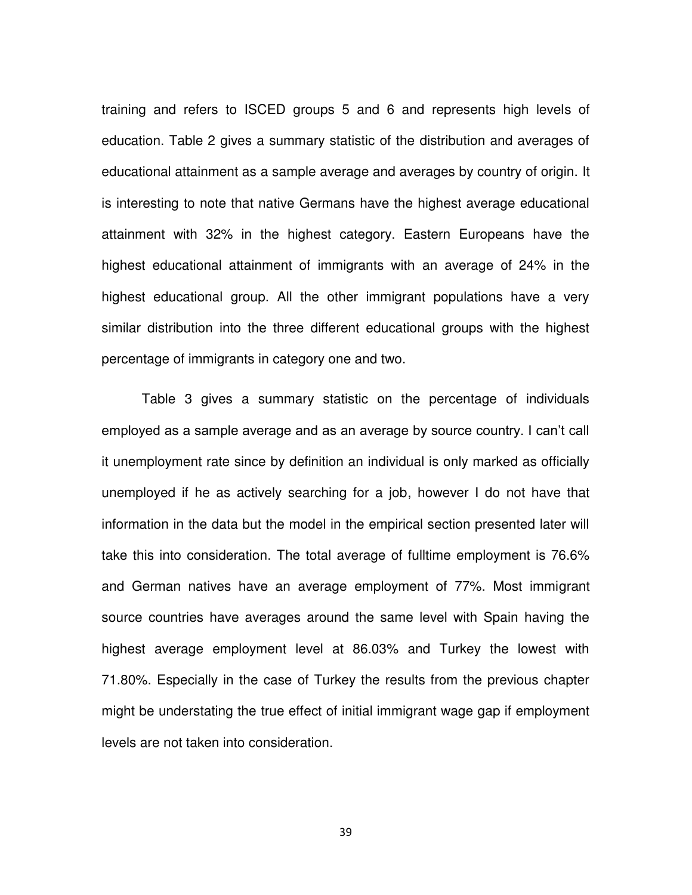training and refers to ISCED groups 5 and 6 and represents high levels of education. Table 2 gives a summary statistic of the distribution and averages of educational attainment as a sample average and averages by country of origin. It is interesting to note that native Germans have the highest average educational attainment with 32% in the highest category. Eastern Europeans have the highest educational attainment of immigrants with an average of 24% in the highest educational group. All the other immigrant populations have a very similar distribution into the three different educational groups with the highest percentage of immigrants in category one and two.

Table 3 gives a summary statistic on the percentage of individuals employed as a sample average and as an average by source country. I can't call it unemployment rate since by definition an individual is only marked as officially unemployed if he as actively searching for a job, however I do not have that information in the data but the model in the empirical section presented later will take this into consideration. The total average of fulltime employment is 76.6% and German natives have an average employment of 77%. Most immigrant source countries have averages around the same level with Spain having the highest average employment level at 86.03% and Turkey the lowest with 71.80%. Especially in the case of Turkey the results from the previous chapter might be understating the true effect of initial immigrant wage gap if employment levels are not taken into consideration.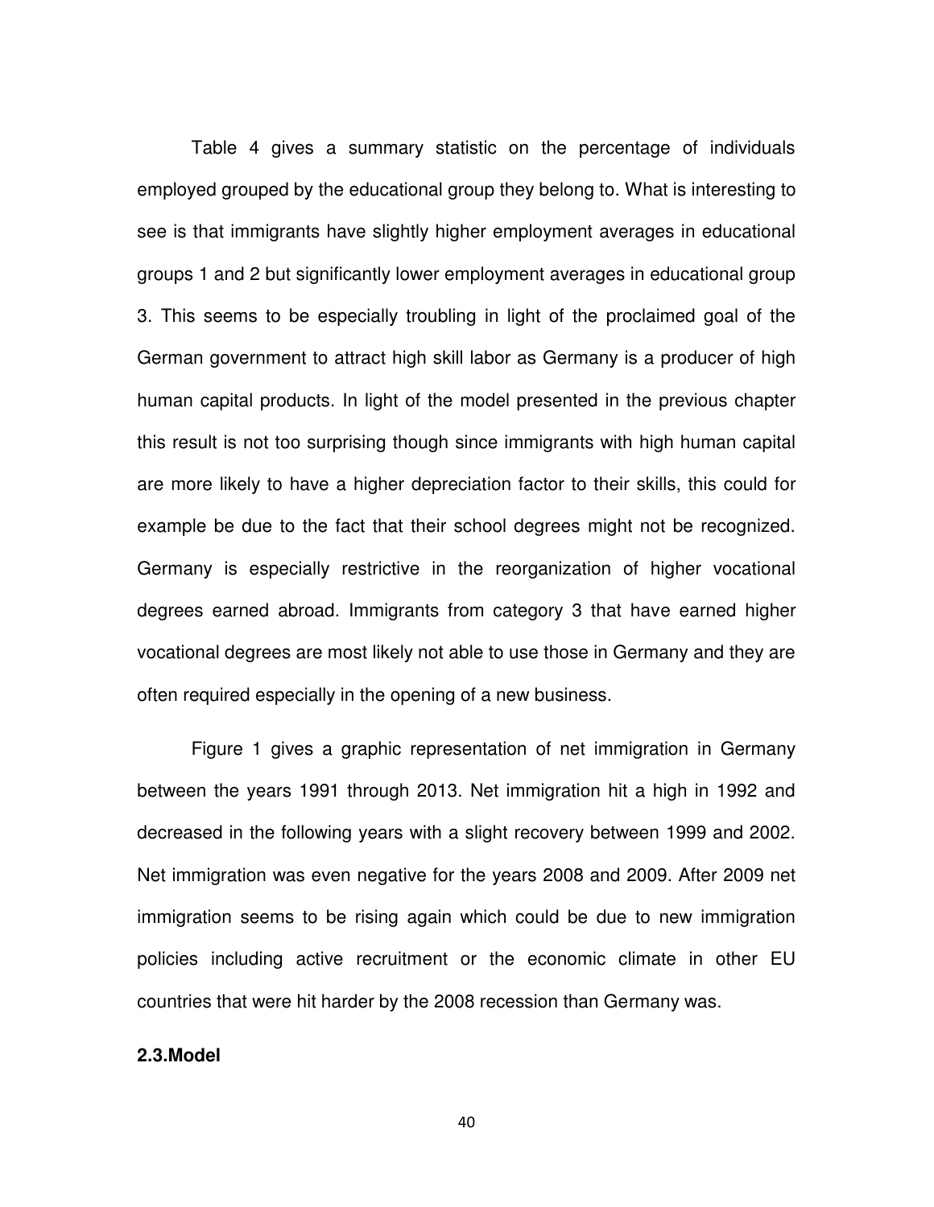Table 4 gives a summary statistic on the percentage of individuals employed grouped by the educational group they belong to. What is interesting to see is that immigrants have slightly higher employment averages in educational groups 1 and 2 but significantly lower employment averages in educational group 3. This seems to be especially troubling in light of the proclaimed goal of the German government to attract high skill labor as Germany is a producer of high human capital products. In light of the model presented in the previous chapter this result is not too surprising though since immigrants with high human capital are more likely to have a higher depreciation factor to their skills, this could for example be due to the fact that their school degrees might not be recognized. Germany is especially restrictive in the reorganization of higher vocational degrees earned abroad. Immigrants from category 3 that have earned higher vocational degrees are most likely not able to use those in Germany and they are often required especially in the opening of a new business.

Figure 1 gives a graphic representation of net immigration in Germany between the years 1991 through 2013. Net immigration hit a high in 1992 and decreased in the following years with a slight recovery between 1999 and 2002. Net immigration was even negative for the years 2008 and 2009. After 2009 net immigration seems to be rising again which could be due to new immigration policies including active recruitment or the economic climate in other EU countries that were hit harder by the 2008 recession than Germany was.

### 2.3.Model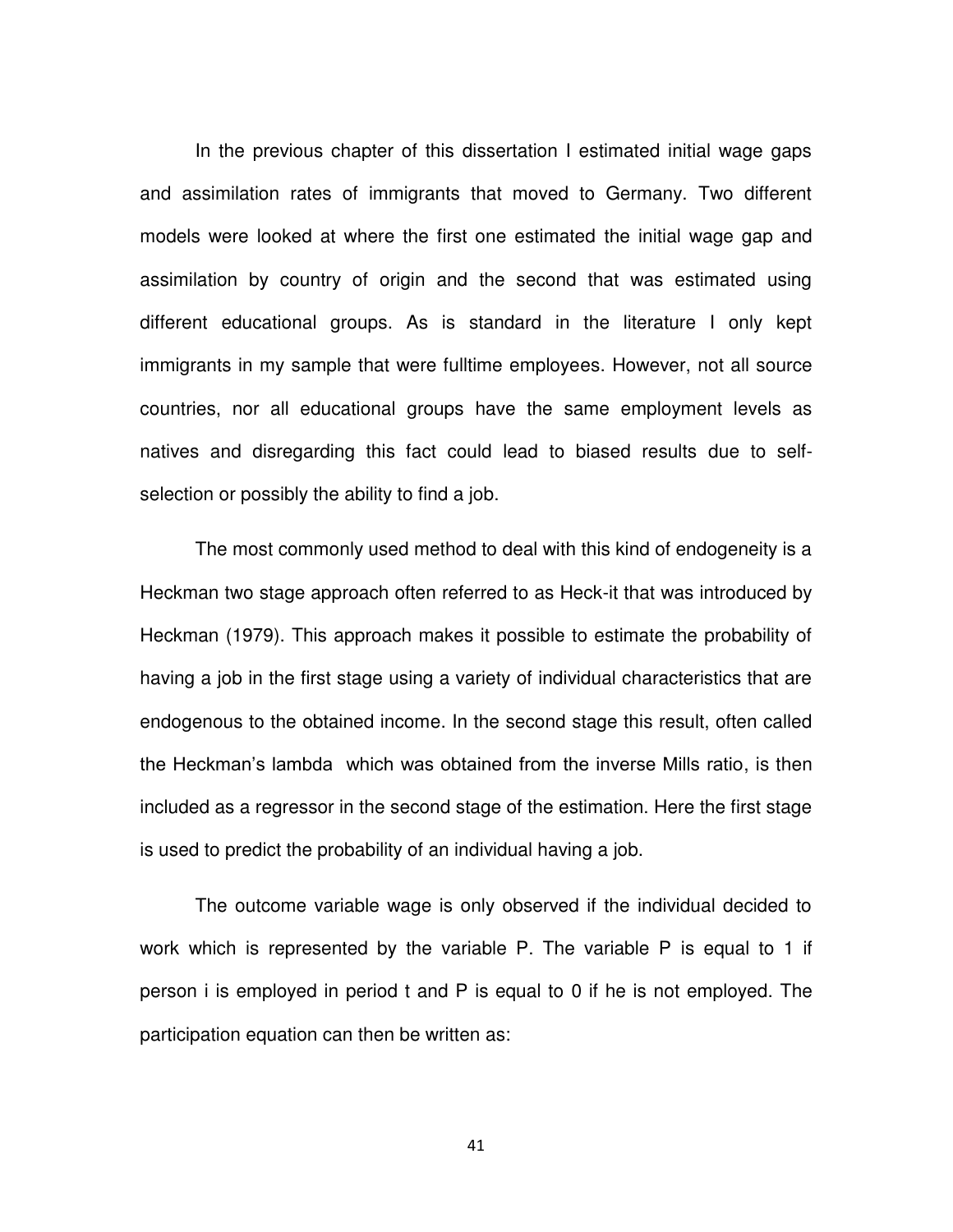In the previous chapter of this dissertation I estimated initial wage gaps and assimilation rates of immigrants that moved to Germany. Two different models were looked at where the first one estimated the initial wage gap and assimilation by country of origin and the second that was estimated using different educational groups. As is standard in the literature I only kept immigrants in my sample that were fulltime employees. However, not all source countries, nor all educational groups have the same employment levels as natives and disregarding this fact could lead to biased results due to self-selection or possibly the ability to find a job.

The most commonly used method to deal with this kind of endogeneity is a Heckman two stage approach often referred to as Heck-it that was introduced by Heckman (1979). This approach makes it possible to estimate the probability of having a job in the first stage using a variety of individual characteristics that are endogenous to the obtained income. In the second stage this result, often called the Heckman's lambda which was obtained from the inverse Mills ratio, is then included as a regressor in the second stage of the estimation. Here the first stage is used to predict the probability of an individual having a job.

The outcome variable wage is only observed if the individual decided to work which is represented by the variable P. The variable P is equal to 1 if person i is employed in period t and P is equal to 0 if he is not employed. The participation equation can then be written as: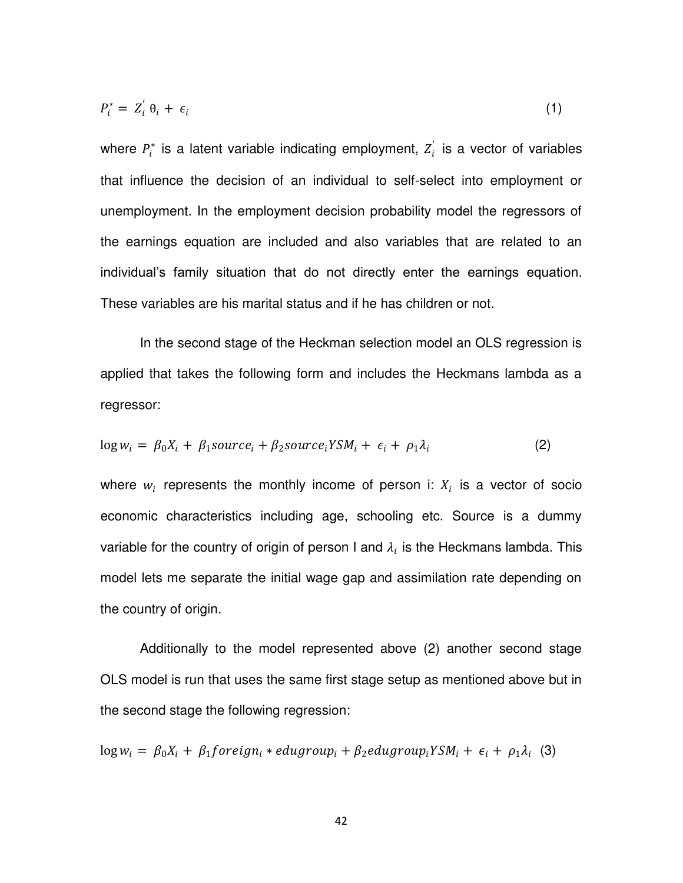$$P_i^* = Z_i^{'} \theta_i + \epsilon_i \tag{1}$$

where $P_i^*$ is a latent variable indicating employment, $Z_i^{'}$ is a vector of variables that influence the decision of an individual to self-select into employment or unemployment. In the employment decision probability model the regressors of the earnings equation are included and also variables that are related to an individual's family situation that do not directly enter the earnings equation. These variables are his marital status and if he has children or not.

In the second stage of the Heckman selection model an OLS regression is applied that takes the following form and includes the Heckmans lambda as a regressor:

$$\log w_i = \beta_0 X_i + \beta_1 source_i + \beta_2 source_i YSM_i + \epsilon_i + \rho_1 \lambda_i \tag{2}$$

where $w_i$ represents the monthly income of person i: $X_i$ is a vector of socio economic characteristics including age, schooling etc. Source is a dummy variable for the country of origin of person I and $\lambda_i$ is the Heckmans lambda. This model lets me separate the initial wage gap and assimilation rate depending on the country of origin.

Additionally to the model represented above (2) another second stage OLS model is run that uses the same first stage setup as mentioned above but in the second stage the following regression:

$$\log w_i = \beta_0 X_i + \beta_1 foreign_i * edugroup_i + \beta_2 edugroup_i YSM_i + \epsilon_i + \rho_1 \lambda_i \tag{3}$$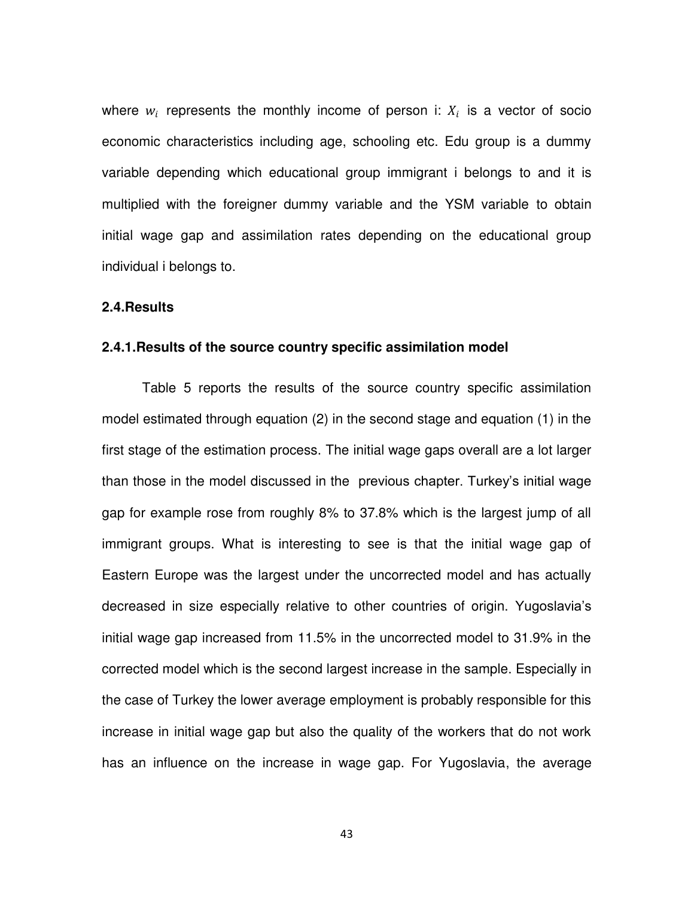where $w_i$ represents the monthly income of person i: $X_i$ is a vector of socio economic characteristics including age, schooling etc. Edu group is a dummy variable depending which educational group immigrant i belongs to and it is multiplied with the foreigner dummy variable and the YSM variable to obtain initial wage gap and assimilation rates depending on the educational group individual i belongs to.

### 2.4.Results

### 2.4.1.Results of the source country specific assimilation model

Table 5 reports the results of the source country specific assimilation model estimated through equation (2) in the second stage and equation (1) in the first stage of the estimation process. The initial wage gaps overall are a lot larger than those in the model discussed in the previous chapter. Turkey's initial wage gap for example rose from roughly 8% to 37.8% which is the largest jump of all immigrant groups. What is interesting to see is that the initial wage gap of Eastern Europe was the largest under the uncorrected model and has actually decreased in size especially relative to other countries of origin. Yugoslavia's initial wage gap increased from 11.5% in the uncorrected model to 31.9% in the corrected model which is the second largest increase in the sample. Especially in the case of Turkey the lower average employment is probably responsible for this increase in initial wage gap but also the quality of the workers that do not work has an influence on the increase in wage gap. For Yugoslavia, the average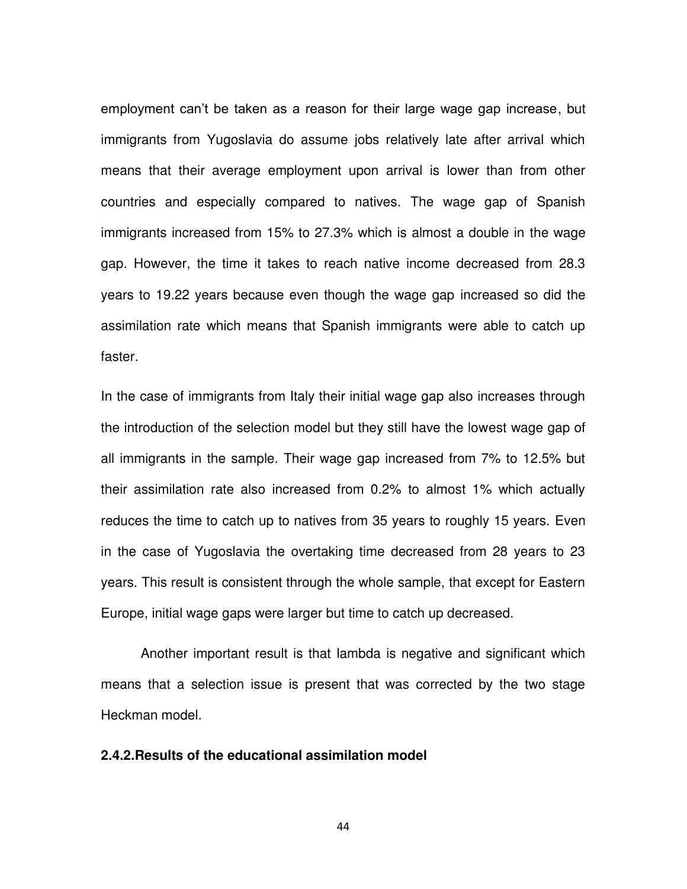employment can't be taken as a reason for their large wage gap increase, but immigrants from Yugoslavia do assume jobs relatively late after arrival which means that their average employment upon arrival is lower than from other countries and especially compared to natives. The wage gap of Spanish immigrants increased from 15% to 27.3% which is almost a double in the wage gap. However, the time it takes to reach native income decreased from 28.3 years to 19.22 years because even though the wage gap increased so did the assimilation rate which means that Spanish immigrants were able to catch up faster.

In the case of immigrants from Italy their initial wage gap also increases through the introduction of the selection model but they still have the lowest wage gap of all immigrants in the sample. Their wage gap increased from 7% to 12.5% but their assimilation rate also increased from 0.2% to almost 1% which actually reduces the time to catch up to natives from 35 years to roughly 15 years. Even in the case of Yugoslavia the overtaking time decreased from 28 years to 23 years. This result is consistent through the whole sample, that except for Eastern Europe, initial wage gaps were larger but time to catch up decreased.

Another important result is that lambda is negative and significant which means that a selection issue is present that was corrected by the two stage Heckman model.

### 2.4.2. Results of the educational assimilation model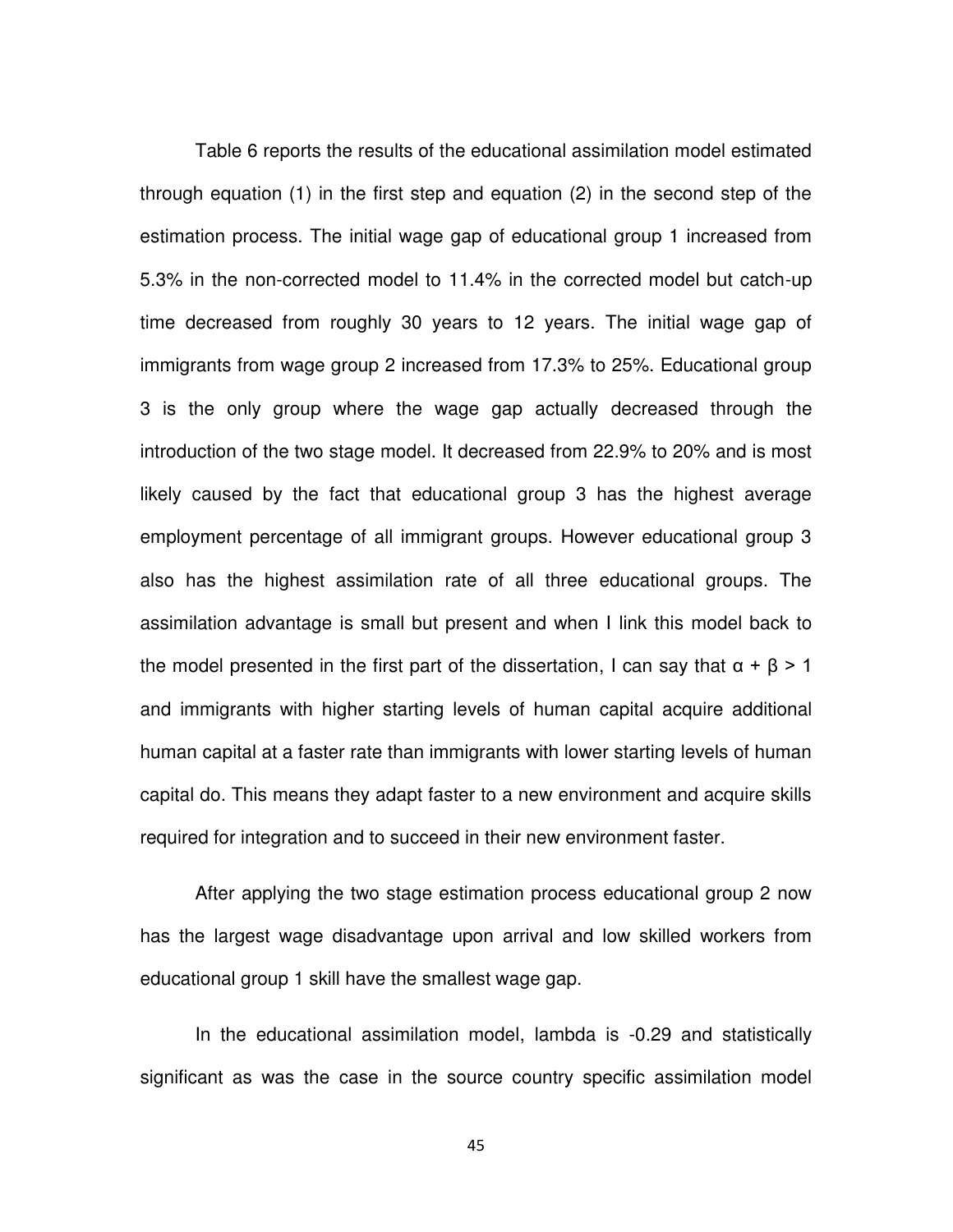Table 6 reports the results of the educational assimilation model estimated through equation (1) in the first step and equation (2) in the second step of the estimation process. The initial wage gap of educational group 1 increased from 5.3% in the non-corrected model to 11.4% in the corrected model but catch-up time decreased from roughly 30 years to 12 years. The initial wage gap of immigrants from wage group 2 increased from 17.3% to 25%. Educational group 3 is the only group where the wage gap actually decreased through the introduction of the two stage model. It decreased from 22.9% to 20% and is most likely caused by the fact that educational group 3 has the highest average employment percentage of all immigrant groups. However educational group 3 also has the highest assimilation rate of all three educational groups. The assimilation advantage is small but present and when I link this model back to the model presented in the first part of the dissertation, I can say that $\alpha + \beta > 1$ and immigrants with higher starting levels of human capital acquire additional human capital at a faster rate than immigrants with lower starting levels of human capital do. This means they adapt faster to a new environment and acquire skills required for integration and to succeed in their new environment faster.

After applying the two stage estimation process educational group 2 now has the largest wage disadvantage upon arrival and low skilled workers from educational group 1 skill have the smallest wage gap.

In the educational assimilation model, lambda is -0.29 and statistically significant as was the case in the source country specific assimilation model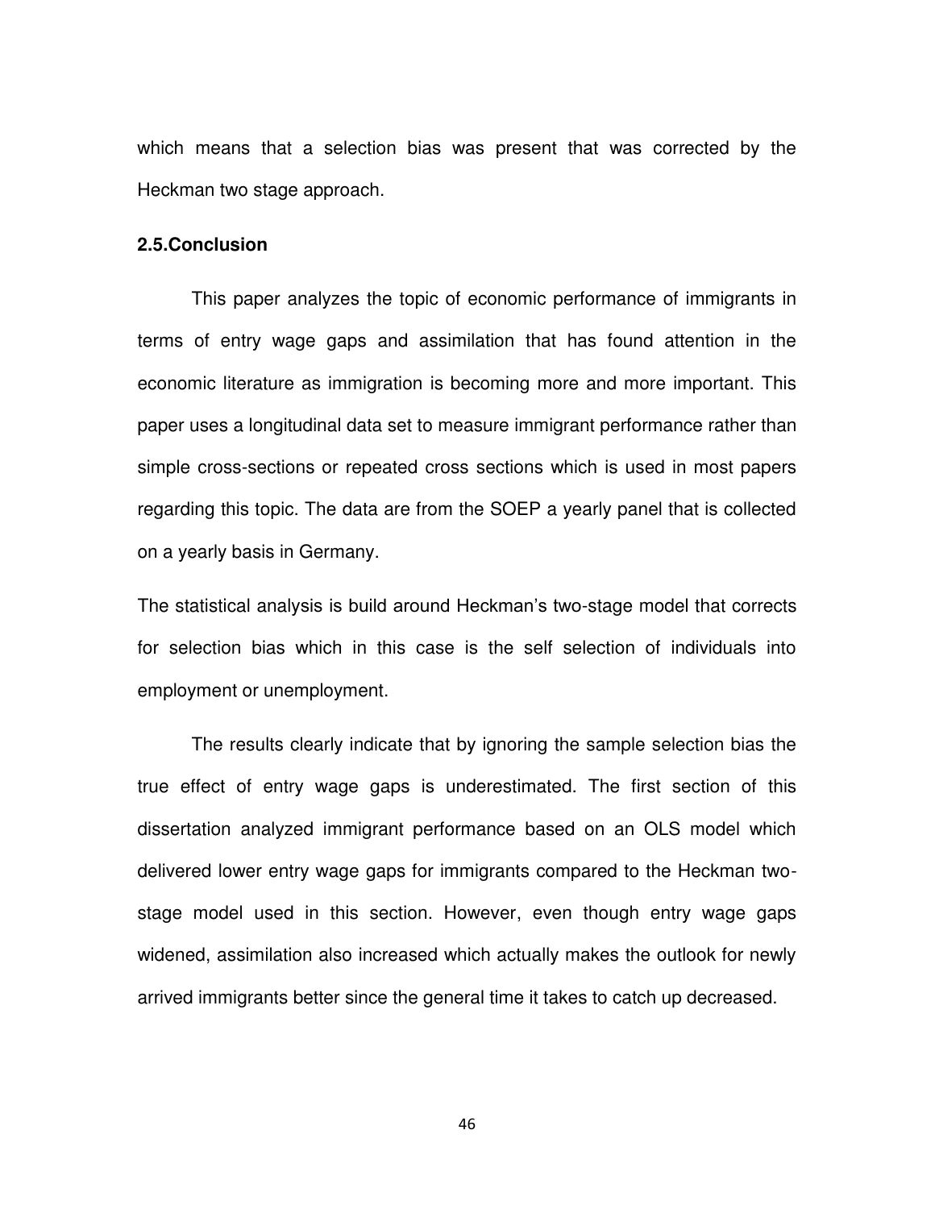which means that a selection bias was present that was corrected by the Heckman two stage approach.

### 2.5.Conclusion

This paper analyzes the topic of economic performance of immigrants in terms of entry wage gaps and assimilation that has found attention in the economic literature as immigration is becoming more and more important. This paper uses a longitudinal data set to measure immigrant performance rather than simple cross-sections or repeated cross sections which is used in most papers regarding this topic. The data are from the SOEP a yearly panel that is collected on a yearly basis in Germany.

The statistical analysis is build around Heckman's two-stage model that corrects for selection bias which in this case is the self selection of individuals into employment or unemployment.

The results clearly indicate that by ignoring the sample selection bias the true effect of entry wage gaps is underestimated. The first section of this dissertation analyzed immigrant performance based on an OLS model which delivered lower entry wage gaps for immigrants compared to the Heckman two-stage model used in this section. However, even though entry wage gaps widened, assimilation also increased which actually makes the outlook for newly arrived immigrants better since the general time it takes to catch up decreased.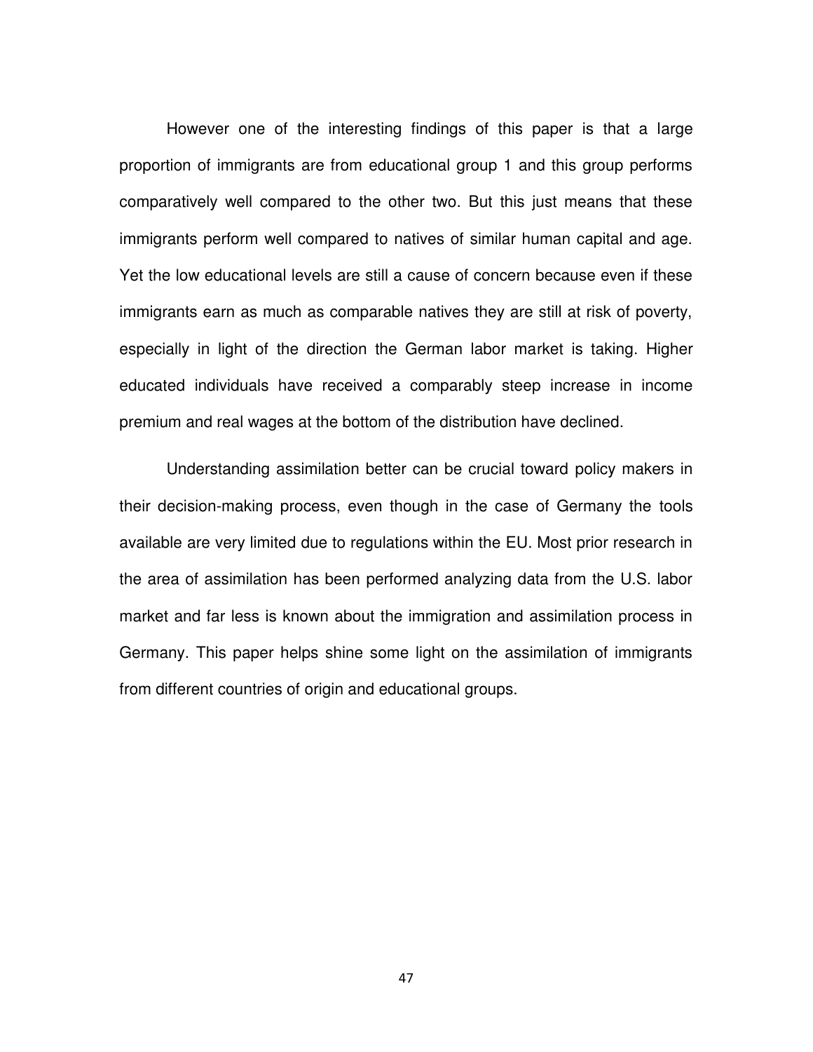However one of the interesting findings of this paper is that a large proportion of immigrants are from educational group 1 and this group performs comparatively well compared to the other two. But this just means that these immigrants perform well compared to natives of similar human capital and age. Yet the low educational levels are still a cause of concern because even if these immigrants earn as much as comparable natives they are still at risk of poverty, especially in light of the direction the German labor market is taking. Higher educated individuals have received a comparably steep increase in income premium and real wages at the bottom of the distribution have declined.

Understanding assimilation better can be crucial toward policy makers in their decision-making process, even though in the case of Germany the tools available are very limited due to regulations within the EU. Most prior research in the area of assimilation has been performed analyzing data from the U.S. labor market and far less is known about the immigration and assimilation process in Germany. This paper helps shine some light on the assimilation of immigrants from different countries of origin and educational groups.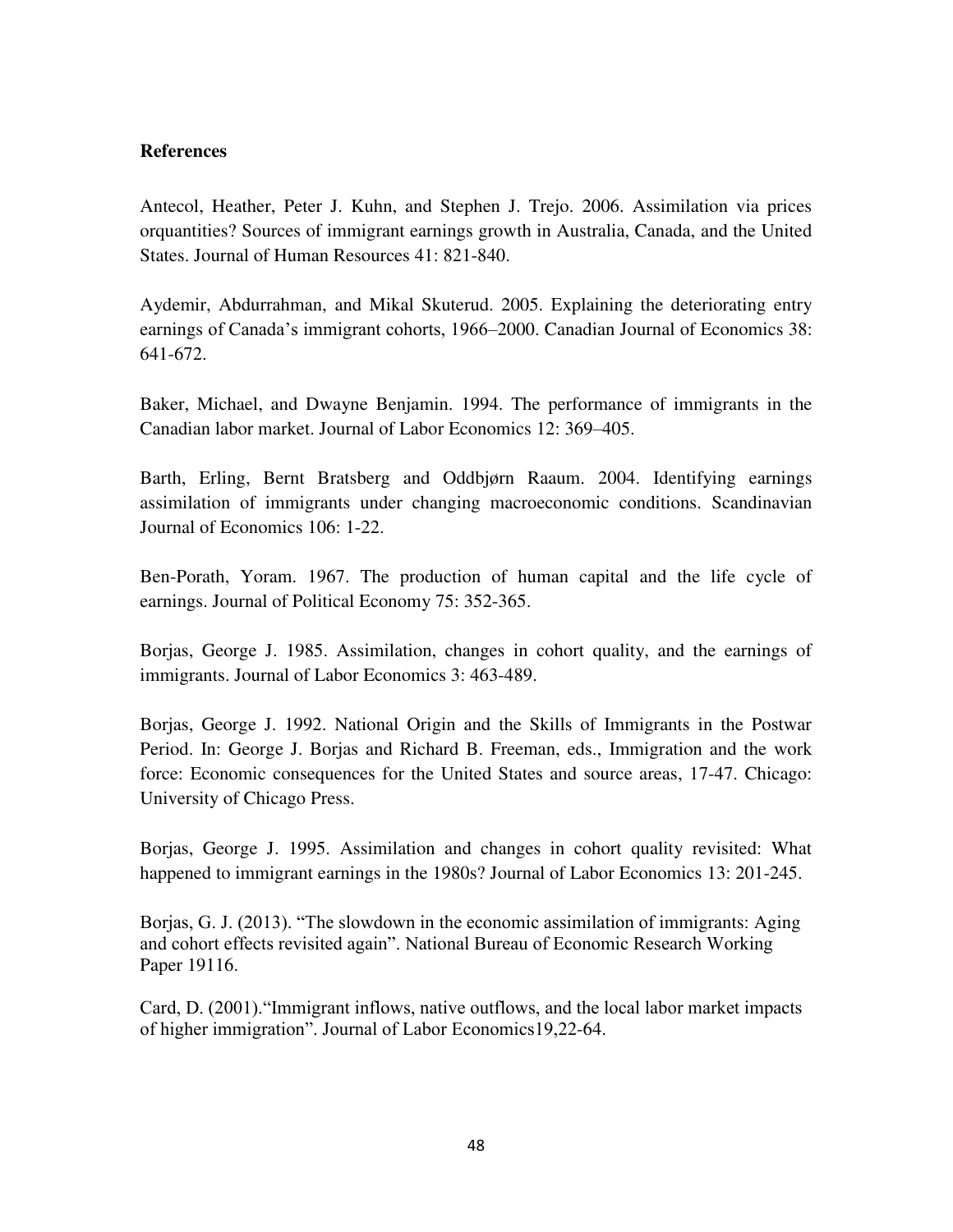**References**

Antecol, Heather, Peter J. Kuhn, and Stephen J. Trejo. 2006. Assimilation via prices orquantities? Sources of immigrant earnings growth in Australia, Canada, and the United States. Journal of Human Resources 41: 821-840.

Aydemir, Abdurrahman, and Mikal Skuterud. 2005. Explaining the deteriorating entry earnings of Canada's immigrant cohorts, 1966–2000. Canadian Journal of Economics 38: 641-672.

Baker, Michael, and Dwayne Benjamin. 1994. The performance of immigrants in the Canadian labor market. Journal of Labor Economics 12: 369–405.

Barth, Erling, Bernt Bratsberg and Oddbjørn Raaum. 2004. Identifying earnings assimilation of immigrants under changing macroeconomic conditions. Scandinavian Journal of Economics 106: 1-22.

Ben-Porath, Yoram. 1967. The production of human capital and the life cycle of earnings. Journal of Political Economy 75: 352-365.

Borjas, George J. 1985. Assimilation, changes in cohort quality, and the earnings of immigrants. Journal of Labor Economics 3: 463-489.

Borjas, George J. 1992. National Origin and the Skills of Immigrants in the Postwar Period. In: George J. Borjas and Richard B. Freeman, eds., Immigration and the work force: Economic consequences for the United States and source areas, 17-47. Chicago: University of Chicago Press.

Borjas, George J. 1995. Assimilation and changes in cohort quality revisited: What happened to immigrant earnings in the 1980s? Journal of Labor Economics 13: 201-245.

Borjas, G. J. (2013). "The slowdown in the economic assimilation of immigrants: Aging and cohort effects revisited again". National Bureau of Economic Research Working Paper 19116.

Card, D. (2001)."Immigrant inflows, native outflows, and the local labor market impacts of higher immigration". Journal of Labor Economics19,22-64.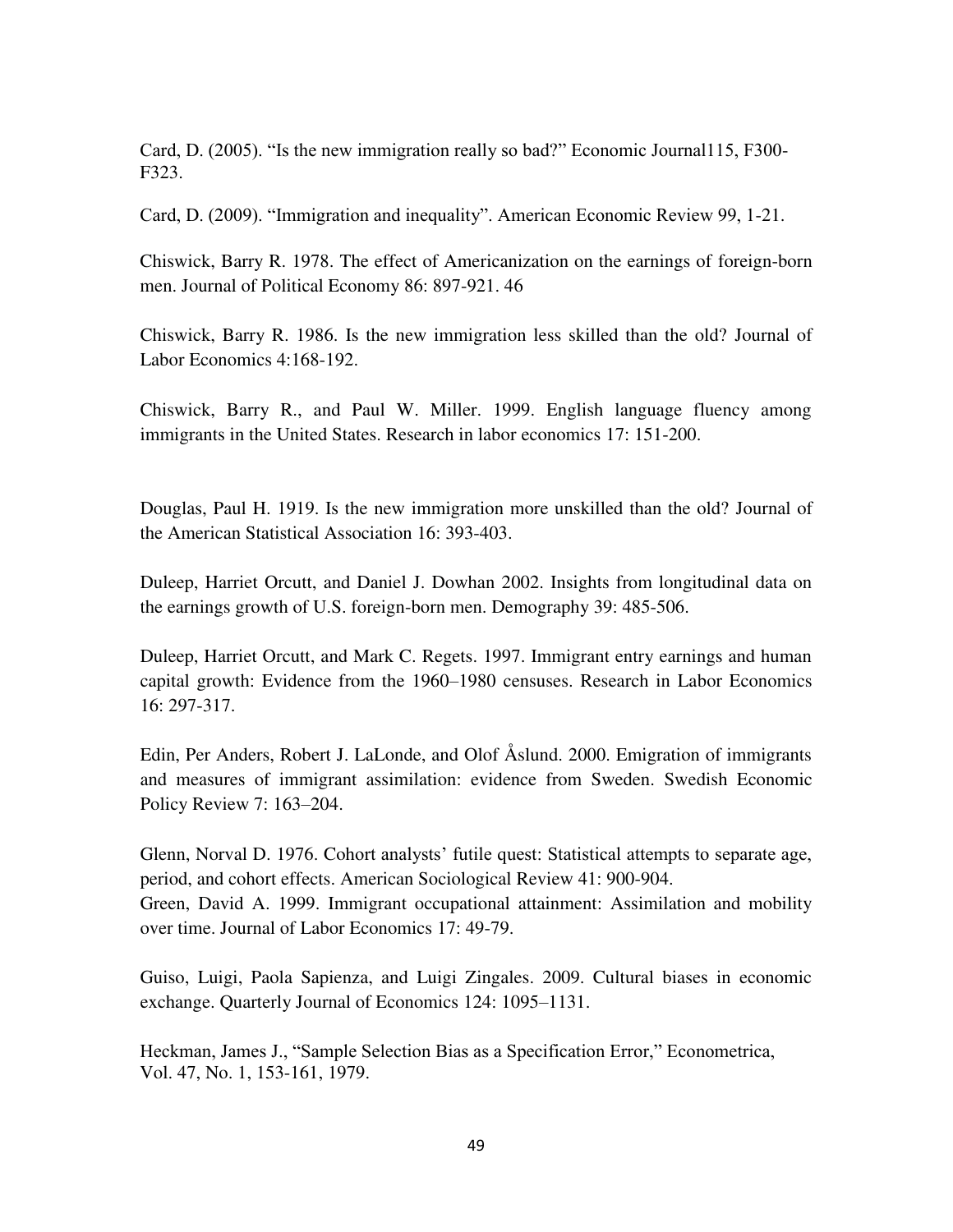Card, D. (2005). “Is the new immigration really so bad?” Economic Journal115, F300-F323.

Card, D. (2009). “Immigration and inequality”. American Economic Review 99, 1-21.

Chiswick, Barry R. 1978. The effect of Americanization on the earnings of foreign-born men. Journal of Political Economy 86: 897-921. 46

Chiswick, Barry R. 1986. Is the new immigration less skilled than the old? Journal of Labor Economics 4:168-192.

Chiswick, Barry R., and Paul W. Miller. 1999. English language fluency among immigrants in the United States. Research in labor economics 17: 151-200.

Douglas, Paul H. 1919. Is the new immigration more unskilled than the old? Journal of the American Statistical Association 16: 393-403.

Duleep, Harriet Orcutt, and Daniel J. Dowhan 2002. Insights from longitudinal data on the earnings growth of U.S. foreign-born men. Demography 39: 485-506.

Duleep, Harriet Orcutt, and Mark C. Regets. 1997. Immigrant entry earnings and human capital growth: Evidence from the 1960–1980 censuses. Research in Labor Economics 16: 297-317.

Edin, Per Anders, Robert J. LaLonde, and Olof Åslund. 2000. Emigration of immigrants and measures of immigrant assimilation: evidence from Sweden. Swedish Economic Policy Review 7: 163–204.

Glenn, Norval D. 1976. Cohort analysts’ futile quest: Statistical attempts to separate age, period, and cohort effects. American Sociological Review 41: 900-904.

Green, David A. 1999. Immigrant occupational attainment: Assimilation and mobility over time. Journal of Labor Economics 17: 49-79.

Guiso, Luigi, Paola Sapienza, and Luigi Zingales. 2009. Cultural biases in economic exchange. Quarterly Journal of Economics 124: 1095–1131.

Heckman, James J., “Sample Selection Bias as a Specification Error,” Econometrica, Vol. 47, No. 1, 153-161, 1979.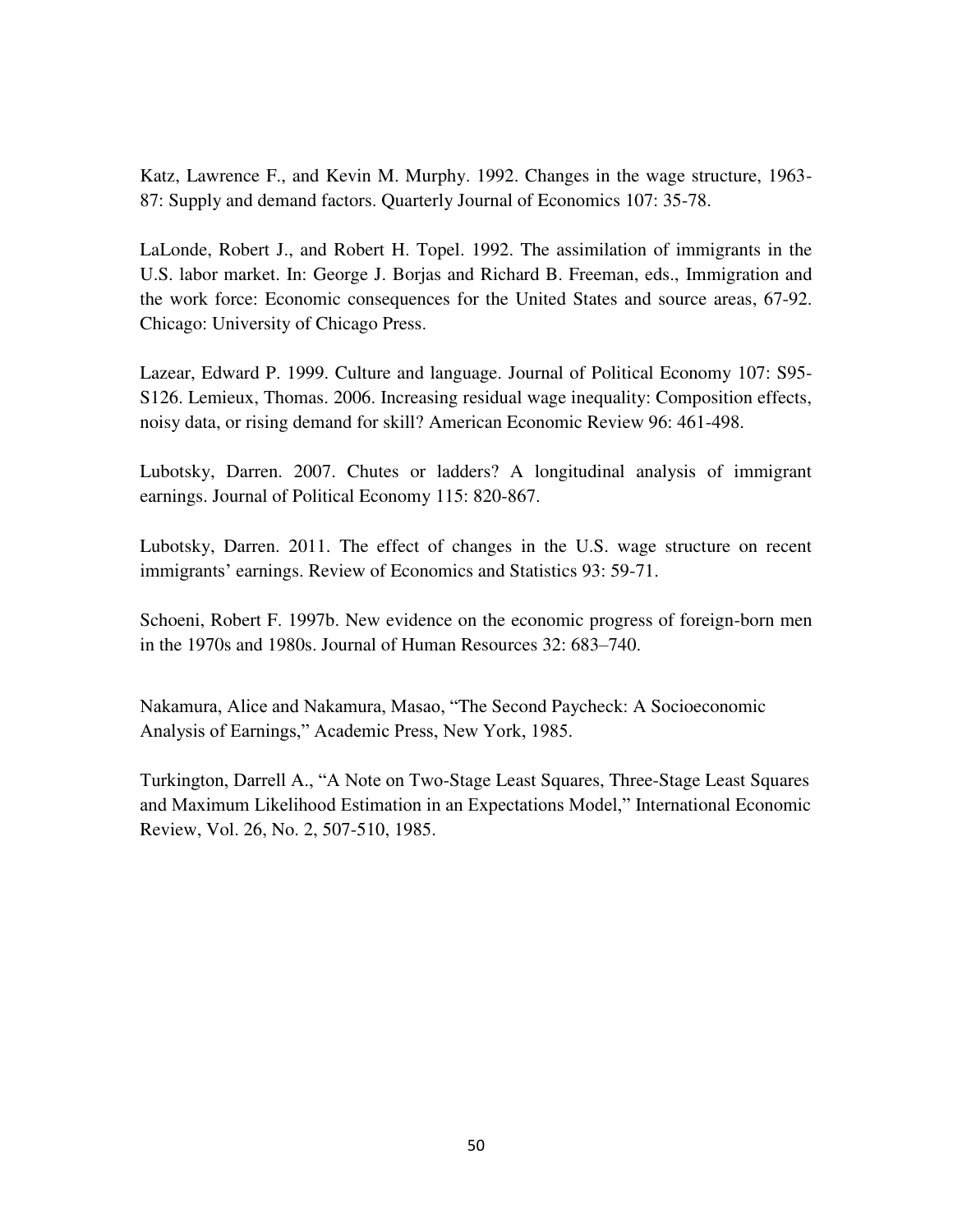Katz, Lawrence F., and Kevin M. Murphy. 1992. Changes in the wage structure, 1963-87: Supply and demand factors. Quarterly Journal of Economics 107: 35-78.

LaLonde, Robert J., and Robert H. Topel. 1992. The assimilation of immigrants in the U.S. labor market. In: George J. Borjas and Richard B. Freeman, eds., Immigration and the work force: Economic consequences for the United States and source areas, 67-92. Chicago: University of Chicago Press.

Lazear, Edward P. 1999. Culture and language. Journal of Political Economy 107: S95-S126. Lemieux, Thomas. 2006. Increasing residual wage inequality: Composition effects, noisy data, or rising demand for skill? American Economic Review 96: 461-498.

Lubotsky, Darren. 2007. Chutes or ladders? A longitudinal analysis of immigrant earnings. Journal of Political Economy 115: 820-867.

Lubotsky, Darren. 2011. The effect of changes in the U.S. wage structure on recent immigrants' earnings. Review of Economics and Statistics 93: 59-71.

Schoeni, Robert F. 1997b. New evidence on the economic progress of foreign-born men in the 1970s and 1980s. Journal of Human Resources 32: 683–740.

Nakamura, Alice and Nakamura, Masao, "The Second Paycheck: A Socioeconomic Analysis of Earnings," Academic Press, New York, 1985.

Turkington, Darrell A., "A Note on Two-Stage Least Squares, Three-Stage Least Squares and Maximum Likelihood Estimation in an Expectations Model," International Economic Review, Vol. 26, No. 2, 507-510, 1985.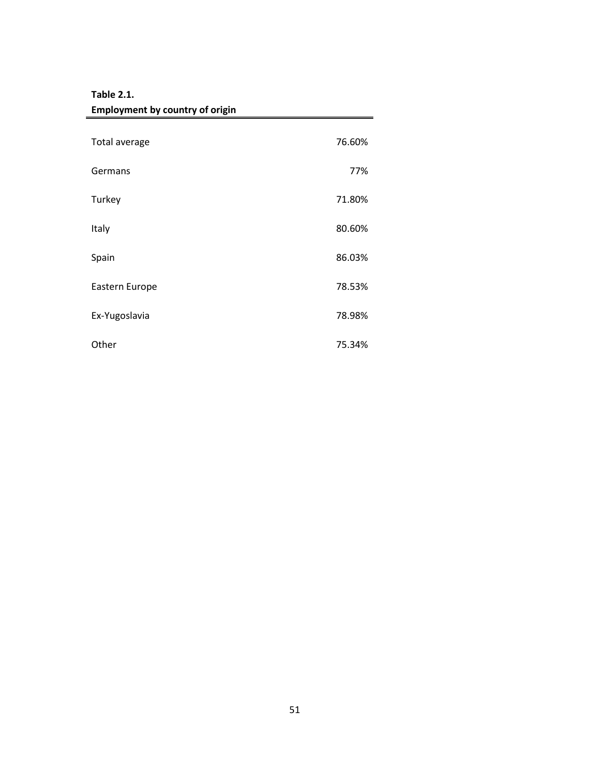**Table 2.1.**
**Employment by country of origin**

| | |
|---|---|
| Total average | 76.60% |
| Germans | 77% |
| Turkey | 71.80% |
| Italy | 80.60% |
| Spain | 86.03% |
| Eastern Europe | 78.53% |
| Ex-Yugoslavia | 78.98% |
| Other | 75.34% |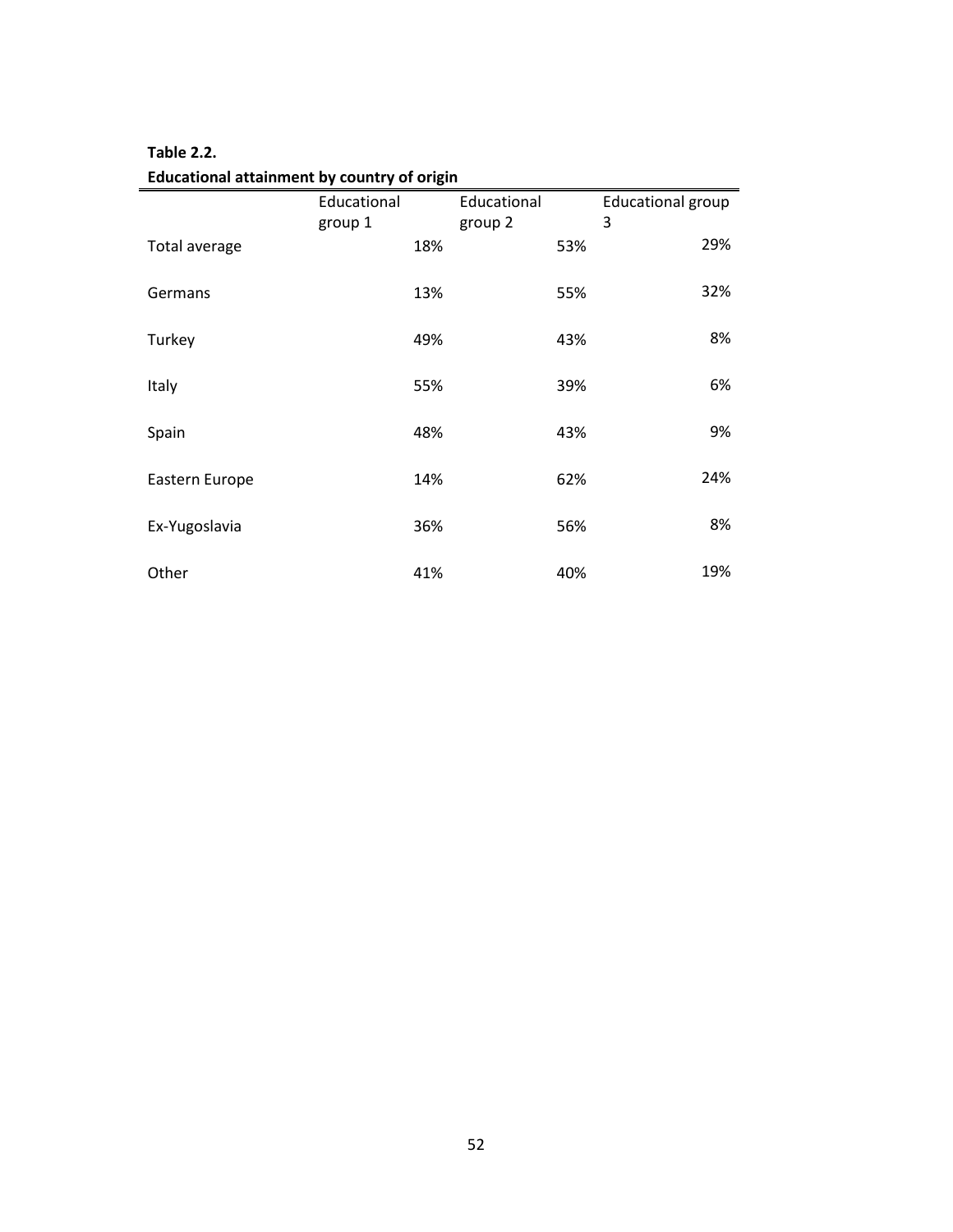**Table 2.2.**

**Educational attainment by country of origin**

| | Educational group 1 | Educational group 2 | Educational group 3 |
|---|---|---|---|
| Total average | 18% | 53% | 29% |
| Germans | 13% | 55% | 32% |
| Turkey | 49% | 43% | 8% |
| Italy | 55% | 39% | 6% |
| Spain | 48% | 43% | 9% |
| Eastern Europe | 14% | 62% | 24% |
| Ex-Yugoslavia | 36% | 56% | 8% |
| Other | 41% | 40% | 19% |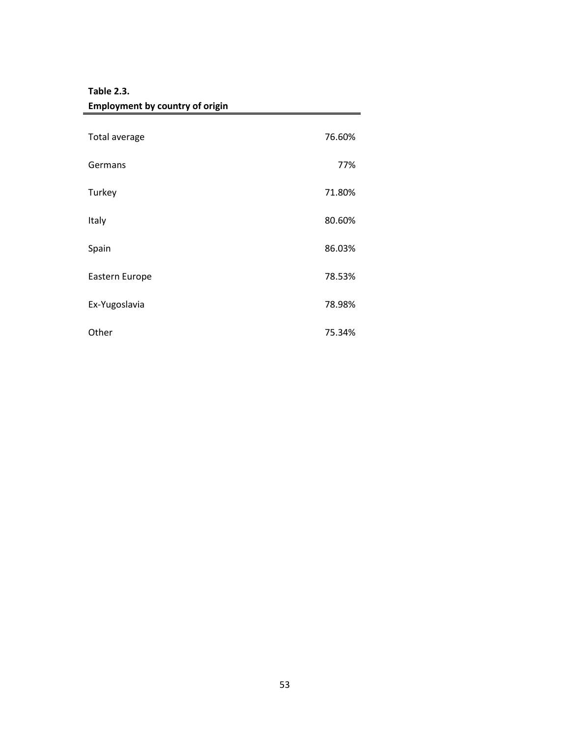**Table 2.3.**
**Employment by country of origin**

| | |
|---|---|
| Total average | 76.60% |
| Germans | 77% |
| Turkey | 71.80% |
| Italy | 80.60% |
| Spain | 86.03% |
| Eastern Europe | 78.53% |
| Ex-Yugoslavia | 78.98% |
| Other | 75.34% |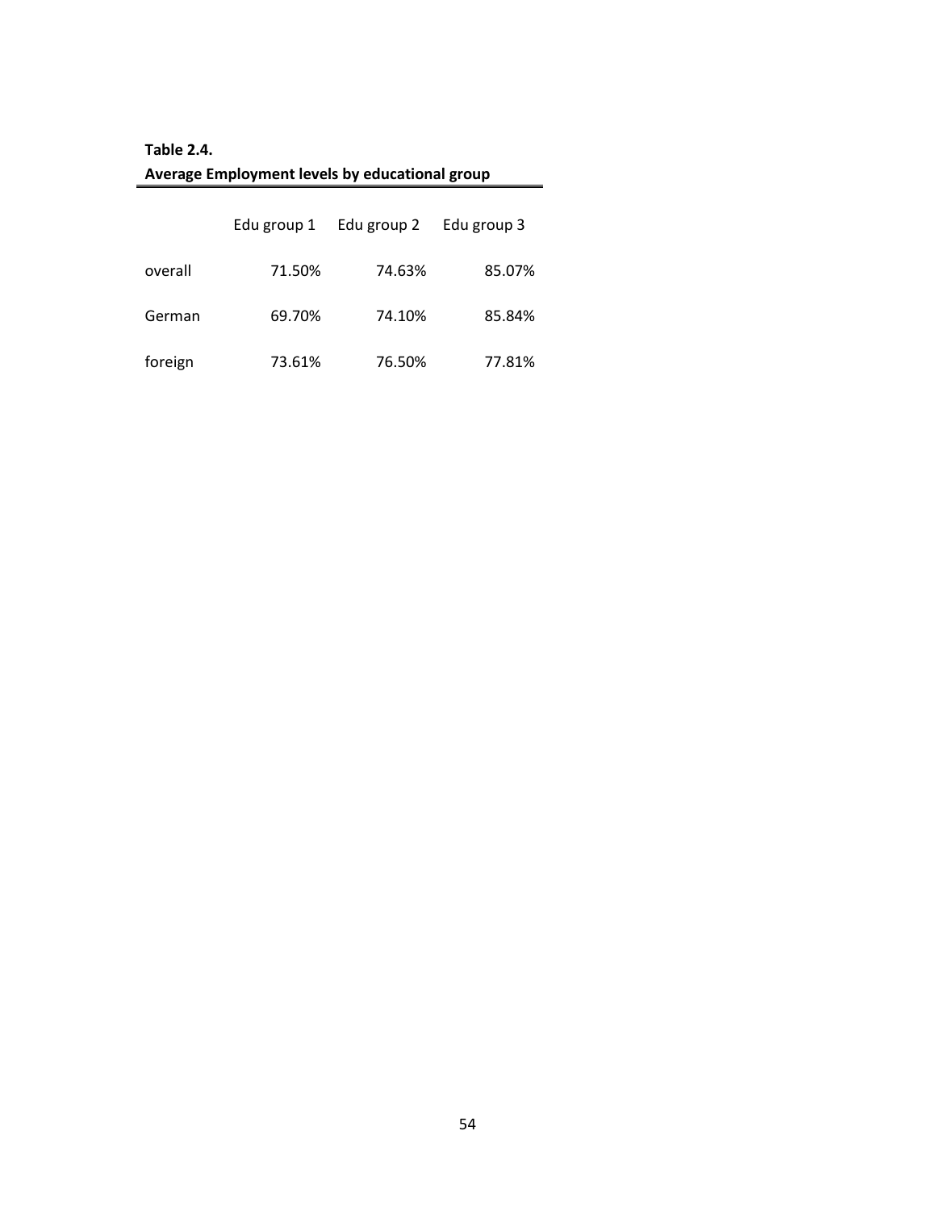**Table 2.4.**
**Average Employment levels by educational group**

| | Edu group 1 | Edu group 2 | Edu group 3 |
|---|---|---|---|
| overall | 71.50% | 74.63% | 85.07% |
| German | 69.70% | 74.10% | 85.84% |
| foreign | 73.61% | 76.50% | 77.81% |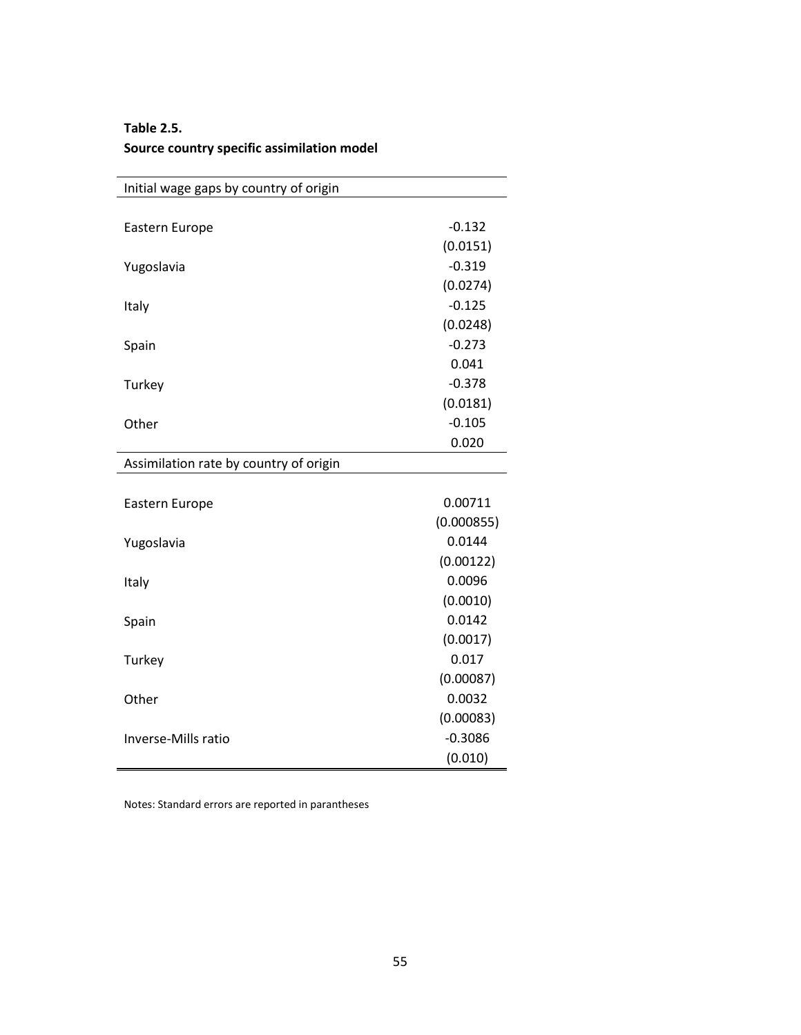**Table 2.5.**

**Source country specific assimilation model**

| Initial wage gaps by country of origin | |
|---|---|
| Eastern Europe | -0.132 |
| | (0.0151) |
| Yugoslavia | -0.319 |
| | (0.0274) |
| Italy | -0.125 |
| | (0.0248) |
| Spain | -0.273 |
| | 0.041 |
| Turkey | -0.378 |
| | (0.0181) |
| Other | -0.105 |
| | 0.020 |
| **Assimilation rate by country of origin** | |
| Eastern Europe | 0.00711 |
| | (0.000855) |
| Yugoslavia | 0.0144 |
| | (0.00122) |
| Italy | 0.0096 |
| | (0.0010) |
| Spain | 0.0142 |
| | (0.0017) |
| Turkey | 0.017 |
| | (0.00087) |
| Other | 0.0032 |
| | (0.00083) |
| Inverse-Mills ratio | -0.3086 |
| | (0.010) |

Notes: Standard errors are reported in parantheses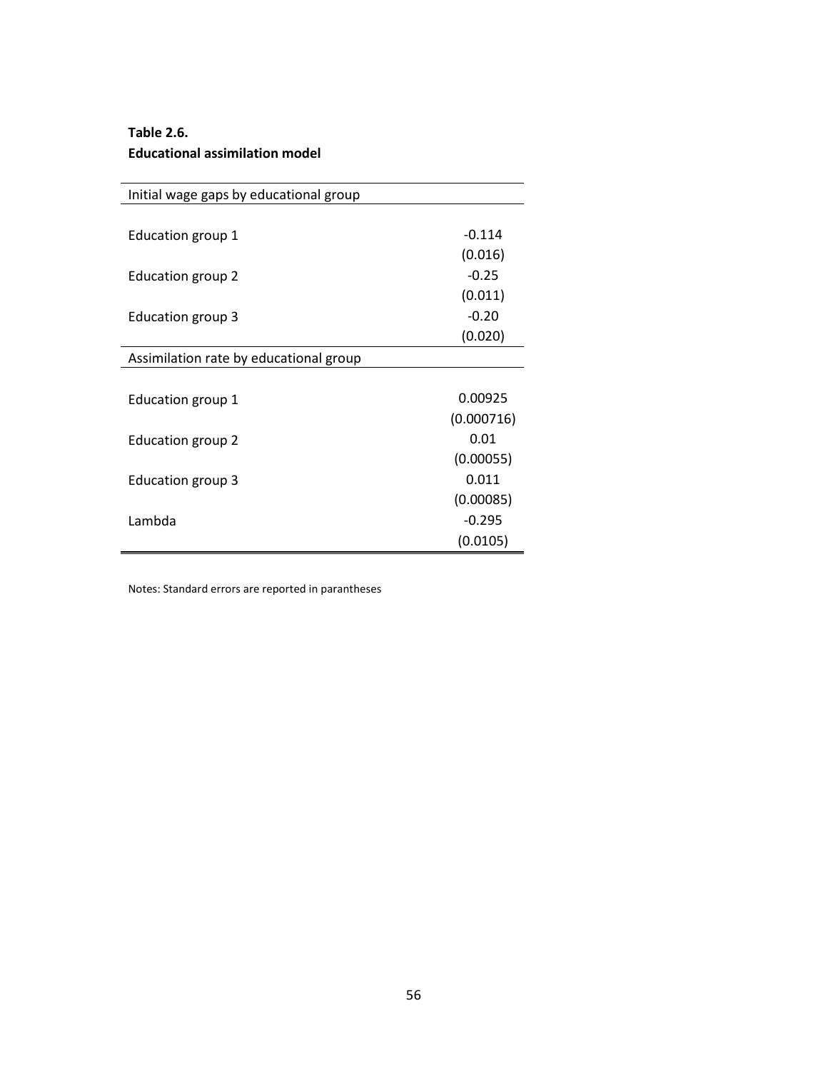**Table 2.6.**
**Educational assimilation model**

| Initial wage gaps by educational group | |
|---|---|
| Education group 1 | -0.114 |
| | (0.016) |
| Education group 2 | -0.25 |
| | (0.011) |
| Education group 3 | -0.20 |
| | (0.020) |
| **Assimilation rate by educational group** | |
| Education group 1 | 0.00925 |
| | (0.000716) |
| Education group 2 | 0.01 |
| | (0.00055) |
| Education group 3 | 0.011 |
| | (0.00085) |
| Lambda | -0.295 |
| | (0.0105) |

Notes: Standard errors are reported in parantheses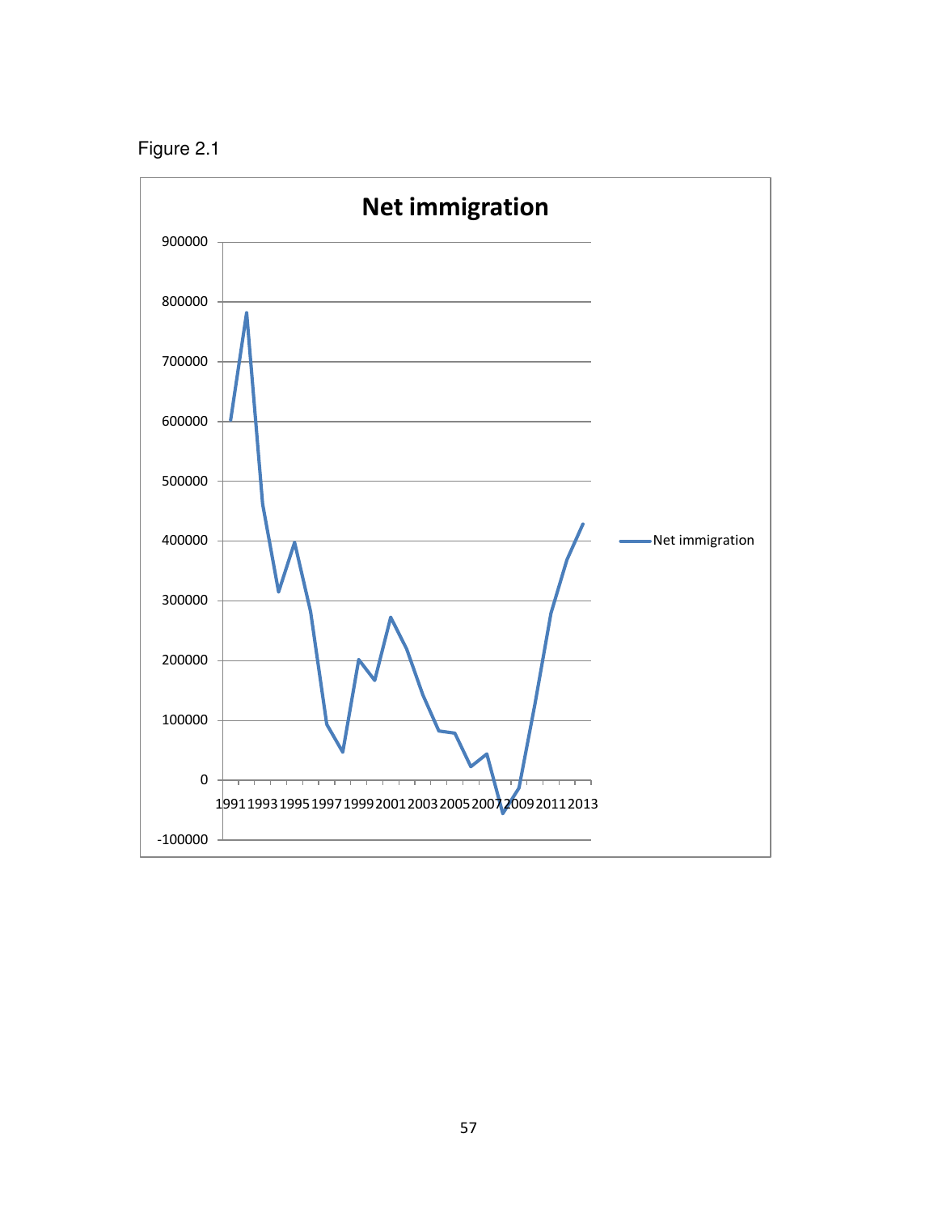Figure 2.1

Net immigration

900000
800000
700000
600000
500000
400000
300000
200000
100000
0
-100000

1991 1993 1995 1997 1999 2001 2003 2005 2007 2009 2011 2013

Net immigration